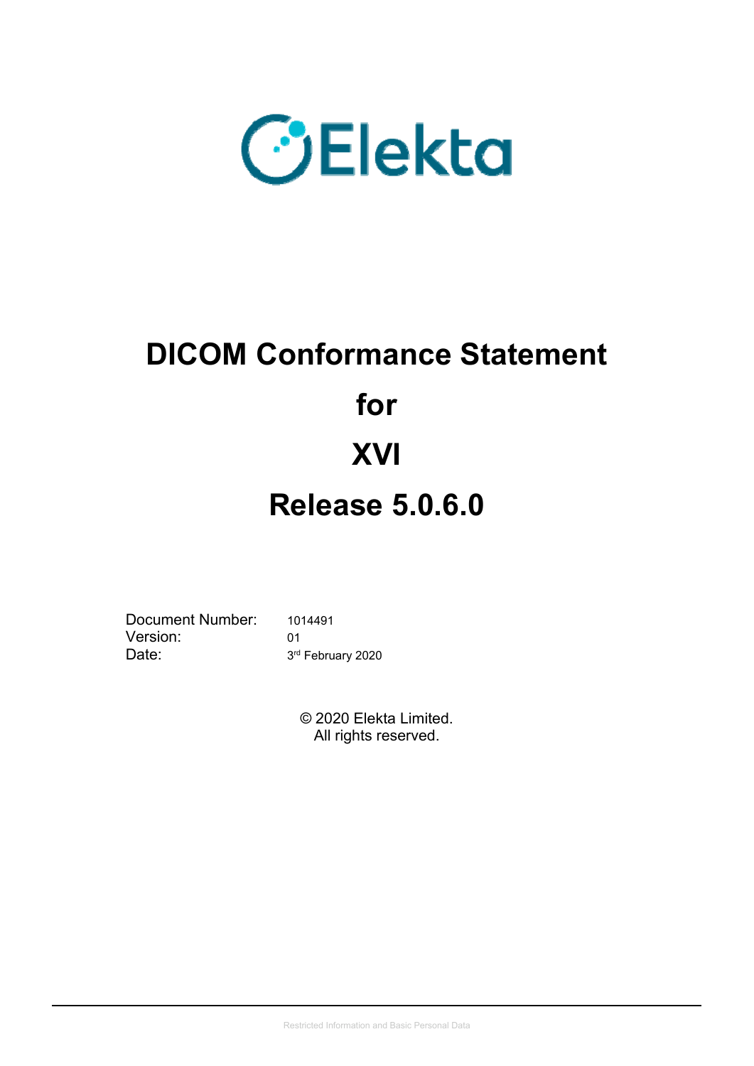Elekta

# DICOM Conformance Statement

# for

# XVI

# Release 5.0.6.0

Document Number: 1014491
Version: 01
Date: 3rd February 2020

© 2020 Elekta Limited.
All rights reserved.

Restricted Information and Basic Personal Data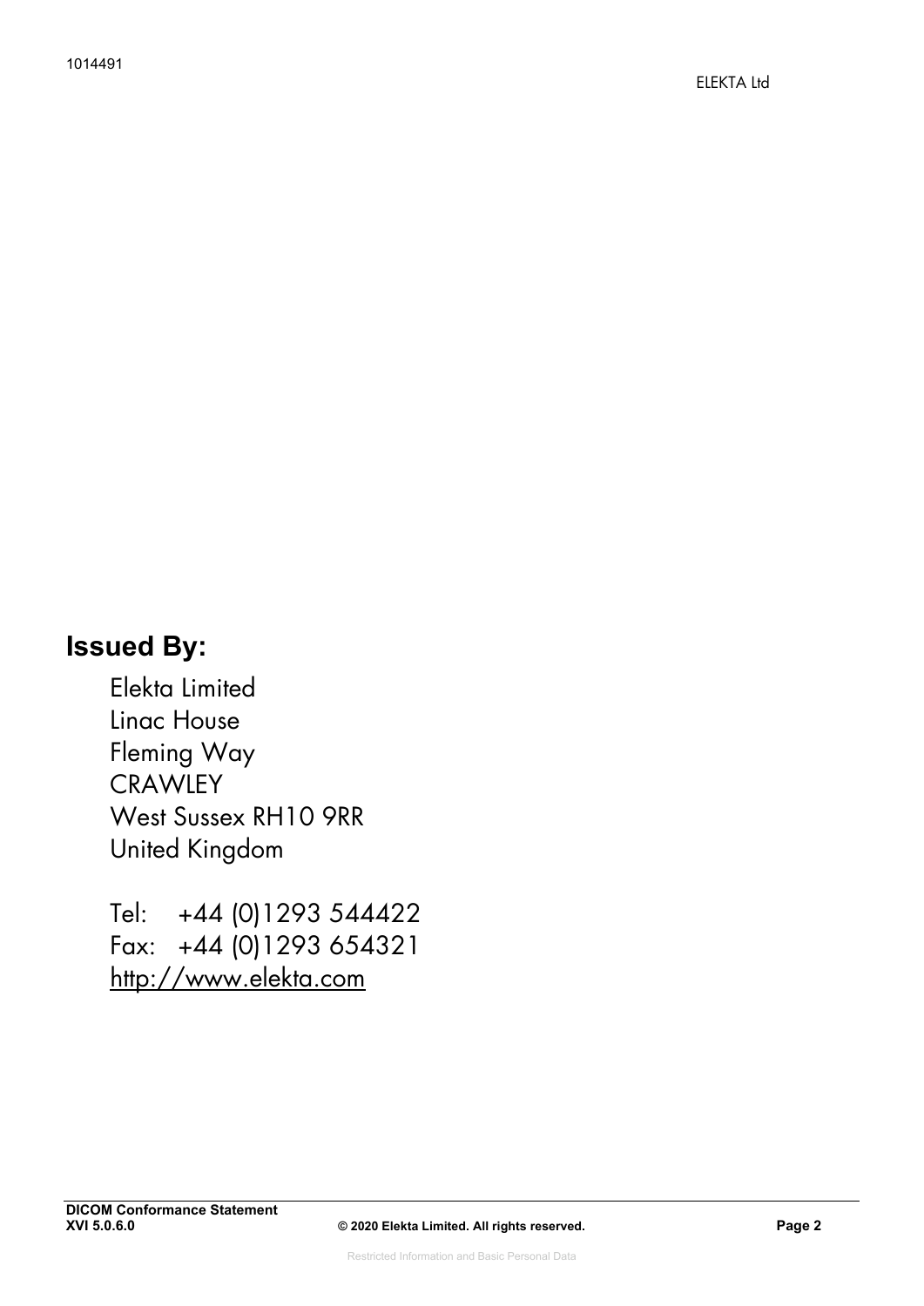## Issued By:

Elekta Limited
Linac House
Fleming Way
CRAWLEY
West Sussex RH10 9RR
United Kingdom

Tel: +44 (0)1293 544422
Fax: +44 (0)1293 654321
http://www.elekta.com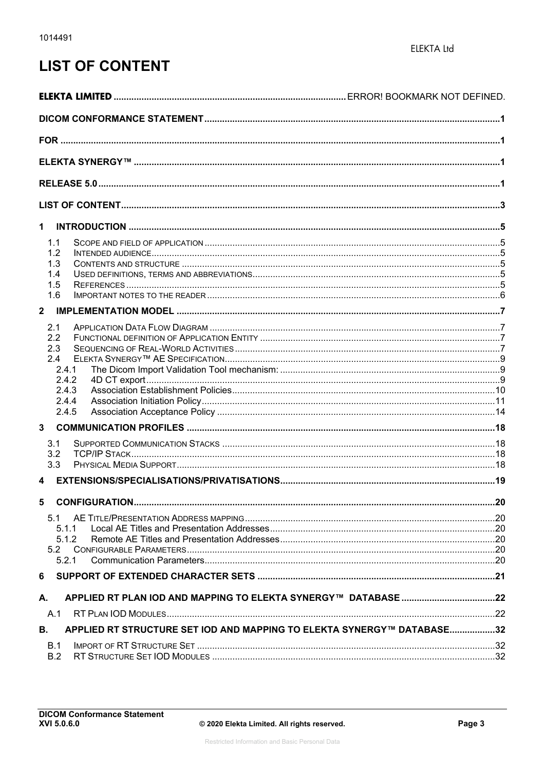# LIST OF CONTENT

**ELEKTA LIMITED** ........................................................ ERROR! BOOKMARK NOT DEFINED.

**DICOM CONFORMANCE STATEMENT** ........................................................ 1

**FOR** ........................................................ 1

**ELEKTA SYNERGY™** ........................................................ 1

**RELEASE 5.0** ........................................................ 1

**LIST OF CONTENT** ........................................................ 3

**1 INTRODUCTION** ........................................................ 5

- 1.1 SCOPE AND FIELD OF APPLICATION ........................................................ 5
- 1.2 INTENDED AUDIENCE ........................................................ 5
- 1.3 CONTENTS AND STRUCTURE ........................................................ 5
- 1.4 USED DEFINITIONS, TERMS AND ABBREVIATIONS ........................................................ 5
- 1.5 REFERENCES ........................................................ 5
- 1.6 IMPORTANT NOTES TO THE READER ........................................................ 6

**2 IMPLEMENTATION MODEL** ........................................................ 7

- 2.1 APPLICATION DATA FLOW DIAGRAM ........................................................ 7
- 2.2 FUNCTIONAL DEFINITION OF APPLICATION ENTITY ........................................................ 7
- 2.3 SEQUENCING OF REAL-WORLD ACTIVITIES ........................................................ 7
- 2.4 ELEKTA SYNERGY™ AE SPECIFICATION ........................................................ 9
  - 2.4.1 The Dicom Import Validation Tool mechanism: ........................................................ 9
  - 2.4.2 4D CT export ........................................................ 9
  - 2.4.3 Association Establishment Policies ........................................................ 10
  - 2.4.4 Association Initiation Policy ........................................................ 11
  - 2.4.5 Association Acceptance Policy ........................................................ 14

**3 COMMUNICATION PROFILES** ........................................................ 18

- 3.1 SUPPORTED COMMUNICATION STACKS ........................................................ 18
- 3.2 TCP/IP STACK ........................................................ 18
- 3.3 PHYSICAL MEDIA SUPPORT ........................................................ 18

**4 EXTENSIONS/SPECIALISATIONS/PRIVATISATIONS** ........................................................ 19

**5 CONFIGURATION** ........................................................ 20

- 5.1 AE TITLE/PRESENTATION ADDRESS MAPPING ........................................................ 20
  - 5.1.1 Local AE Titles and Presentation Addresses ........................................................ 20
  - 5.1.2 Remote AE Titles and Presentation Addresses ........................................................ 20
- 5.2 CONFIGURABLE PARAMETERS ........................................................ 20
  - 5.2.1 Communication Parameters ........................................................ 20

**6 SUPPORT OF EXTENDED CHARACTER SETS** ........................................................ 21

**A. APPLIED RT PLAN IOD AND MAPPING TO ELEKTA SYNERGY™ DATABASE** ........................................................ 22

- A.1 RT PLAN IOD MODULES ........................................................ 22

**B. APPLIED RT STRUCTURE SET IOD AND MAPPING TO ELEKTA SYNERGY™ DATABASE** ........................................................ 32

- B.1 IMPORT OF RT STRUCTURE SET ........................................................ 32
- B.2 RT STRUCTURE SET IOD MODULES ........................................................ 32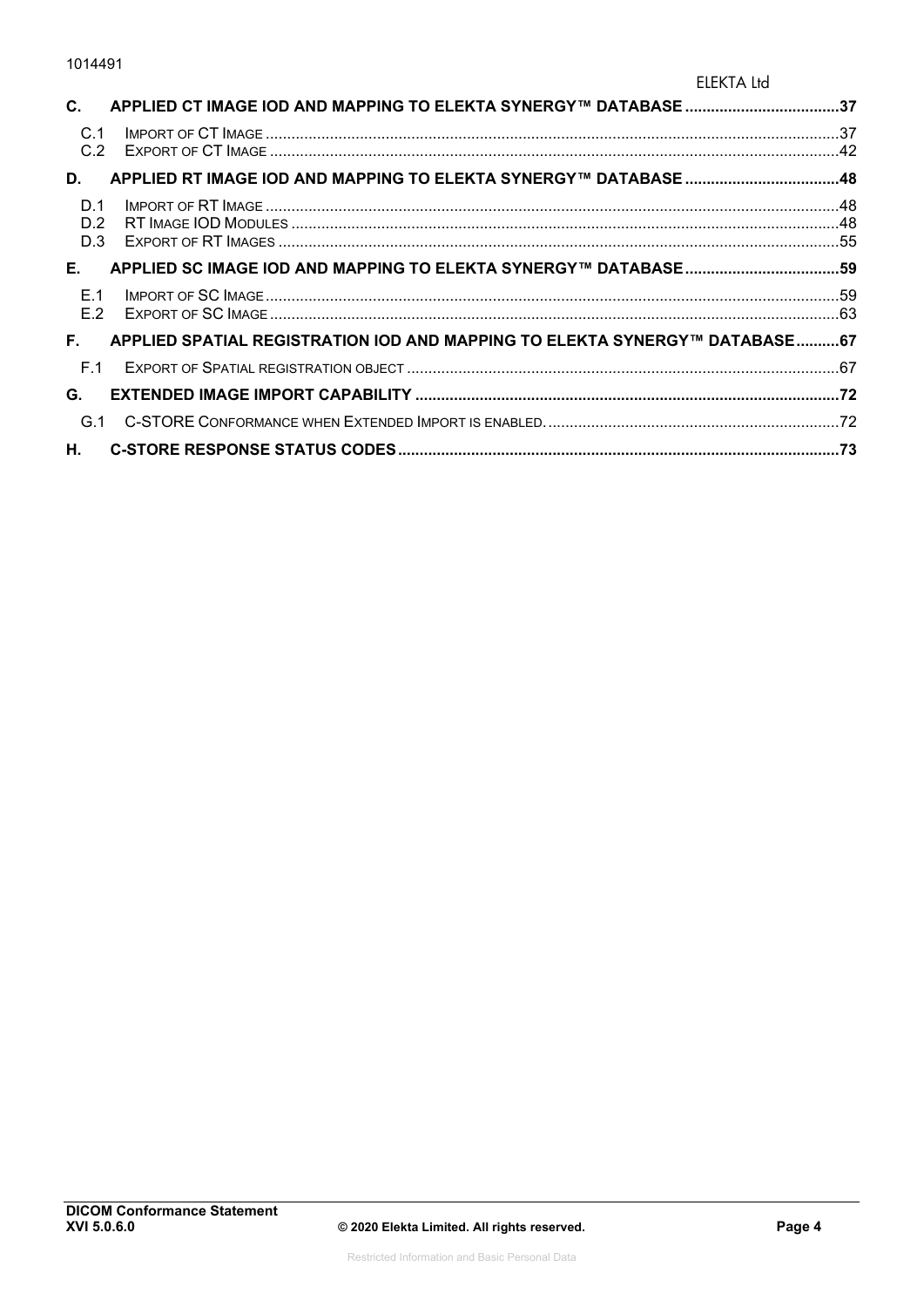C. APPLIED CT IMAGE IOD AND MAPPING TO ELEKTA SYNERGY™ DATABASE ....37

- C.1 IMPORT OF CT IMAGE ....37
- C.2 EXPORT OF CT IMAGE ....42

D. APPLIED RT IMAGE IOD AND MAPPING TO ELEKTA SYNERGY™ DATABASE ....48

- D.1 IMPORT OF RT IMAGE ....48
- D.2 RT IMAGE IOD MODULES ....48
- D.3 EXPORT OF RT IMAGES ....55

E. APPLIED SC IMAGE IOD AND MAPPING TO ELEKTA SYNERGY™ DATABASE ....59

- E.1 IMPORT OF SC IMAGE ....59
- E.2 EXPORT OF SC IMAGE ....63

F. APPLIED SPATIAL REGISTRATION IOD AND MAPPING TO ELEKTA SYNERGY™ DATABASE ....67

- F.1 EXPORT OF SPATIAL REGISTRATION OBJECT ....67

G. EXTENDED IMAGE IMPORT CAPABILITY ....72

- G.1 C-STORE CONFORMANCE WHEN EXTENDED IMPORT IS ENABLED. ....72

H. C-STORE RESPONSE STATUS CODES ....73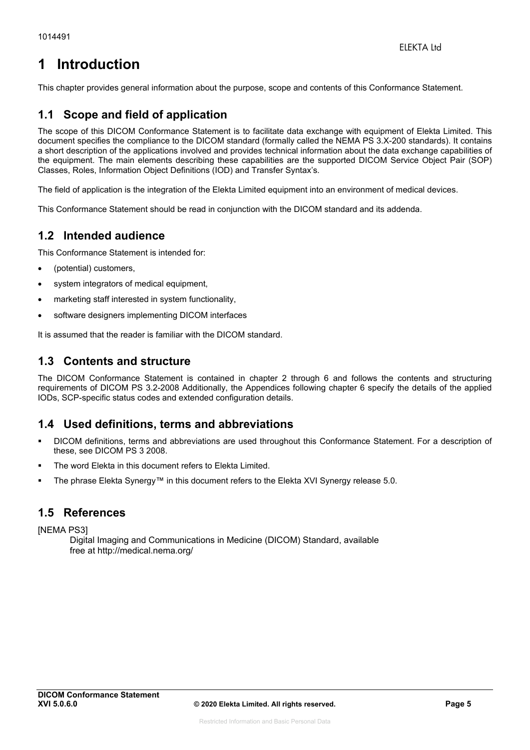# 1 Introduction

This chapter provides general information about the purpose, scope and contents of this Conformance Statement.

## 1.1 Scope and field of application

The scope of this DICOM Conformance Statement is to facilitate data exchange with equipment of Elekta Limited. This document specifies the compliance to the DICOM standard (formally called the NEMA PS 3.X-200 standards). It contains a short description of the applications involved and provides technical information about the data exchange capabilities of the equipment. The main elements describing these capabilities are the supported DICOM Service Object Pair (SOP) Classes, Roles, Information Object Definitions (IOD) and Transfer Syntax's.

The field of application is the integration of the Elekta Limited equipment into an environment of medical devices.

This Conformance Statement should be read in conjunction with the DICOM standard and its addenda.

## 1.2 Intended audience

This Conformance Statement is intended for:

- (potential) customers,
- system integrators of medical equipment,
- marketing staff interested in system functionality,
- software designers implementing DICOM interfaces

It is assumed that the reader is familiar with the DICOM standard.

## 1.3 Contents and structure

The DICOM Conformance Statement is contained in chapter 2 through 6 and follows the contents and structuring requirements of DICOM PS 3.2-2008 Additionally, the Appendices following chapter 6 specify the details of the applied IODs, SCP-specific status codes and extended configuration details.

## 1.4 Used definitions, terms and abbreviations

- DICOM definitions, terms and abbreviations are used throughout this Conformance Statement. For a description of these, see DICOM PS 3 2008.
- The word Elekta in this document refers to Elekta Limited.
- The phrase Elekta Synergy™ in this document refers to the Elekta XVI Synergy release 5.0.

## 1.5 References

[NEMA PS3]
Digital Imaging and Communications in Medicine (DICOM) Standard, available free at http://medical.nema.org/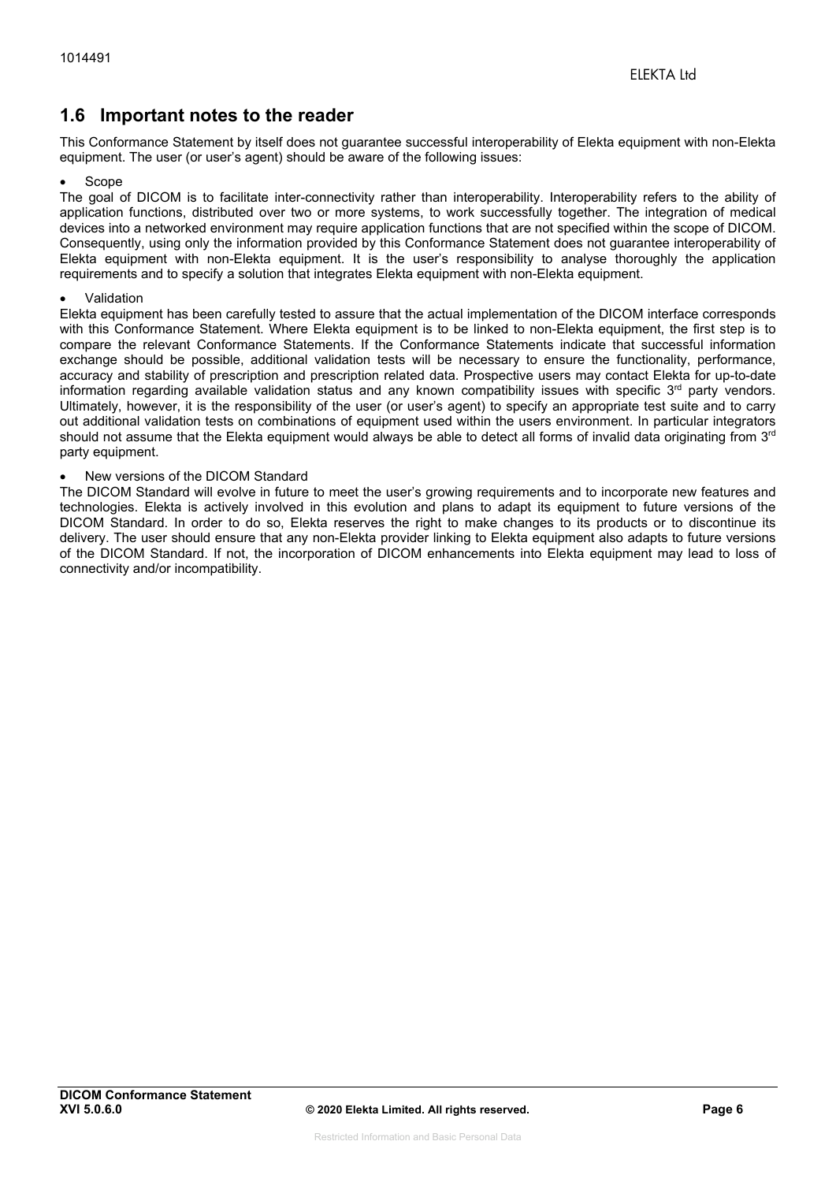## 1.6 Important notes to the reader

This Conformance Statement by itself does not guarantee successful interoperability of Elekta equipment with non-Elekta equipment. The user (or user's agent) should be aware of the following issues:

- Scope

The goal of DICOM is to facilitate inter-connectivity rather than interoperability. Interoperability refers to the ability of application functions, distributed over two or more systems, to work successfully together. The integration of medical devices into a networked environment may require application functions that are not specified within the scope of DICOM. Consequently, using only the information provided by this Conformance Statement does not guarantee interoperability of Elekta equipment with non-Elekta equipment. It is the user's responsibility to analyse thoroughly the application requirements and to specify a solution that integrates Elekta equipment with non-Elekta equipment.

- Validation

Elekta equipment has been carefully tested to assure that the actual implementation of the DICOM interface corresponds with this Conformance Statement. Where Elekta equipment is to be linked to non-Elekta equipment, the first step is to compare the relevant Conformance Statements. If the Conformance Statements indicate that successful information exchange should be possible, additional validation tests will be necessary to ensure the functionality, performance, accuracy and stability of prescription and prescription related data. Prospective users may contact Elekta for up-to-date information regarding available validation status and any known compatibility issues with specific 3rd party vendors. Ultimately, however, it is the responsibility of the user (or user's agent) to specify an appropriate test suite and to carry out additional validation tests on combinations of equipment used within the users environment. In particular integrators should not assume that the Elekta equipment would always be able to detect all forms of invalid data originating from 3rd party equipment.

- New versions of the DICOM Standard

The DICOM Standard will evolve in future to meet the user's growing requirements and to incorporate new features and technologies. Elekta is actively involved in this evolution and plans to adapt its equipment to future versions of the DICOM Standard. In order to do so, Elekta reserves the right to make changes to its products or to discontinue its delivery. The user should ensure that any non-Elekta provider linking to Elekta equipment also adapts to future versions of the DICOM Standard. If not, the incorporation of DICOM enhancements into Elekta equipment may lead to loss of connectivity and/or incompatibility.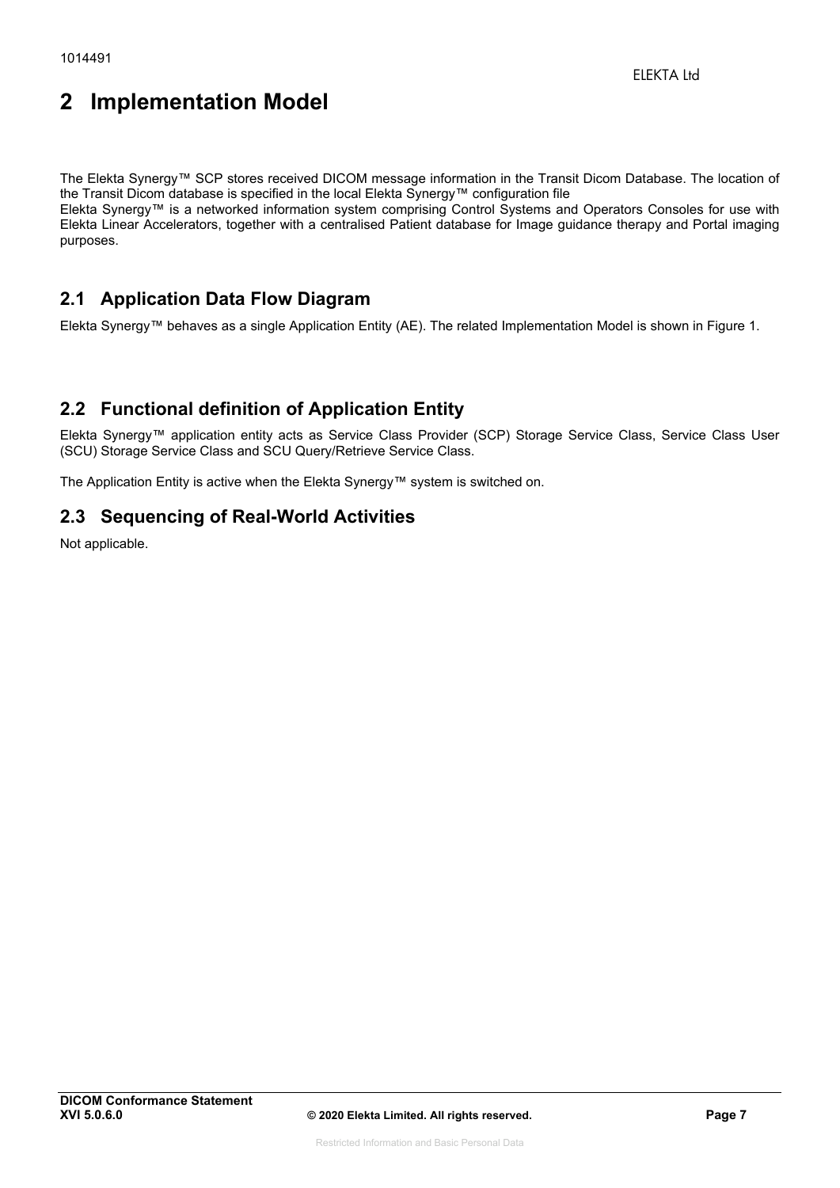# 2 Implementation Model

The Elekta Synergy™ SCP stores received DICOM message information in the Transit Dicom Database. The location of the Transit Dicom database is specified in the local Elekta Synergy™ configuration file
Elekta Synergy™ is a networked information system comprising Control Systems and Operators Consoles for use with Elekta Linear Accelerators, together with a centralised Patient database for Image guidance therapy and Portal imaging purposes.

## 2.1 Application Data Flow Diagram

Elekta Synergy™ behaves as a single Application Entity (AE). The related Implementation Model is shown in Figure 1.

## 2.2 Functional definition of Application Entity

Elekta Synergy™ application entity acts as Service Class Provider (SCP) Storage Service Class, Service Class User (SCU) Storage Service Class and SCU Query/Retrieve Service Class.

The Application Entity is active when the Elekta Synergy™ system is switched on.

## 2.3 Sequencing of Real-World Activities

Not applicable.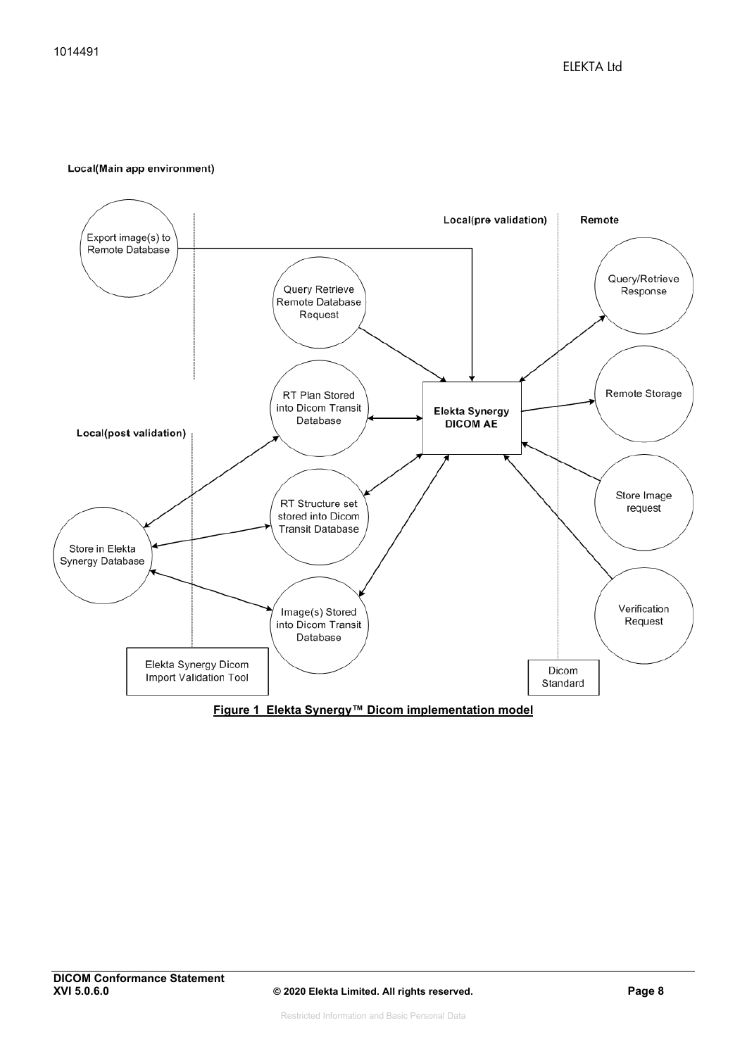Local(Main app environment)

Local(pre validation)

Remote

Export image(s) to Remote Database

Query Retrieve Remote Database Request

Query/Retrieve Response

RT Plan Stored into Dicom Transit Database

Elekta Synergy DICOM AE

Remote Storage

Local(post validation)

Store Image request

RT Structure set stored into Dicom Transit Database

Store in Elekta Synergy Database

Verification Request

Image(s) Stored into Dicom Transit Database

Elekta Synergy Dicom Import Validation Tool

Dicom Standard

**Figure 1 Elekta Synergy™ Dicom implementation model**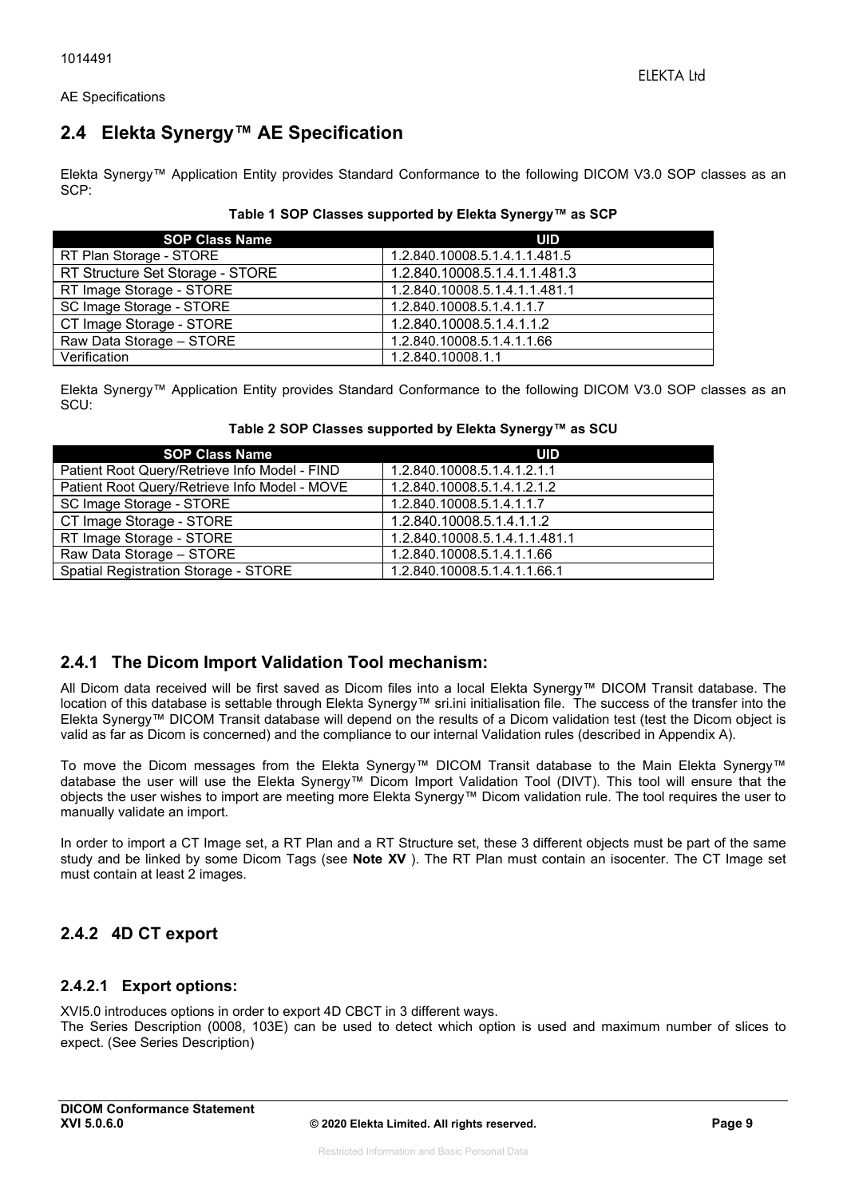## 2.4 Elekta Synergy™ AE Specification

Elekta Synergy™ Application Entity provides Standard Conformance to the following DICOM V3.0 SOP classes as an SCP:

**Table 1 SOP Classes supported by Elekta Synergy™ as SCP**

| SOP Class Name | UID |
|---|---|
| RT Plan Storage - STORE | 1.2.840.10008.5.1.4.1.1.481.5 |
| RT Structure Set Storage - STORE | 1.2.840.10008.5.1.4.1.1.481.3 |
| RT Image Storage - STORE | 1.2.840.10008.5.1.4.1.1.481.1 |
| SC Image Storage - STORE | 1.2.840.10008.5.1.4.1.1.7 |
| CT Image Storage - STORE | 1.2.840.10008.5.1.4.1.1.2 |
| Raw Data Storage – STORE | 1.2.840.10008.5.1.4.1.1.66 |
| Verification | 1.2.840.10008.1.1 |

Elekta Synergy™ Application Entity provides Standard Conformance to the following DICOM V3.0 SOP classes as an SCU:

**Table 2 SOP Classes supported by Elekta Synergy™ as SCU**

| SOP Class Name | UID |
|---|---|
| Patient Root Query/Retrieve Info Model - FIND | 1.2.840.10008.5.1.4.1.2.1.1 |
| Patient Root Query/Retrieve Info Model - MOVE | 1.2.840.10008.5.1.4.1.2.1.2 |
| SC Image Storage - STORE | 1.2.840.10008.5.1.4.1.1.7 |
| CT Image Storage - STORE | 1.2.840.10008.5.1.4.1.1.2 |
| RT Image Storage - STORE | 1.2.840.10008.5.1.4.1.1.481.1 |
| Raw Data Storage – STORE | 1.2.840.10008.5.1.4.1.1.66 |
| Spatial Registration Storage - STORE | 1.2.840.10008.5.1.4.1.1.66.1 |

### 2.4.1 The Dicom Import Validation Tool mechanism:

All Dicom data received will be first saved as Dicom files into a local Elekta Synergy™ DICOM Transit database. The location of this database is settable through Elekta Synergy™ sri.ini initialisation file. The success of the transfer into the Elekta Synergy™ DICOM Transit database will depend on the results of a Dicom validation test (test the Dicom object is valid as far as Dicom is concerned) and the compliance to our internal Validation rules (described in Appendix A).

To move the Dicom messages from the Elekta Synergy™ DICOM Transit database to the Main Elekta Synergy™ database the user will use the Elekta Synergy™ Dicom Import Validation Tool (DIVT). This tool will ensure that the objects the user wishes to import are meeting more Elekta Synergy™ Dicom validation rule. The tool requires the user to manually validate an import.

In order to import a CT Image set, a RT Plan and a RT Structure set, these 3 different objects must be part of the same study and be linked by some Dicom Tags (see **Note XV** ). The RT Plan must contain an isocenter. The CT Image set must contain at least 2 images.

### 2.4.2 4D CT export

#### 2.4.2.1 Export options:

XVI5.0 introduces options in order to export 4D CBCT in 3 different ways.
The Series Description (0008, 103E) can be used to detect which option is used and maximum number of slices to expect. (See Series Description)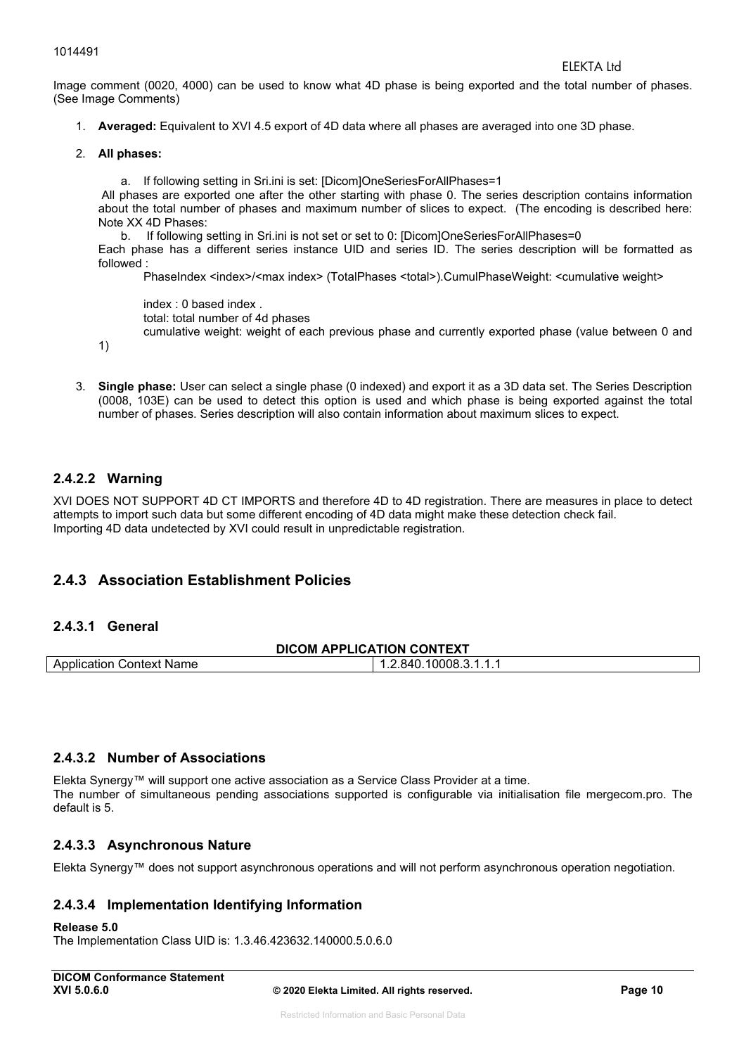Image comment (0020, 4000) can be used to know what 4D phase is being exported and the total number of phases. (See Image Comments)

1. **Averaged:** Equivalent to XVI 4.5 export of 4D data where all phases are averaged into one 3D phase.

2. **All phases:**

   a. If following setting in Sri.ini is set: [Dicom]OneSeriesForAllPhases=1

   All phases are exported one after the other starting with phase 0. The series description contains information about the total number of phases and maximum number of slices to expect. (The encoding is described here: Note XX 4D Phases:

   b. If following setting in Sri.ini is not set or set to 0: [Dicom]OneSeriesForAllPhases=0

   Each phase has a different series instance UID and series ID. The series description will be formatted as followed :

   PhaseIndex <index>/<max index> (TotalPhases <total>).CumulPhaseWeight: <cumulative weight>

   index : 0 based index .
   total: total number of 4d phases
   cumulative weight: weight of each previous phase and currently exported phase (value between 0 and 1)

3. **Single phase:** User can select a single phase (0 indexed) and export it as a 3D data set. The Series Description (0008, 103E) can be used to detect this option is used and which phase is being exported against the total number of phases. Series description will also contain information about maximum slices to expect.

#### 2.4.2.2 Warning

XVI DOES NOT SUPPORT 4D CT IMPORTS and therefore 4D to 4D registration. There are measures in place to detect attempts to import such data but some different encoding of 4D data might make these detection check fail.
Importing 4D data undetected by XVI could result in unpredictable registration.

### 2.4.3 Association Establishment Policies

#### 2.4.3.1 General

| DICOM APPLICATION CONTEXT | |
|---|---|
| Application Context Name | 1.2.840.10008.3.1.1.1 |

#### 2.4.3.2 Number of Associations

Elekta Synergy™ will support one active association as a Service Class Provider at a time.
The number of simultaneous pending associations supported is configurable via initialisation file mergecom.pro. The default is 5.

#### 2.4.3.3 Asynchronous Nature

Elekta Synergy™ does not support asynchronous operations and will not perform asynchronous operation negotiation.

#### 2.4.3.4 Implementation Identifying Information

**Release 5.0**
The Implementation Class UID is: 1.3.46.423632.140000.5.0.6.0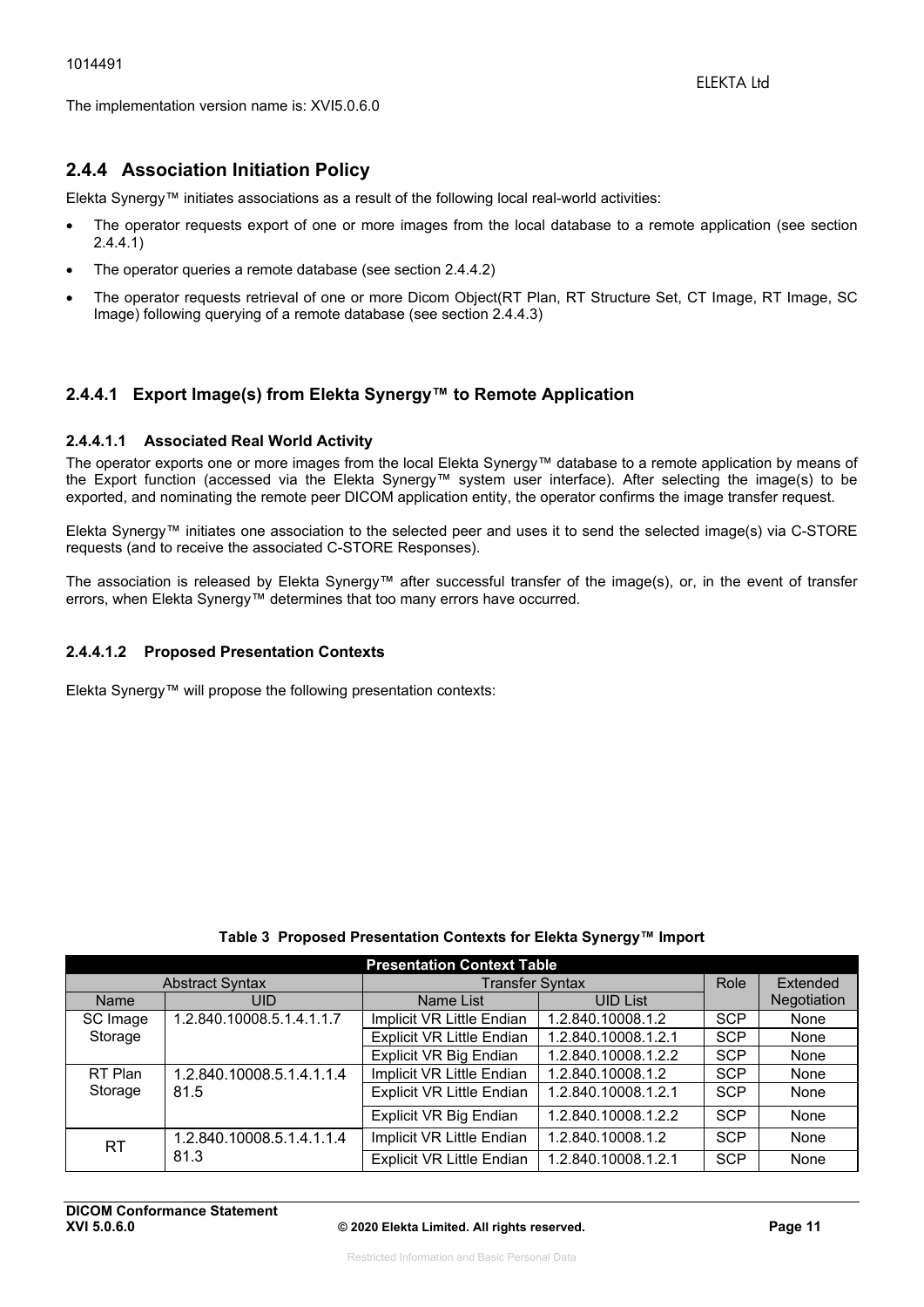The implementation version name is: XVI5.0.6.0

### 2.4.4 Association Initiation Policy

Elekta Synergy™ initiates associations as a result of the following local real-world activities:

- The operator requests export of one or more images from the local database to a remote application (see section 2.4.4.1)
- The operator queries a remote database (see section 2.4.4.2)
- The operator requests retrieval of one or more Dicom Object(RT Plan, RT Structure Set, CT Image, RT Image, SC Image) following querying of a remote database (see section 2.4.4.3)

#### 2.4.4.1 Export Image(s) from Elekta Synergy™ to Remote Application

##### 2.4.4.1.1 Associated Real World Activity

The operator exports one or more images from the local Elekta Synergy™ database to a remote application by means of the Export function (accessed via the Elekta Synergy™ system user interface). After selecting the image(s) to be exported, and nominating the remote peer DICOM application entity, the operator confirms the image transfer request.

Elekta Synergy™ initiates one association to the selected peer and uses it to send the selected image(s) via C-STORE requests (and to receive the associated C-STORE Responses).

The association is released by Elekta Synergy™ after successful transfer of the image(s), or, in the event of transfer errors, when Elekta Synergy™ determines that too many errors have occurred.

##### 2.4.4.1.2 Proposed Presentation Contexts

Elekta Synergy™ will propose the following presentation contexts:

**Table 3 Proposed Presentation Contexts for Elekta Synergy™ Import**

| Presentation Context Table | | | | | |
|---|---|---|---|---|---|
| Abstract Syntax | | Transfer Syntax | | Role | Extended Negotiation |
| Name | UID | Name List | UID List | | |
| SC Image Storage | 1.2.840.10008.5.1.4.1.1.7 | Implicit VR Little Endian | 1.2.840.10008.1.2 | SCP | None |
| | | Explicit VR Little Endian | 1.2.840.10008.1.2.1 | SCP | None |
| | | Explicit VR Big Endian | 1.2.840.10008.1.2.2 | SCP | None |
| RT Plan Storage | 1.2.840.10008.5.1.4.1.1.481.5 | Implicit VR Little Endian | 1.2.840.10008.1.2 | SCP | None |
| | | Explicit VR Little Endian | 1.2.840.10008.1.2.1 | SCP | None |
| | | Explicit VR Big Endian | 1.2.840.10008.1.2.2 | SCP | None |
| RT | 1.2.840.10008.5.1.4.1.1.481.3 | Implicit VR Little Endian | 1.2.840.10008.1.2 | SCP | None |
| | | Explicit VR Little Endian | 1.2.840.10008.1.2.1 | SCP | None |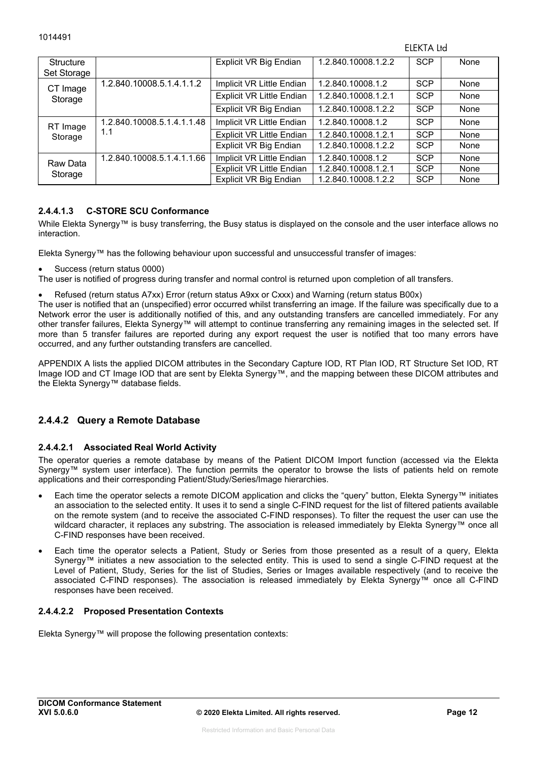| Structure Set Storage | | Explicit VR Big Endian | 1.2.840.10008.1.2.2 | SCP | None |
|---|---|---|---|---|---|
| CT Image Storage | 1.2.840.10008.5.1.4.1.1.2 | Implicit VR Little Endian | 1.2.840.10008.1.2 | SCP | None |
| | | Explicit VR Little Endian | 1.2.840.10008.1.2.1 | SCP | None |
| | | Explicit VR Big Endian | 1.2.840.10008.1.2.2 | SCP | None |
| RT Image Storage | 1.2.840.10008.5.1.4.1.1.48 1.1 | Implicit VR Little Endian | 1.2.840.10008.1.2 | SCP | None |
| | | Explicit VR Little Endian | 1.2.840.10008.1.2.1 | SCP | None |
| | | Explicit VR Big Endian | 1.2.840.10008.1.2.2 | SCP | None |
| Raw Data Storage | 1.2.840.10008.5.1.4.1.1.66 | Implicit VR Little Endian | 1.2.840.10008.1.2 | SCP | None |
| | | Explicit VR Little Endian | 1.2.840.10008.1.2.1 | SCP | None |
| | | Explicit VR Big Endian | 1.2.840.10008.1.2.2 | SCP | None |

#### 2.4.4.1.3 C-STORE SCU Conformance

While Elekta Synergy™ is busy transferring, the Busy status is displayed on the console and the user interface allows no interaction.

Elekta Synergy™ has the following behaviour upon successful and unsuccessful transfer of images:

- Success (return status 0000)

The user is notified of progress during transfer and normal control is returned upon completion of all transfers.

- Refused (return status A7xx) Error (return status A9xx or Cxxx) and Warning (return status B00x)

The user is notified that an (unspecified) error occurred whilst transferring an image. If the failure was specifically due to a Network error the user is additionally notified of this, and any outstanding transfers are cancelled immediately. For any other transfer failures, Elekta Synergy™ will attempt to continue transferring any remaining images in the selected set. If more than 5 transfer failures are reported during any export request the user is notified that too many errors have occurred, and any further outstanding transfers are cancelled.

APPENDIX A lists the applied DICOM attributes in the Secondary Capture IOD, RT Plan IOD, RT Structure Set IOD, RT Image IOD and CT Image IOD that are sent by Elekta Synergy™, and the mapping between these DICOM attributes and the Elekta Synergy™ database fields.

### 2.4.4.2 Query a Remote Database

#### 2.4.4.2.1 Associated Real World Activity

The operator queries a remote database by means of the Patient DICOM Import function (accessed via the Elekta Synergy™ system user interface). The function permits the operator to browse the lists of patients held on remote applications and their corresponding Patient/Study/Series/Image hierarchies.

- Each time the operator selects a remote DICOM application and clicks the “query” button, Elekta Synergy™ initiates an association to the selected entity. It uses it to send a single C-FIND request for the list of filtered patients available on the remote system (and to receive the associated C-FIND responses). To filter the request the user can use the wildcard character, it replaces any substring. The association is released immediately by Elekta Synergy™ once all C-FIND responses have been received.
- Each time the operator selects a Patient, Study or Series from those presented as a result of a query, Elekta Synergy™ initiates a new association to the selected entity. This is used to send a single C-FIND request at the Level of Patient, Study, Series for the list of Studies, Series or Images available respectively (and to receive the associated C-FIND responses). The association is released immediately by Elekta Synergy™ once all C-FIND responses have been received.

#### 2.4.4.2.2 Proposed Presentation Contexts

Elekta Synergy™ will propose the following presentation contexts: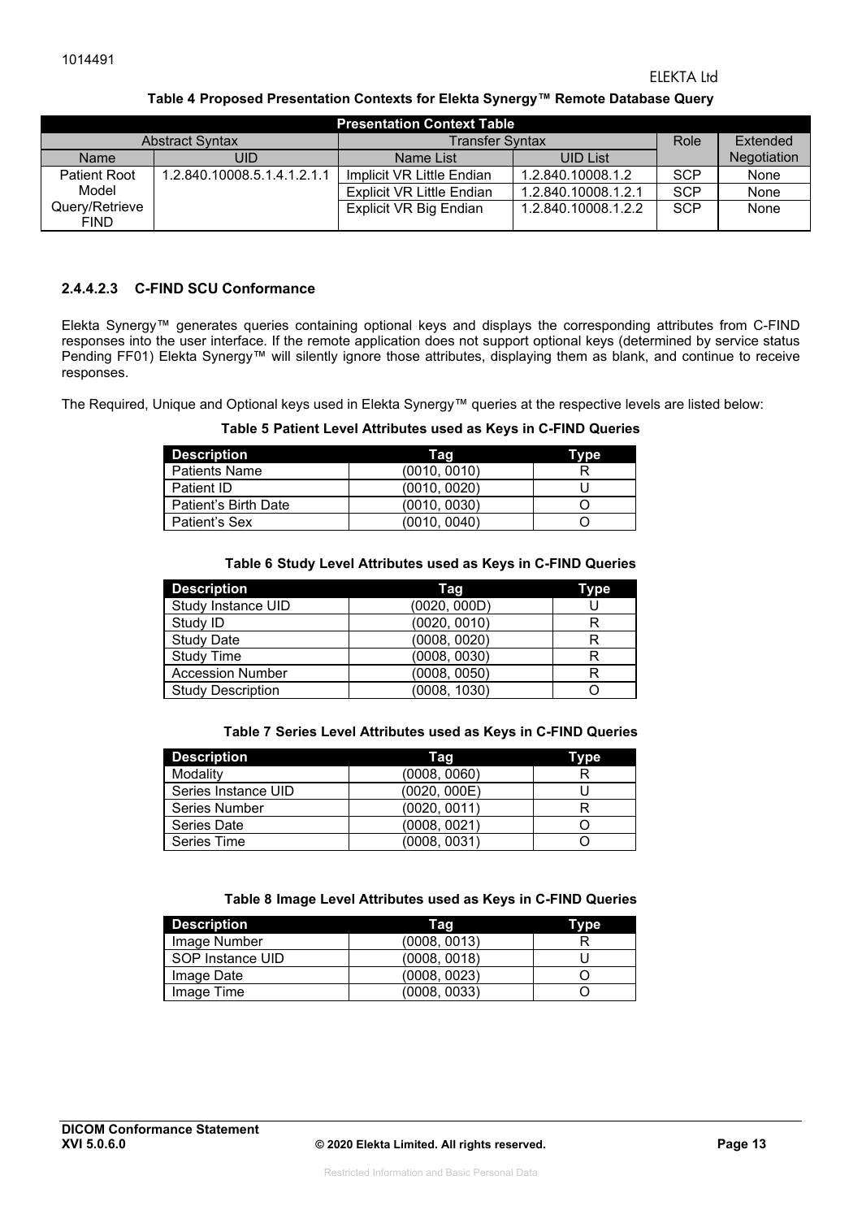**Table 4 Proposed Presentation Contexts for Elekta Synergy™ Remote Database Query**

| Presentation Context Table | | | | | |
|---|---|---|---|---|---|
| Abstract Syntax | | Transfer Syntax | | Role | Extended Negotiation |
| Name | UID | Name List | UID List | | |
| Patient Root Model Query/Retrieve FIND | 1.2.840.10008.5.1.4.1.2.1.1 | Implicit VR Little Endian | 1.2.840.10008.1.2 | SCP | None |
| | | Explicit VR Little Endian | 1.2.840.10008.1.2.1 | SCP | None |
| | | Explicit VR Big Endian | 1.2.840.10008.1.2.2 | SCP | None |

### 2.4.4.2.3 C-FIND SCU Conformance

Elekta Synergy™ generates queries containing optional keys and displays the corresponding attributes from C-FIND responses into the user interface. If the remote application does not support optional keys (determined by service status Pending FF01) Elekta Synergy™ will silently ignore those attributes, displaying them as blank, and continue to receive responses.

The Required, Unique and Optional keys used in Elekta Synergy™ queries at the respective levels are listed below:

**Table 5 Patient Level Attributes used as Keys in C-FIND Queries**

| Description | Tag | Type |
|---|---|---|
| Patients Name | (0010, 0010) | R |
| Patient ID | (0010, 0020) | U |
| Patient's Birth Date | (0010, 0030) | O |
| Patient's Sex | (0010, 0040) | O |

**Table 6 Study Level Attributes used as Keys in C-FIND Queries**

| Description | Tag | Type |
|---|---|---|
| Study Instance UID | (0020, 000D) | U |
| Study ID | (0020, 0010) | R |
| Study Date | (0008, 0020) | R |
| Study Time | (0008, 0030) | R |
| Accession Number | (0008, 0050) | R |
| Study Description | (0008, 1030) | O |

**Table 7 Series Level Attributes used as Keys in C-FIND Queries**

| Description | Tag | Type |
|---|---|---|
| Modality | (0008, 0060) | R |
| Series Instance UID | (0020, 000E) | U |
| Series Number | (0020, 0011) | R |
| Series Date | (0008, 0021) | O |
| Series Time | (0008, 0031) | O |

**Table 8 Image Level Attributes used as Keys in C-FIND Queries**

| Description | Tag | Type |
|---|---|---|
| Image Number | (0008, 0013) | R |
| SOP Instance UID | (0008, 0018) | U |
| Image Date | (0008, 0023) | O |
| Image Time | (0008, 0033) | O |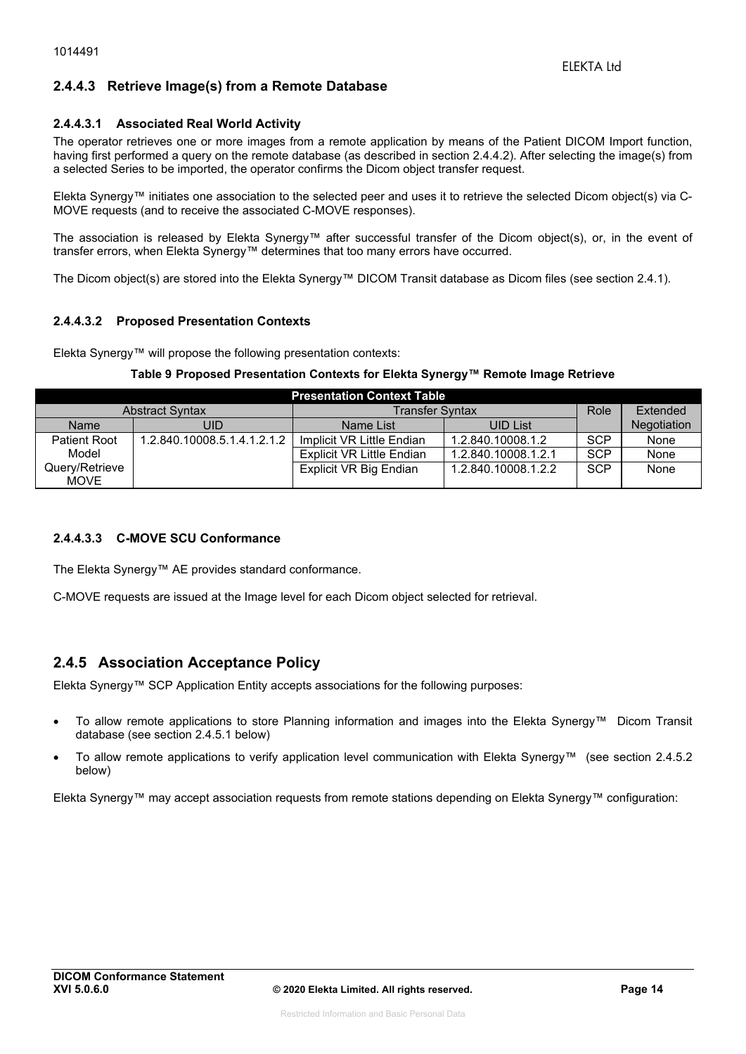### 2.4.4.3 Retrieve Image(s) from a Remote Database

#### 2.4.4.3.1 Associated Real World Activity

The operator retrieves one or more images from a remote application by means of the Patient DICOM Import function, having first performed a query on the remote database (as described in section 2.4.4.2). After selecting the image(s) from a selected Series to be imported, the operator confirms the Dicom object transfer request.

Elekta Synergy™ initiates one association to the selected peer and uses it to retrieve the selected Dicom object(s) via C-MOVE requests (and to receive the associated C-MOVE responses).

The association is released by Elekta Synergy™ after successful transfer of the Dicom object(s), or, in the event of transfer errors, when Elekta Synergy™ determines that too many errors have occurred.

The Dicom object(s) are stored into the Elekta Synergy™ DICOM Transit database as Dicom files (see section 2.4.1).

#### 2.4.4.3.2 Proposed Presentation Contexts

Elekta Synergy™ will propose the following presentation contexts:

**Table 9 Proposed Presentation Contexts for Elekta Synergy™ Remote Image Retrieve**

| Presentation Context Table | | | | | |
|---|---|---|---|---|---|
| Abstract Syntax | | Transfer Syntax | | Role | Extended Negotiation |
| Name | UID | Name List | UID List | | |
| Patient Root Model Query/Retrieve MOVE | 1.2.840.10008.5.1.4.1.2.1.2 | Implicit VR Little Endian | 1.2.840.10008.1.2 | SCP | None |
| | | Explicit VR Little Endian | 1.2.840.10008.1.2.1 | SCP | None |
| | | Explicit VR Big Endian | 1.2.840.10008.1.2.2 | SCP | None |

#### 2.4.4.3.3 C-MOVE SCU Conformance

The Elekta Synergy™ AE provides standard conformance.

C-MOVE requests are issued at the Image level for each Dicom object selected for retrieval.

## 2.4.5 Association Acceptance Policy

Elekta Synergy™ SCP Application Entity accepts associations for the following purposes:

- To allow remote applications to store Planning information and images into the Elekta Synergy™ Dicom Transit database (see section 2.4.5.1 below)
- To allow remote applications to verify application level communication with Elekta Synergy™ (see section 2.4.5.2 below)

Elekta Synergy™ may accept association requests from remote stations depending on Elekta Synergy™ configuration: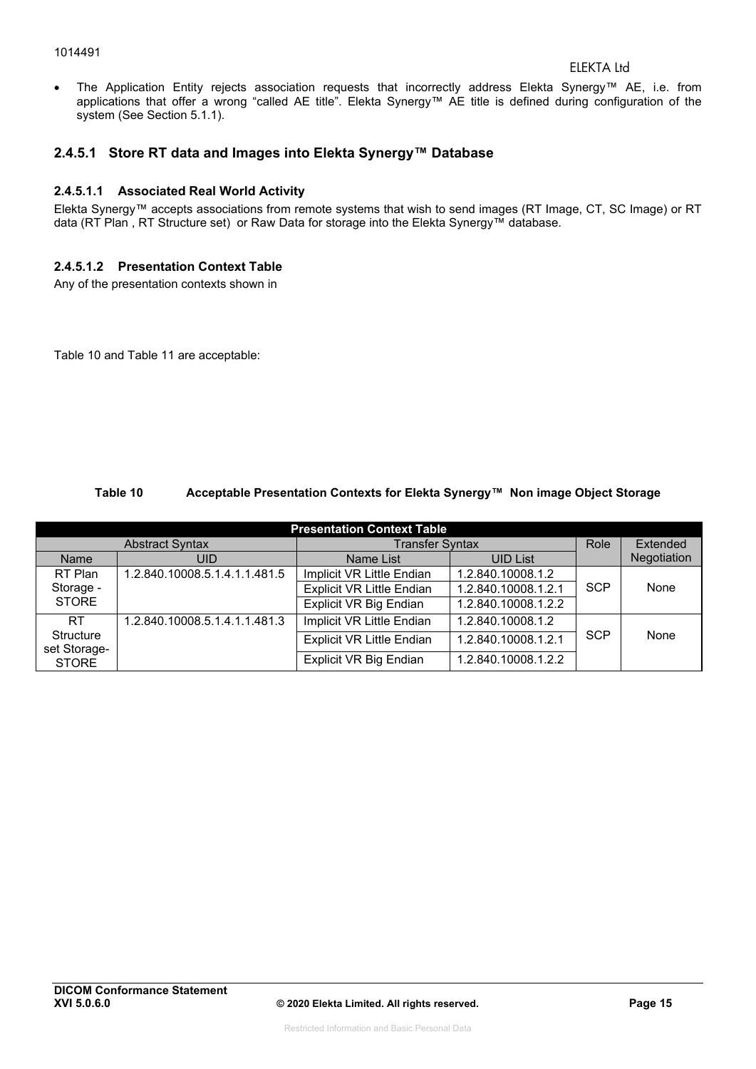- The Application Entity rejects association requests that incorrectly address Elekta Synergy™ AE, i.e. from applications that offer a wrong "called AE title". Elekta Synergy™ AE title is defined during configuration of the system (See Section 5.1.1).

### 2.4.5.1 Store RT data and Images into Elekta Synergy™ Database

#### 2.4.5.1.1 Associated Real World Activity

Elekta Synergy™ accepts associations from remote systems that wish to send images (RT Image, CT, SC Image) or RT data (RT Plan , RT Structure set) or Raw Data for storage into the Elekta Synergy™ database.

#### 2.4.5.1.2 Presentation Context Table

Any of the presentation contexts shown in

Table 10 and Table 11 are acceptable:

**Table 10 Acceptable Presentation Contexts for Elekta Synergy™ Non image Object Storage**

| Presentation Context Table | | | | | |
|---|---|---|---|---|---|
| Abstract Syntax | | Transfer Syntax | | Role | Extended Negotiation |
| Name | UID | Name List | UID List | | |
| RT Plan Storage - STORE | 1.2.840.10008.5.1.4.1.1.481.5 | Implicit VR Little Endian | 1.2.840.10008.1.2 | SCP | None |
| | | Explicit VR Little Endian | 1.2.840.10008.1.2.1 | | |
| | | Explicit VR Big Endian | 1.2.840.10008.1.2.2 | | |
| RT Structure set Storage-STORE | 1.2.840.10008.5.1.4.1.1.481.3 | Implicit VR Little Endian | 1.2.840.10008.1.2 | SCP | None |
| | | Explicit VR Little Endian | 1.2.840.10008.1.2.1 | | |
| | | Explicit VR Big Endian | 1.2.840.10008.1.2.2 | | |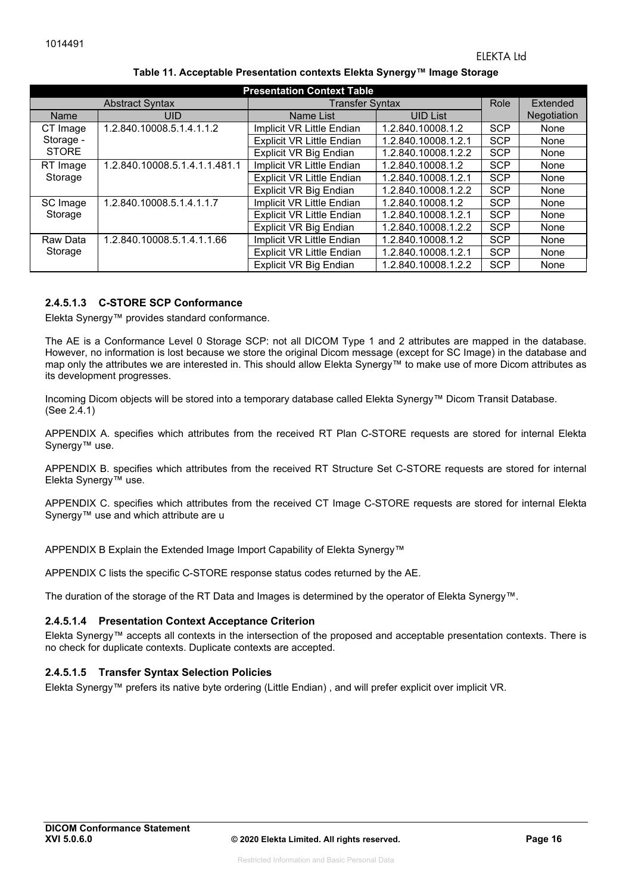**Table 11. Acceptable Presentation contexts Elekta Synergy™ Image Storage**

| Presentation Context Table | | | | | |
|---|---|---|---|---|---|
| Abstract Syntax | | Transfer Syntax | | Role | Extended Negotiation |
| Name | UID | Name List | UID List | | |
| CT Image Storage - STORE | 1.2.840.10008.5.1.4.1.1.2 | Implicit VR Little Endian | 1.2.840.10008.1.2 | SCP | None |
| | | Explicit VR Little Endian | 1.2.840.10008.1.2.1 | SCP | None |
| | | Explicit VR Big Endian | 1.2.840.10008.1.2.2 | SCP | None |
| RT Image Storage | 1.2.840.10008.5.1.4.1.1.481.1 | Implicit VR Little Endian | 1.2.840.10008.1.2 | SCP | None |
| | | Explicit VR Little Endian | 1.2.840.10008.1.2.1 | SCP | None |
| | | Explicit VR Big Endian | 1.2.840.10008.1.2.2 | SCP | None |
| SC Image Storage | 1.2.840.10008.5.1.4.1.1.7 | Implicit VR Little Endian | 1.2.840.10008.1.2 | SCP | None |
| | | Explicit VR Little Endian | 1.2.840.10008.1.2.1 | SCP | None |
| | | Explicit VR Big Endian | 1.2.840.10008.1.2.2 | SCP | None |
| Raw Data Storage | 1.2.840.10008.5.1.4.1.1.66 | Implicit VR Little Endian | 1.2.840.10008.1.2 | SCP | None |
| | | Explicit VR Little Endian | 1.2.840.10008.1.2.1 | SCP | None |
| | | Explicit VR Big Endian | 1.2.840.10008.1.2.2 | SCP | None |

#### 2.4.5.1.3 C-STORE SCP Conformance

Elekta Synergy™ provides standard conformance.

The AE is a Conformance Level 0 Storage SCP: not all DICOM Type 1 and 2 attributes are mapped in the database. However, no information is lost because we store the original Dicom message (except for SC Image) in the database and map only the attributes we are interested in. This should allow Elekta Synergy™ to make use of more Dicom attributes as its development progresses.

Incoming Dicom objects will be stored into a temporary database called Elekta Synergy™ Dicom Transit Database. (See 2.4.1)

APPENDIX A. specifies which attributes from the received RT Plan C-STORE requests are stored for internal Elekta Synergy™ use.

APPENDIX B. specifies which attributes from the received RT Structure Set C-STORE requests are stored for internal Elekta Synergy™ use.

APPENDIX C. specifies which attributes from the received CT Image C-STORE requests are stored for internal Elekta Synergy™ use and which attribute are u

APPENDIX B Explain the Extended Image Import Capability of Elekta Synergy™

APPENDIX C lists the specific C-STORE response status codes returned by the AE.

The duration of the storage of the RT Data and Images is determined by the operator of Elekta Synergy™.

#### 2.4.5.1.4 Presentation Context Acceptance Criterion

Elekta Synergy™ accepts all contexts in the intersection of the proposed and acceptable presentation contexts. There is no check for duplicate contexts. Duplicate contexts are accepted.

#### 2.4.5.1.5 Transfer Syntax Selection Policies

Elekta Synergy™ prefers its native byte ordering (Little Endian) , and will prefer explicit over implicit VR.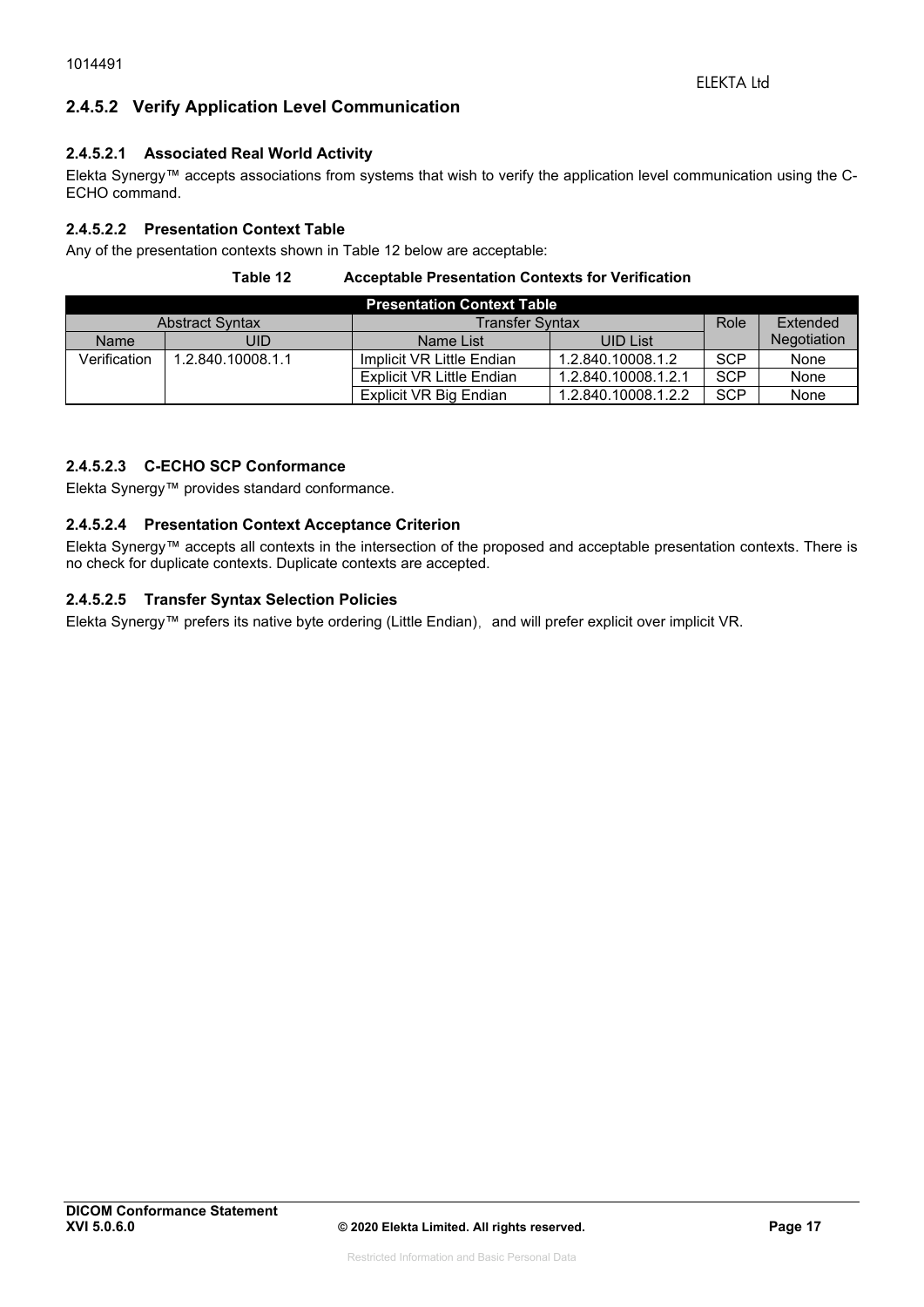### 2.4.5.2 Verify Application Level Communication

#### 2.4.5.2.1 Associated Real World Activity

Elekta Synergy™ accepts associations from systems that wish to verify the application level communication using the C-ECHO command.

#### 2.4.5.2.2 Presentation Context Table

Any of the presentation contexts shown in Table 12 below are acceptable:

**Table 12 Acceptable Presentation Contexts for Verification**

| Presentation Context Table | | | | | |
|---|---|---|---|---|---|
| Abstract Syntax | | Transfer Syntax | | Role | Extended Negotiation |
| Name | UID | Name List | UID List | | |
| Verification | 1.2.840.10008.1.1 | Implicit VR Little Endian | 1.2.840.10008.1.2 | SCP | None |
| | | Explicit VR Little Endian | 1.2.840.10008.1.2.1 | SCP | None |
| | | Explicit VR Big Endian | 1.2.840.10008.1.2.2 | SCP | None |

#### 2.4.5.2.3 C-ECHO SCP Conformance

Elekta Synergy™ provides standard conformance.

#### 2.4.5.2.4 Presentation Context Acceptance Criterion

Elekta Synergy™ accepts all contexts in the intersection of the proposed and acceptable presentation contexts. There is no check for duplicate contexts. Duplicate contexts are accepted.

#### 2.4.5.2.5 Transfer Syntax Selection Policies

Elekta Synergy™ prefers its native byte ordering (Little Endian), and will prefer explicit over implicit VR.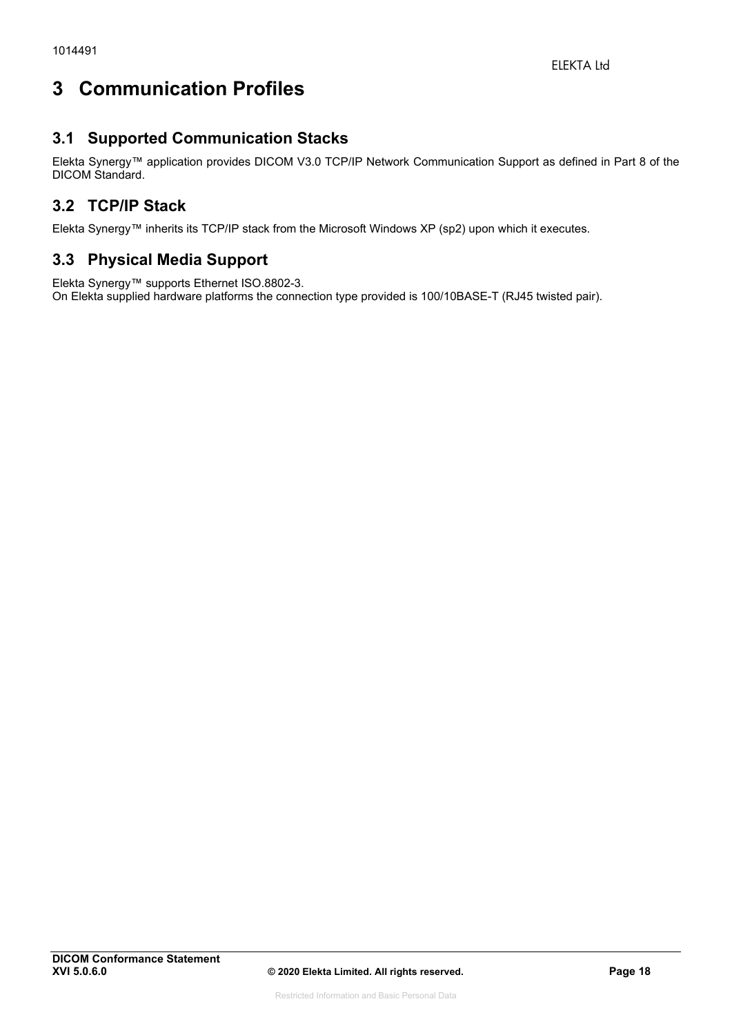# 3 Communication Profiles

## 3.1 Supported Communication Stacks

Elekta Synergy™ application provides DICOM V3.0 TCP/IP Network Communication Support as defined in Part 8 of the DICOM Standard.

## 3.2 TCP/IP Stack

Elekta Synergy™ inherits its TCP/IP stack from the Microsoft Windows XP (sp2) upon which it executes.

## 3.3 Physical Media Support

Elekta Synergy™ supports Ethernet ISO.8802-3.
On Elekta supplied hardware platforms the connection type provided is 100/10BASE-T (RJ45 twisted pair).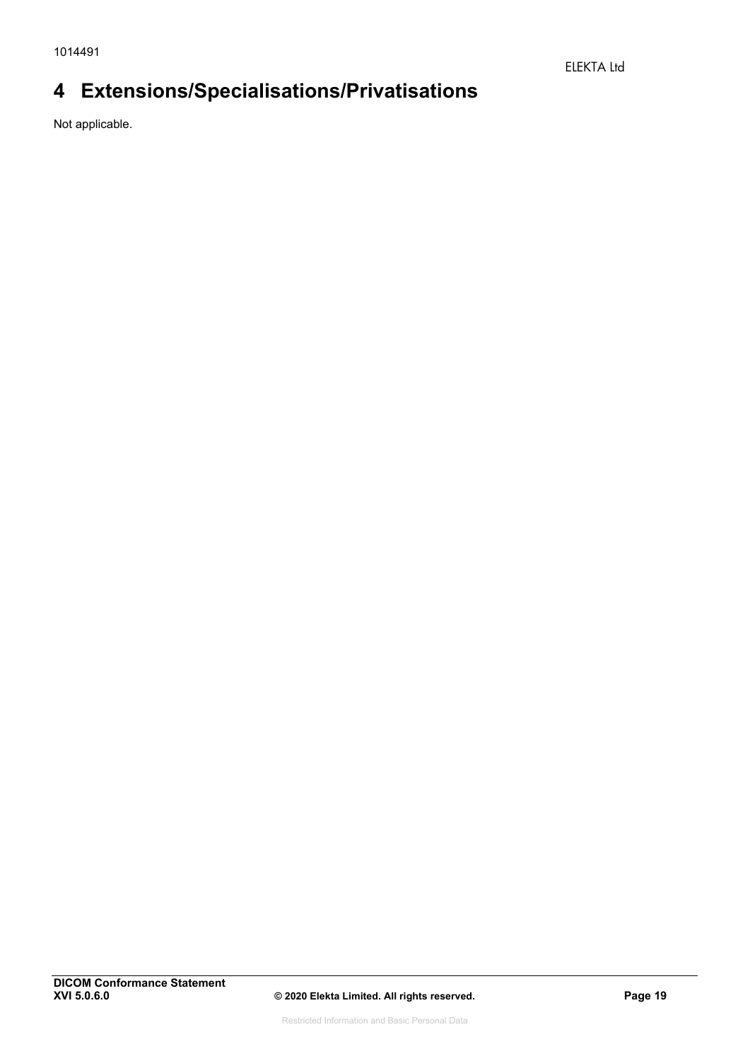# 4 Extensions/Specialisations/Privatisations

Not applicable.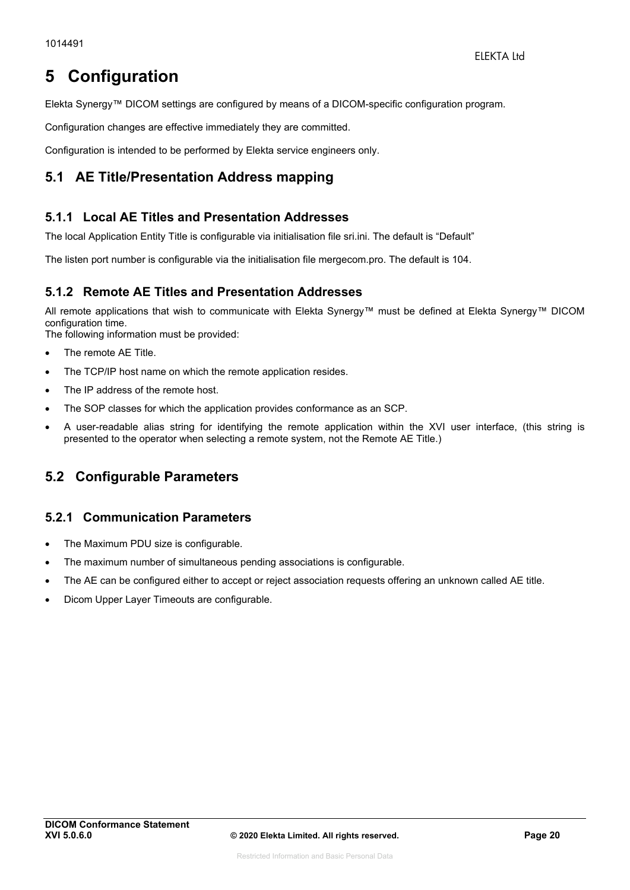# 5 Configuration

Elekta Synergy™ DICOM settings are configured by means of a DICOM-specific configuration program.

Configuration changes are effective immediately they are committed.

Configuration is intended to be performed by Elekta service engineers only.

## 5.1 AE Title/Presentation Address mapping

### 5.1.1 Local AE Titles and Presentation Addresses

The local Application Entity Title is configurable via initialisation file sri.ini. The default is "Default"

The listen port number is configurable via the initialisation file mergecom.pro. The default is 104.

### 5.1.2 Remote AE Titles and Presentation Addresses

All remote applications that wish to communicate with Elekta Synergy™ must be defined at Elekta Synergy™ DICOM configuration time.
The following information must be provided:

- The remote AE Title.
- The TCP/IP host name on which the remote application resides.
- The IP address of the remote host.
- The SOP classes for which the application provides conformance as an SCP.
- A user-readable alias string for identifying the remote application within the XVI user interface, (this string is presented to the operator when selecting a remote system, not the Remote AE Title.)

## 5.2 Configurable Parameters

### 5.2.1 Communication Parameters

- The Maximum PDU size is configurable.
- The maximum number of simultaneous pending associations is configurable.
- The AE can be configured either to accept or reject association requests offering an unknown called AE title.
- Dicom Upper Layer Timeouts are configurable.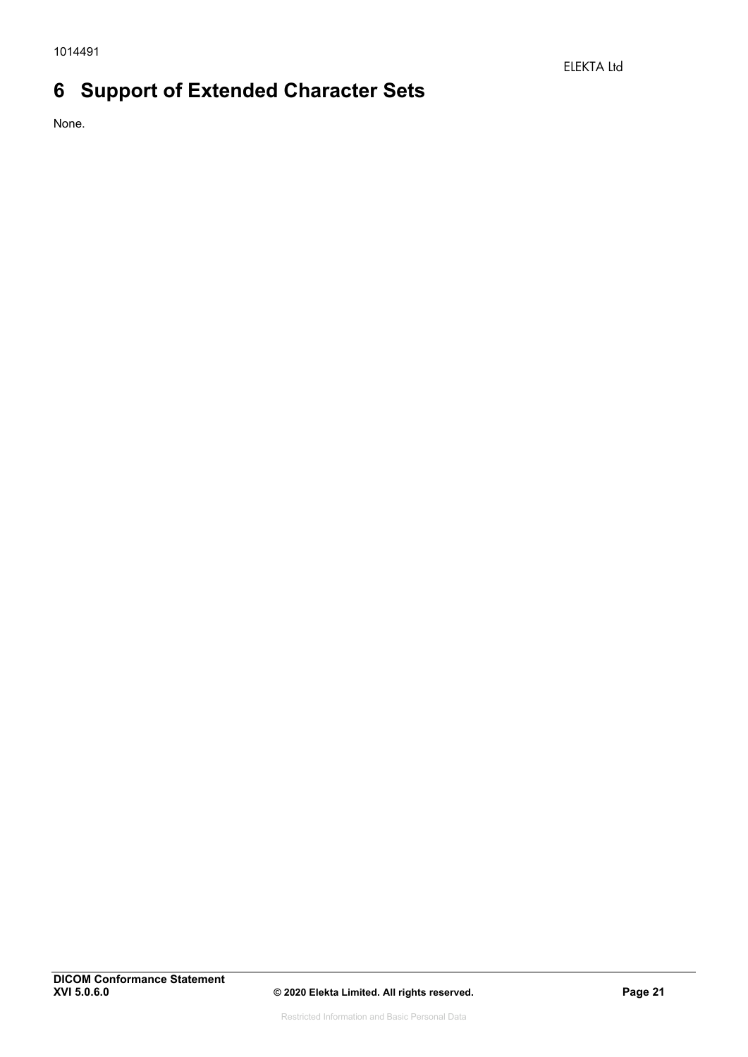# 6 Support of Extended Character Sets

None.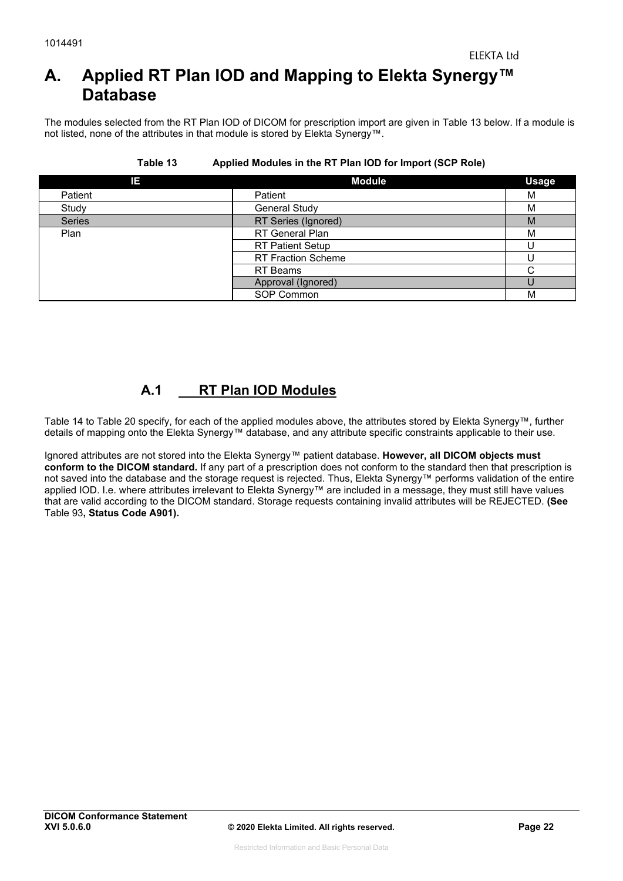# A. Applied RT Plan IOD and Mapping to Elekta Synergy™ Database

The modules selected from the RT Plan IOD of DICOM for prescription import are given in Table 13 below. If a module is not listed, none of the attributes in that module is stored by Elekta Synergy™.

**Table 13 Applied Modules in the RT Plan IOD for Import (SCP Role)**

| IE | Module | Usage |
|---|---|---|
| Patient | Patient | M |
| Study | General Study | M |
| Series | RT Series (Ignored) | M |
| Plan | RT General Plan | M |
| | RT Patient Setup | U |
| | RT Fraction Scheme | U |
| | RT Beams | C |
| | Approval (Ignored) | U |
| | SOP Common | M |

## A.1 RT Plan IOD Modules

Table 14 to Table 20 specify, for each of the applied modules above, the attributes stored by Elekta Synergy™, further details of mapping onto the Elekta Synergy™ database, and any attribute specific constraints applicable to their use.

Ignored attributes are not stored into the Elekta Synergy™ patient database. **However, all DICOM objects must conform to the DICOM standard.** If any part of a prescription does not conform to the standard then that prescription is not saved into the database and the storage request is rejected. Thus, Elekta Synergy™ performs validation of the entire applied IOD. I.e. where attributes irrelevant to Elekta Synergy™ are included in a message, they must still have values that are valid according to the DICOM standard. Storage requests containing invalid attributes will be REJECTED. **(See** Table 93**, Status Code A901).**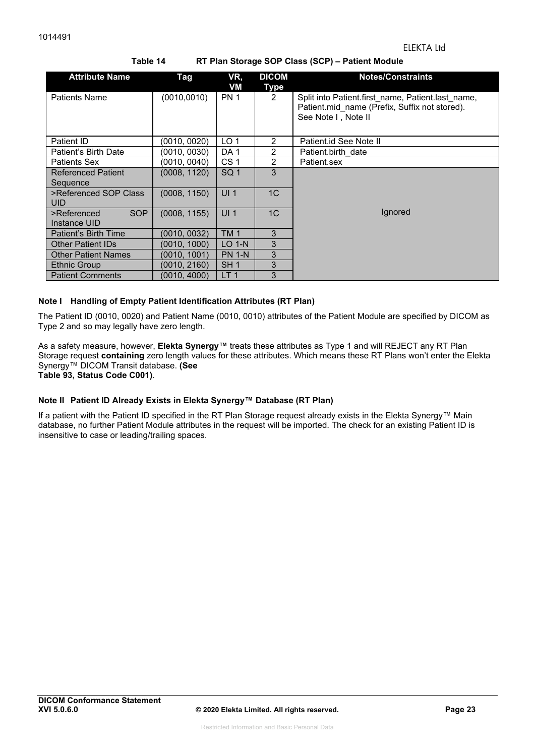**Table 14 RT Plan Storage SOP Class (SCP) – Patient Module**

| Attribute Name | Tag | VR, VM | DICOM Type | Notes/Constraints |
|---|---|---|---|---|
| Patients Name | (0010,0010) | PN 1 | 2 | Split into Patient.first_name, Patient.last_name, Patient.mid_name (Prefix, Suffix not stored). See Note I , Note II |
| Patient ID | (0010, 0020) | LO 1 | 2 | Patient.id See Note II |
| Patient's Birth Date | (0010, 0030) | DA 1 | 2 | Patient.birth_date |
| Patients Sex | (0010, 0040) | CS 1 | 2 | Patient.sex |
| Referenced Patient Sequence | (0008, 1120) | SQ 1 | 3 | Ignored |
| >Referenced SOP Class UID | (0008, 1150) | UI 1 | 1C | |
| >Referenced SOP Instance UID | (0008, 1155) | UI 1 | 1C | |
| Patient's Birth Time | (0010, 0032) | TM 1 | 3 | |
| Other Patient IDs | (0010, 1000) | LO 1-N | 3 | |
| Other Patient Names | (0010, 1001) | PN 1-N | 3 | |
| Ethnic Group | (0010, 2160) | SH 1 | 3 | |
| Patient Comments | (0010, 4000) | LT 1 | 3 | |

**Note I Handling of Empty Patient Identification Attributes (RT Plan)**

The Patient ID (0010, 0020) and Patient Name (0010, 0010) attributes of the Patient Module are specified by DICOM as Type 2 and so may legally have zero length.

As a safety measure, however, **Elekta Synergy™** treats these attributes as Type 1 and will REJECT any RT Plan Storage request **containing** zero length values for these attributes. Which means these RT Plans won't enter the Elekta Synergy™ DICOM Transit database. **(See Table 93, Status Code C001)**.

**Note II Patient ID Already Exists in Elekta Synergy™ Database (RT Plan)**

If a patient with the Patient ID specified in the RT Plan Storage request already exists in the Elekta Synergy™ Main database, no further Patient Module attributes in the request will be imported. The check for an existing Patient ID is insensitive to case or leading/trailing spaces.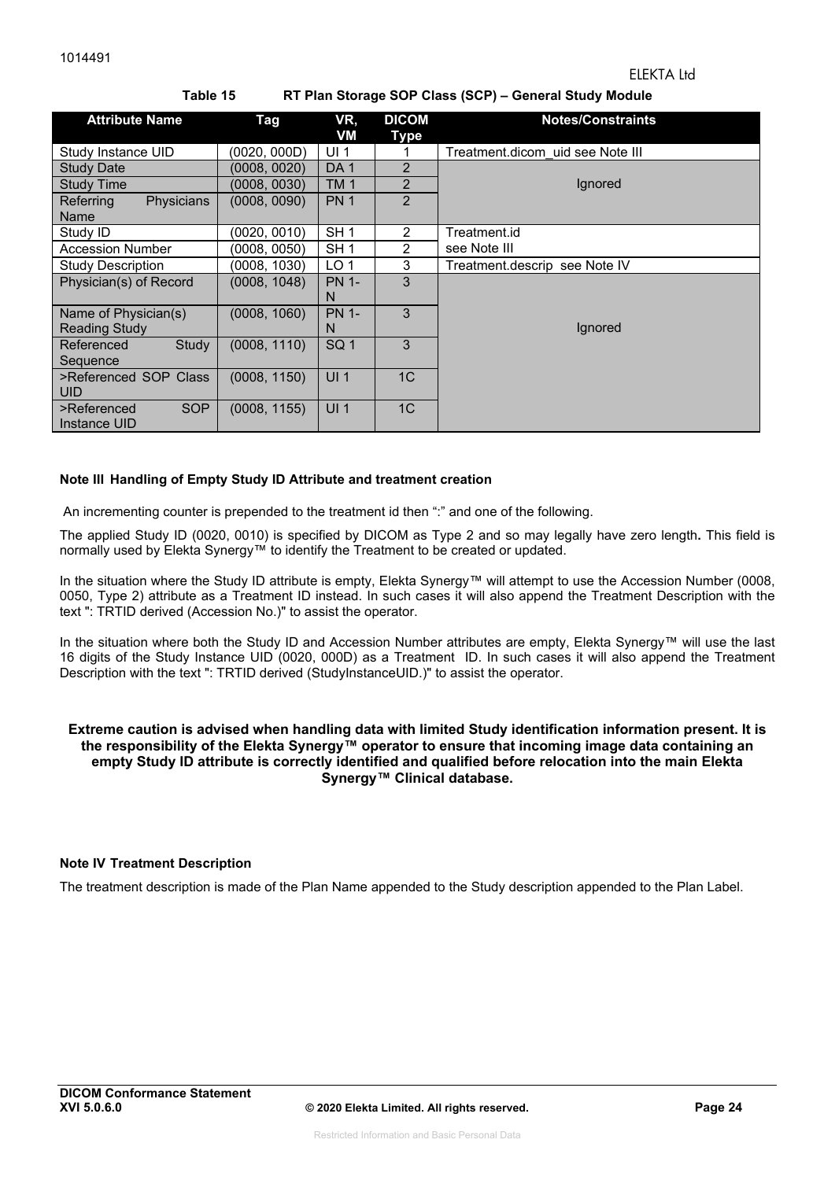**Table 15 RT Plan Storage SOP Class (SCP) – General Study Module**

| Attribute Name | Tag | VR, VM | DICOM Type | Notes/Constraints |
|---|---|---|---|---|
| Study Instance UID | (0020, 000D) | UI 1 | 1 | Treatment.dicom_uid see Note III |
| Study Date | (0008, 0020) | DA 1 | 2 | Ignored |
| Study Time | (0008, 0030) | TM 1 | 2 | |
| Referring Physicians Name | (0008, 0090) | PN 1 | 2 | |
| Study ID | (0020, 0010) | SH 1 | 2 | Treatment.id |
| Accession Number | (0008, 0050) | SH 1 | 2 | see Note III |
| Study Description | (0008, 1030) | LO 1 | 3 | Treatment.descrip see Note IV |
| Physician(s) of Record | (0008, 1048) | PN 1-N | 3 | Ignored |
| Name of Physician(s) Reading Study | (0008, 1060) | PN 1-N | 3 | |
| Referenced Study Sequence | (0008, 1110) | SQ 1 | 3 | |
| >Referenced SOP Class UID | (0008, 1150) | UI 1 | 1C | |
| >Referenced SOP Instance UID | (0008, 1155) | UI 1 | 1C | |

**Note III Handling of Empty Study ID Attribute and treatment creation**

An incrementing counter is prepended to the treatment id then ":" and one of the following.

The applied Study ID (0020, 0010) is specified by DICOM as Type 2 and so may legally have zero length**.** This field is normally used by Elekta Synergy™ to identify the Treatment to be created or updated.

In the situation where the Study ID attribute is empty, Elekta Synergy™ will attempt to use the Accession Number (0008, 0050, Type 2) attribute as a Treatment ID instead. In such cases it will also append the Treatment Description with the text ": TRTID derived (Accession No.)" to assist the operator.

In the situation where both the Study ID and Accession Number attributes are empty, Elekta Synergy™ will use the last 16 digits of the Study Instance UID (0020, 000D) as a Treatment ID. In such cases it will also append the Treatment Description with the text ": TRTID derived (StudyInstanceUID.)" to assist the operator.

**Extreme caution is advised when handling data with limited Study identification information present. It is the responsibility of the Elekta Synergy™ operator to ensure that incoming image data containing an empty Study ID attribute is correctly identified and qualified before relocation into the main Elekta Synergy™ Clinical database.**

**Note IV Treatment Description**

The treatment description is made of the Plan Name appended to the Study description appended to the Plan Label.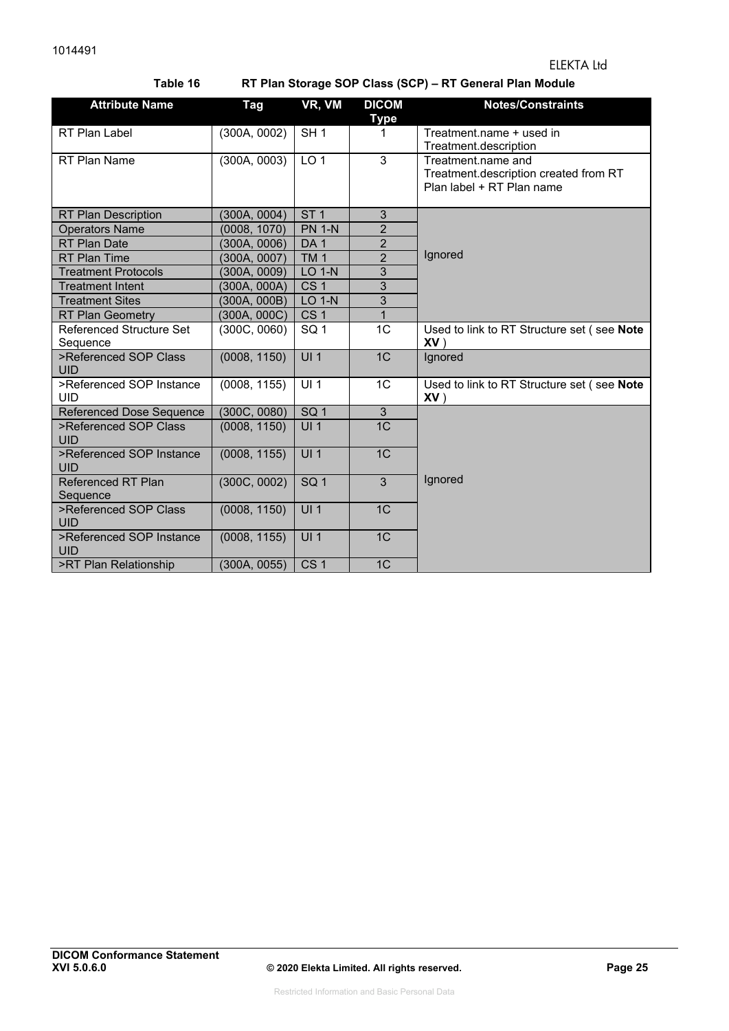**Table 16 RT Plan Storage SOP Class (SCP) – RT General Plan Module**

| Attribute Name | Tag | VR, VM | DICOM Type | Notes/Constraints |
|---|---|---|---|---|
| RT Plan Label | (300A, 0002) | SH 1 | 1 | Treatment.name + used in Treatment.description |
| RT Plan Name | (300A, 0003) | LO 1 | 3 | Treatment.name and Treatment.description created from RT Plan label + RT Plan name |
| RT Plan Description | (300A, 0004) | ST 1 | 3 | Ignored |
| Operators Name | (0008, 1070) | PN 1-N | 2 | |
| RT Plan Date | (300A, 0006) | DA 1 | 2 | |
| RT Plan Time | (300A, 0007) | TM 1 | 2 | |
| Treatment Protocols | (300A, 0009) | LO 1-N | 3 | |
| Treatment Intent | (300A, 000A) | CS 1 | 3 | |
| Treatment Sites | (300A, 000B) | LO 1-N | 3 | |
| RT Plan Geometry | (300A, 000C) | CS 1 | 1 | |
| Referenced Structure Set Sequence | (300C, 0060) | SQ 1 | 1C | Used to link to RT Structure set ( see **Note XV** ) |
| >Referenced SOP Class UID | (0008, 1150) | UI 1 | 1C | Ignored |
| >Referenced SOP Instance UID | (0008, 1155) | UI 1 | 1C | Used to link to RT Structure set ( see **Note XV** ) |
| Referenced Dose Sequence | (300C, 0080) | SQ 1 | 3 | Ignored |
| >Referenced SOP Class UID | (0008, 1150) | UI 1 | 1C | |
| >Referenced SOP Instance UID | (0008, 1155) | UI 1 | 1C | |
| Referenced RT Plan Sequence | (300C, 0002) | SQ 1 | 3 | |
| >Referenced SOP Class UID | (0008, 1150) | UI 1 | 1C | |
| >Referenced SOP Instance UID | (0008, 1155) | UI 1 | 1C | |
| >RT Plan Relationship | (300A, 0055) | CS 1 | 1C | |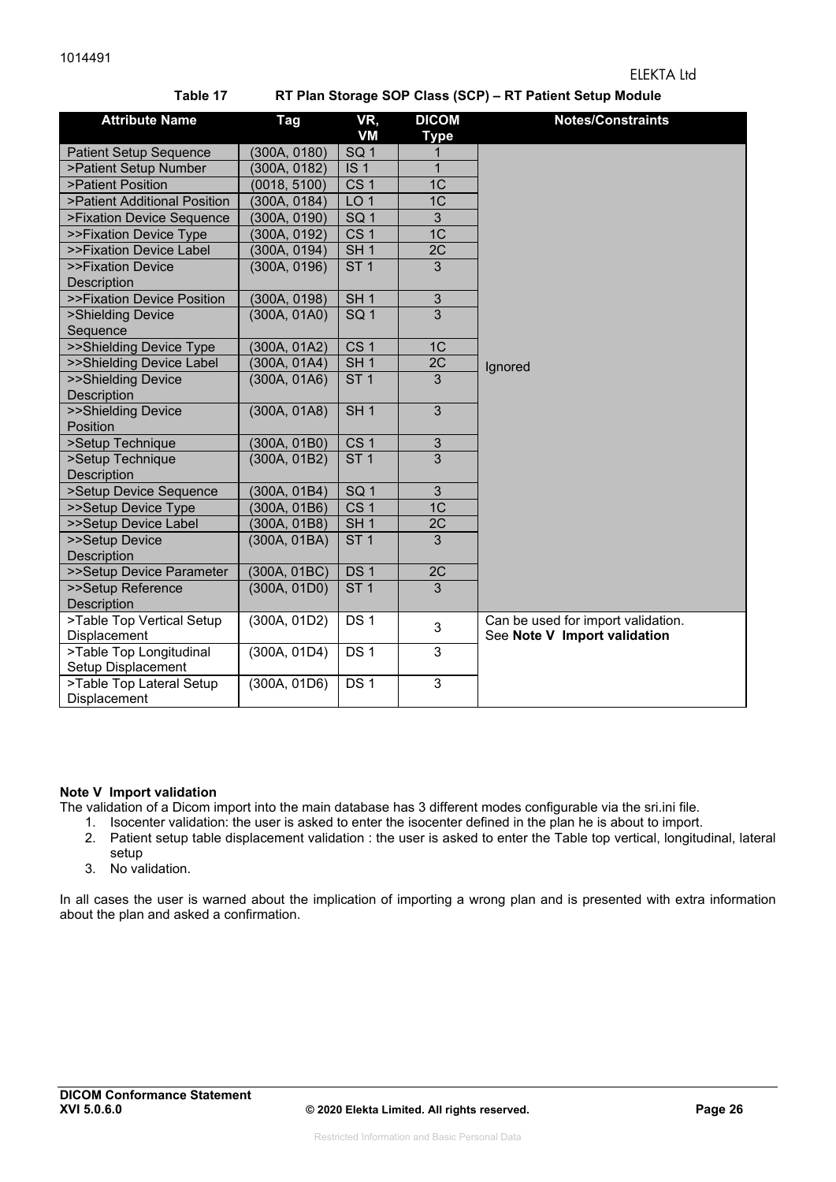Table 17 RT Plan Storage SOP Class (SCP) – RT Patient Setup Module

| Attribute Name | Tag | VR, VM | DICOM Type | Notes/Constraints |
|---|---|---|---|---|
| Patient Setup Sequence | (300A, 0180) | SQ 1 | 1 | Ignored |
| >Patient Setup Number | (300A, 0182) | IS 1 | 1 | |
| >Patient Position | (0018, 5100) | CS 1 | 1C | |
| >Patient Additional Position | (300A, 0184) | LO 1 | 1C | |
| >Fixation Device Sequence | (300A, 0190) | SQ 1 | 3 | |
| >>Fixation Device Type | (300A, 0192) | CS 1 | 1C | |
| >>Fixation Device Label | (300A, 0194) | SH 1 | 2C | |
| >>Fixation Device Description | (300A, 0196) | ST 1 | 3 | |
| >>Fixation Device Position | (300A, 0198) | SH 1 | 3 | |
| >Shielding Device Sequence | (300A, 01A0) | SQ 1 | 3 | |
| >>Shielding Device Type | (300A, 01A2) | CS 1 | 1C | |
| >>Shielding Device Label | (300A, 01A4) | SH 1 | 2C | |
| >>Shielding Device Description | (300A, 01A6) | ST 1 | 3 | |
| >>Shielding Device Position | (300A, 01A8) | SH 1 | 3 | |
| >Setup Technique | (300A, 01B0) | CS 1 | 3 | |
| >Setup Technique Description | (300A, 01B2) | ST 1 | 3 | |
| >Setup Device Sequence | (300A, 01B4) | SQ 1 | 3 | |
| >>Setup Device Type | (300A, 01B6) | CS 1 | 1C | |
| >>Setup Device Label | (300A, 01B8) | SH 1 | 2C | |
| >>Setup Device Description | (300A, 01BA) | ST 1 | 3 | |
| >>Setup Device Parameter | (300A, 01BC) | DS 1 | 2C | |
| >>Setup Reference Description | (300A, 01D0) | ST 1 | 3 | |
| >Table Top Vertical Setup Displacement | (300A, 01D2) | DS 1 | 3 | Can be used for import validation. See **Note V Import validation** |
| >Table Top Longitudinal Setup Displacement | (300A, 01D4) | DS 1 | 3 | |
| >Table Top Lateral Setup Displacement | (300A, 01D6) | DS 1 | 3 | |

**Note V Import validation**

The validation of a Dicom import into the main database has 3 different modes configurable via the sri.ini file.

1. Isocenter validation: the user is asked to enter the isocenter defined in the plan he is about to import.
2. Patient setup table displacement validation : the user is asked to enter the Table top vertical, longitudinal, lateral setup
3. No validation.

In all cases the user is warned about the implication of importing a wrong plan and is presented with extra information about the plan and asked a confirmation.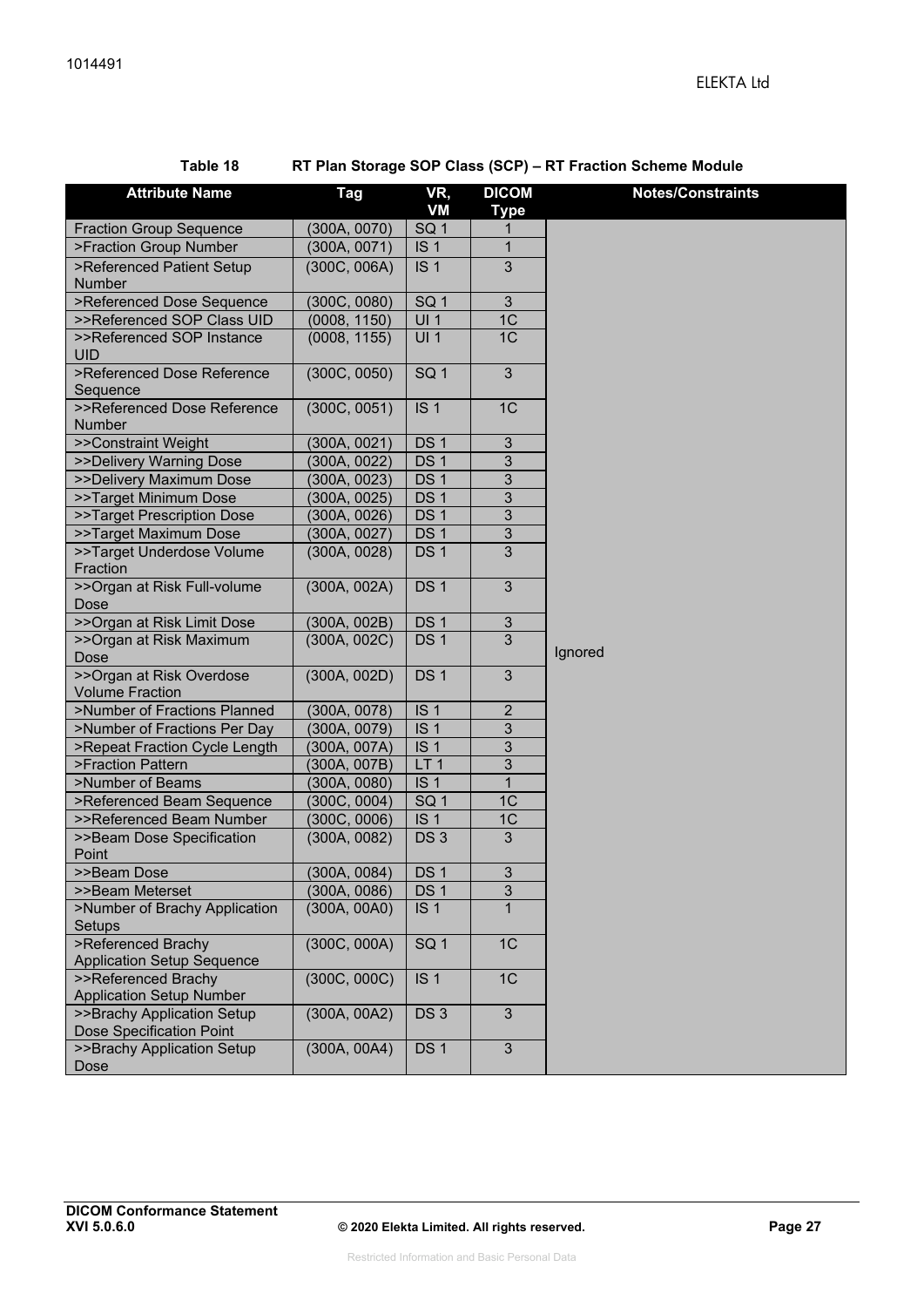**Table 18 RT Plan Storage SOP Class (SCP) – RT Fraction Scheme Module**

| Attribute Name | Tag | VR, VM | DICOM Type | Notes/Constraints |
|---|---|---|---|---|
| Fraction Group Sequence | (300A, 0070) | SQ 1 | 1 | Ignored |
| >Fraction Group Number | (300A, 0071) | IS 1 | 1 | |
| >Referenced Patient Setup Number | (300C, 006A) | IS 1 | 3 | |
| >Referenced Dose Sequence | (300C, 0080) | SQ 1 | 3 | |
| >>Referenced SOP Class UID | (0008, 1150) | UI 1 | 1C | |
| >>Referenced SOP Instance UID | (0008, 1155) | UI 1 | 1C | |
| >Referenced Dose Reference Sequence | (300C, 0050) | SQ 1 | 3 | |
| >>Referenced Dose Reference Number | (300C, 0051) | IS 1 | 1C | |
| >>Constraint Weight | (300A, 0021) | DS 1 | 3 | |
| >>Delivery Warning Dose | (300A, 0022) | DS 1 | 3 | |
| >>Delivery Maximum Dose | (300A, 0023) | DS 1 | 3 | |
| >>Target Minimum Dose | (300A, 0025) | DS 1 | 3 | |
| >>Target Prescription Dose | (300A, 0026) | DS 1 | 3 | |
| >>Target Maximum Dose | (300A, 0027) | DS 1 | 3 | |
| >>Target Underdose Volume Fraction | (300A, 0028) | DS 1 | 3 | |
| >>Organ at Risk Full-volume Dose | (300A, 002A) | DS 1 | 3 | |
| >>Organ at Risk Limit Dose | (300A, 002B) | DS 1 | 3 | |
| >>Organ at Risk Maximum Dose | (300A, 002C) | DS 1 | 3 | |
| >>Organ at Risk Overdose Volume Fraction | (300A, 002D) | DS 1 | 3 | |
| >Number of Fractions Planned | (300A, 0078) | IS 1 | 2 | |
| >Number of Fractions Per Day | (300A, 0079) | IS 1 | 3 | |
| >Repeat Fraction Cycle Length | (300A, 007A) | IS 1 | 3 | |
| >Fraction Pattern | (300A, 007B) | LT 1 | 3 | |
| >Number of Beams | (300A, 0080) | IS 1 | 1 | |
| >Referenced Beam Sequence | (300C, 0004) | SQ 1 | 1C | |
| >>Referenced Beam Number | (300C, 0006) | IS 1 | 1C | |
| >>Beam Dose Specification Point | (300A, 0082) | DS 3 | 3 | |
| >>Beam Dose | (300A, 0084) | DS 1 | 3 | |
| >>Beam Meterset | (300A, 0086) | DS 1 | 3 | |
| >Number of Brachy Application Setups | (300A, 00A0) | IS 1 | 1 | |
| >Referenced Brachy Application Setup Sequence | (300C, 000A) | SQ 1 | 1C | |
| >>Referenced Brachy Application Setup Number | (300C, 000C) | IS 1 | 1C | |
| >>Brachy Application Setup Dose Specification Point | (300A, 00A2) | DS 3 | 3 | |
| >>Brachy Application Setup Dose | (300A, 00A4) | DS 1 | 3 | |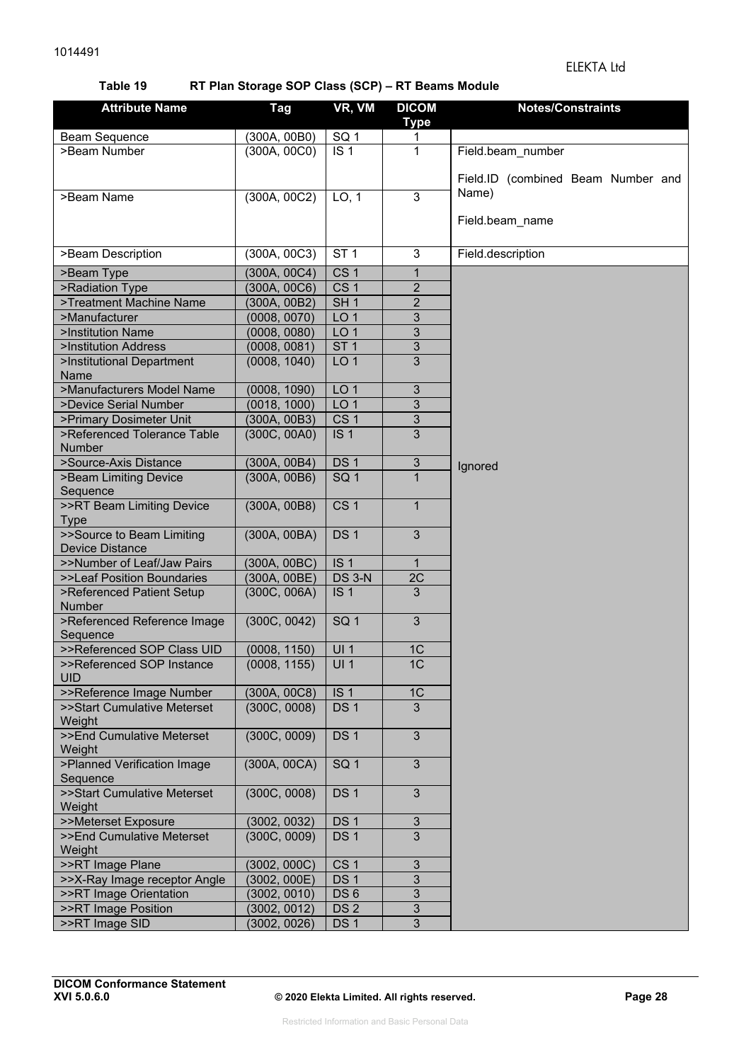**Table 19 RT Plan Storage SOP Class (SCP) – RT Beams Module**

| Attribute Name | Tag | VR, VM | DICOM Type | Notes/Constraints |
|---|---|---|---|---|
| Beam Sequence | (300A, 00B0) | SQ 1 | 1 | |
| >Beam Number | (300A, 00C0) | IS 1 | 1 | Field.beam_number<br><br>Field.ID (combined Beam Number and Name) |
| >Beam Name | (300A, 00C2) | LO, 1 | 3 | Field.beam_name |
| >Beam Description | (300A, 00C3) | ST 1 | 3 | Field.description |
| >Beam Type | (300A, 00C4) | CS 1 | 1 | Ignored |
| >Radiation Type | (300A, 00C6) | CS 1 | 2 | |
| >Treatment Machine Name | (300A, 00B2) | SH 1 | 2 | |
| >Manufacturer | (0008, 0070) | LO 1 | 3 | |
| >Institution Name | (0008, 0080) | LO 1 | 3 | |
| >Institution Address | (0008, 0081) | ST 1 | 3 | |
| >Institutional Department Name | (0008, 1040) | LO 1 | 3 | |
| >Manufacturers Model Name | (0008, 1090) | LO 1 | 3 | |
| >Device Serial Number | (0018, 1000) | LO 1 | 3 | |
| >Primary Dosimeter Unit | (300A, 00B3) | CS 1 | 3 | |
| >Referenced Tolerance Table Number | (300C, 00A0) | IS 1 | 3 | |
| >Source-Axis Distance | (300A, 00B4) | DS 1 | 3 | |
| >Beam Limiting Device Sequence | (300A, 00B6) | SQ 1 | 1 | |
| >>RT Beam Limiting Device Type | (300A, 00B8) | CS 1 | 1 | |
| >>Source to Beam Limiting Device Distance | (300A, 00BA) | DS 1 | 3 | |
| >>Number of Leaf/Jaw Pairs | (300A, 00BC) | IS 1 | 1 | |
| >>Leaf Position Boundaries | (300A, 00BE) | DS 3-N | 2C | |
| >Referenced Patient Setup Number | (300C, 006A) | IS 1 | 3 | |
| >Referenced Reference Image Sequence | (300C, 0042) | SQ 1 | 3 | |
| >>Referenced SOP Class UID | (0008, 1150) | UI 1 | 1C | |
| >>Referenced SOP Instance UID | (0008, 1155) | UI 1 | 1C | |
| >>Reference Image Number | (300A, 00C8) | IS 1 | 1C | |
| >>Start Cumulative Meterset Weight | (300C, 0008) | DS 1 | 3 | |
| >>End Cumulative Meterset Weight | (300C, 0009) | DS 1 | 3 | |
| >Planned Verification Image Sequence | (300A, 00CA) | SQ 1 | 3 | |
| >>Start Cumulative Meterset Weight | (300C, 0008) | DS 1 | 3 | |
| >>Meterset Exposure | (3002, 0032) | DS 1 | 3 | |
| >>End Cumulative Meterset Weight | (300C, 0009) | DS 1 | 3 | |
| >>RT Image Plane | (3002, 000C) | CS 1 | 3 | |
| >>X-Ray Image receptor Angle | (3002, 000E) | DS 1 | 3 | |
| >>RT Image Orientation | (3002, 0010) | DS 6 | 3 | |
| >>RT Image Position | (3002, 0012) | DS 2 | 3 | |
| >>RT Image SID | (3002, 0026) | DS 1 | 3 | |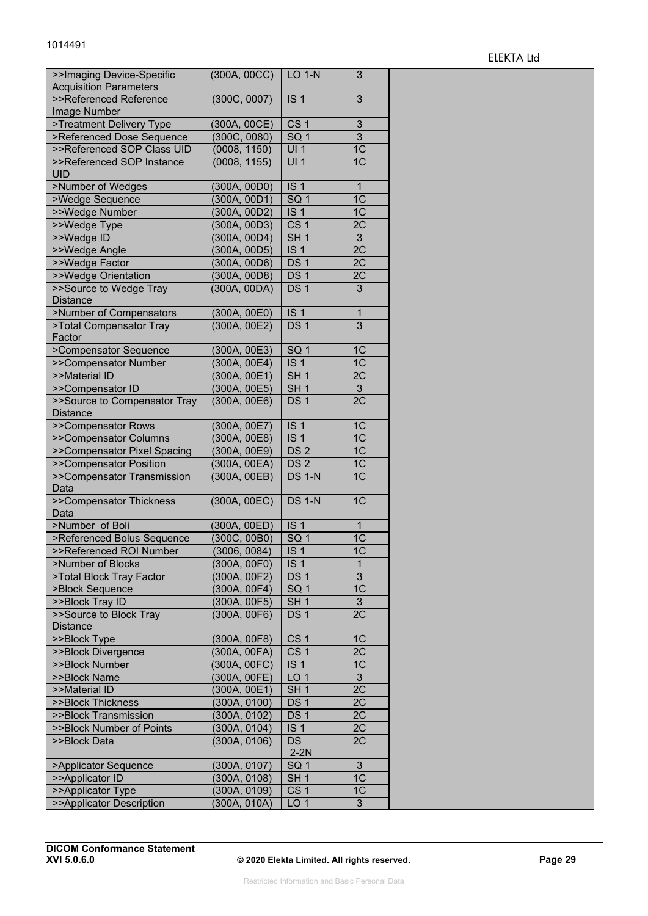| >>Imaging Device-Specific Acquisition Parameters | (300A, 00CC) | LO 1-N | 3 | |
|---|---|---|---|---|
| >>Referenced Reference Image Number | (300C, 0007) | IS 1 | 3 | |
| >Treatment Delivery Type | (300A, 00CE) | CS 1 | 3 | |
| >Referenced Dose Sequence | (300C, 0080) | SQ 1 | 3 | |
| >>Referenced SOP Class UID | (0008, 1150) | UI 1 | 1C | |
| >>Referenced SOP Instance UID | (0008, 1155) | UI 1 | 1C | |
| >Number of Wedges | (300A, 00D0) | IS 1 | 1 | |
| >Wedge Sequence | (300A, 00D1) | SQ 1 | 1C | |
| >>Wedge Number | (300A, 00D2) | IS 1 | 1C | |
| >>Wedge Type | (300A, 00D3) | CS 1 | 2C | |
| >>Wedge ID | (300A, 00D4) | SH 1 | 3 | |
| >>Wedge Angle | (300A, 00D5) | IS 1 | 2C | |
| >>Wedge Factor | (300A, 00D6) | DS 1 | 2C | |
| >>Wedge Orientation | (300A, 00D8) | DS 1 | 2C | |
| >>Source to Wedge Tray Distance | (300A, 00DA) | DS 1 | 3 | |
| >Number of Compensators | (300A, 00E0) | IS 1 | 1 | |
| >Total Compensator Tray Factor | (300A, 00E2) | DS 1 | 3 | |
| >Compensator Sequence | (300A, 00E3) | SQ 1 | 1C | |
| >>Compensator Number | (300A, 00E4) | IS 1 | 1C | |
| >>Material ID | (300A, 00E1) | SH 1 | 2C | |
| >>Compensator ID | (300A, 00E5) | SH 1 | 3 | |
| >>Source to Compensator Tray Distance | (300A, 00E6) | DS 1 | 2C | |
| >>Compensator Rows | (300A, 00E7) | IS 1 | 1C | |
| >>Compensator Columns | (300A, 00E8) | IS 1 | 1C | |
| >>Compensator Pixel Spacing | (300A, 00E9) | DS 2 | 1C | |
| >>Compensator Position | (300A, 00EA) | DS 2 | 1C | |
| >>Compensator Transmission Data | (300A, 00EB) | DS 1-N | 1C | |
| >>Compensator Thickness Data | (300A, 00EC) | DS 1-N | 1C | |
| >Number of Boli | (300A, 00ED) | IS 1 | 1 | |
| >Referenced Bolus Sequence | (300C, 00B0) | SQ 1 | 1C | |
| >>Referenced ROI Number | (3006, 0084) | IS 1 | 1C | |
| >Number of Blocks | (300A, 00F0) | IS 1 | 1 | |
| >Total Block Tray Factor | (300A, 00F2) | DS 1 | 3 | |
| >Block Sequence | (300A, 00F4) | SQ 1 | 1C | |
| >>Block Tray ID | (300A, 00F5) | SH 1 | 3 | |
| >>Source to Block Tray Distance | (300A, 00F6) | DS 1 | 2C | |
| >>Block Type | (300A, 00F8) | CS 1 | 1C | |
| >>Block Divergence | (300A, 00FA) | CS 1 | 2C | |
| >>Block Number | (300A, 00FC) | IS 1 | 1C | |
| >>Block Name | (300A, 00FE) | LO 1 | 3 | |
| >>Material ID | (300A, 00E1) | SH 1 | 2C | |
| >>Block Thickness | (300A, 0100) | DS 1 | 2C | |
| >>Block Transmission | (300A, 0102) | DS 1 | 2C | |
| >>Block Number of Points | (300A, 0104) | IS 1 | 2C | |
| >>Block Data | (300A, 0106) | DS 2-2N | 2C | |
| >Applicator Sequence | (300A, 0107) | SQ 1 | 3 | |
| >>Applicator ID | (300A, 0108) | SH 1 | 1C | |
| >>Applicator Type | (300A, 0109) | CS 1 | 1C | |
| >>Applicator Description | (300A, 010A) | LO 1 | 3 | |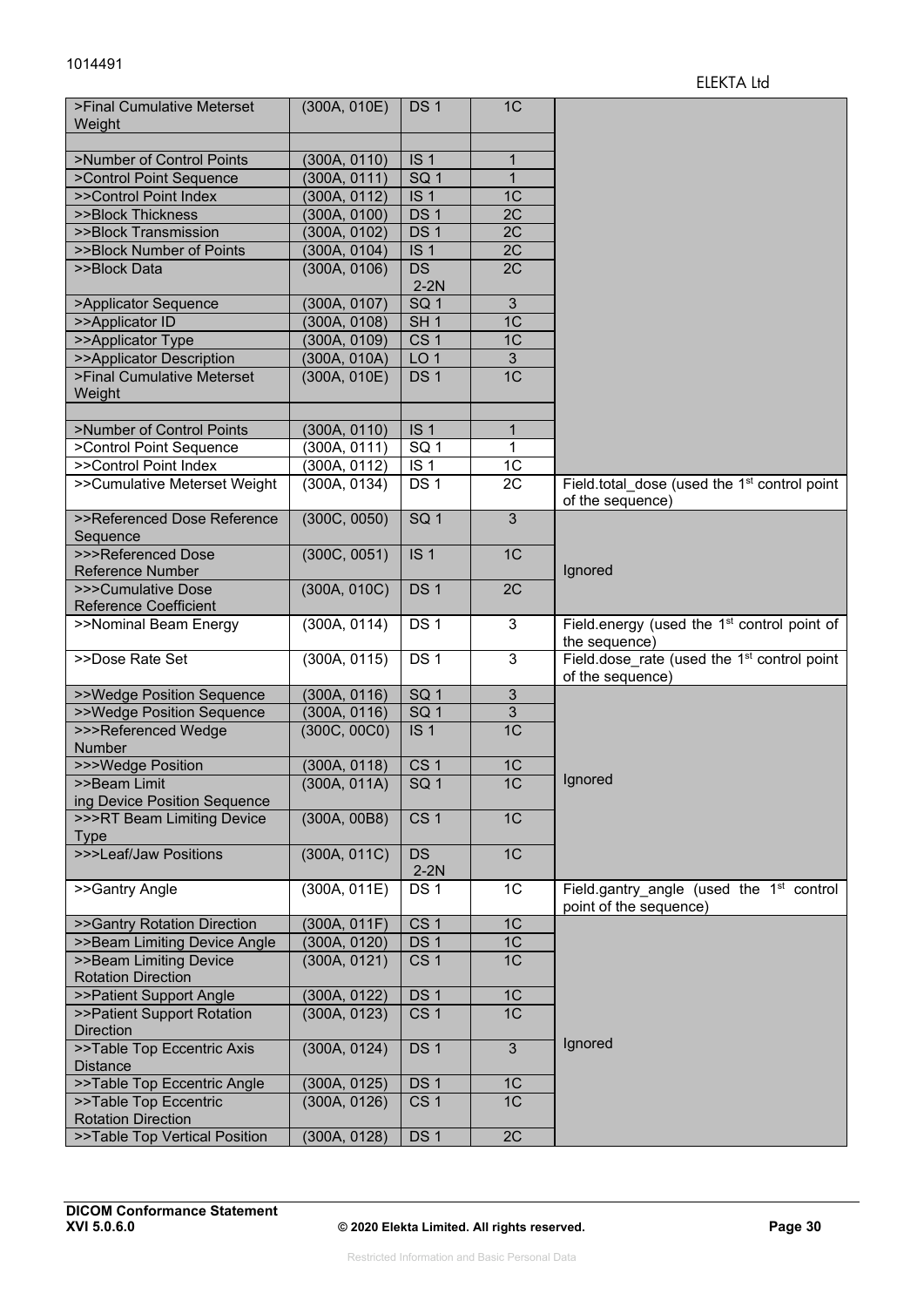| >Final Cumulative Meterset Weight | (300A, 010E) | DS 1 | 1C | |
|---|---|---|---|---|
| | | | | |
| >Number of Control Points | (300A, 0110) | IS 1 | 1 | |
| >Control Point Sequence | (300A, 0111) | SQ 1 | 1 | |
| >>Control Point Index | (300A, 0112) | IS 1 | 1C | |
| >>Block Thickness | (300A, 0100) | DS 1 | 2C | |
| >>Block Transmission | (300A, 0102) | DS 1 | 2C | |
| >>Block Number of Points | (300A, 0104) | IS 1 | 2C | |
| >>Block Data | (300A, 0106) | DS 2-2N | 2C | |
| >Applicator Sequence | (300A, 0107) | SQ 1 | 3 | |
| >>Applicator ID | (300A, 0108) | SH 1 | 1C | |
| >>Applicator Type | (300A, 0109) | CS 1 | 1C | |
| >>Applicator Description | (300A, 010A) | LO 1 | 3 | |
| >Final Cumulative Meterset Weight | (300A, 010E) | DS 1 | 1C | |
| | | | | |
| >Number of Control Points | (300A, 0110) | IS 1 | 1 | |
| >Control Point Sequence | (300A, 0111) | SQ 1 | 1 | |
| >>Control Point Index | (300A, 0112) | IS 1 | 1C | |
| >>Cumulative Meterset Weight | (300A, 0134) | DS 1 | 2C | Field.total_dose (used the 1st control point of the sequence) |
| >>Referenced Dose Reference Sequence | (300C, 0050) | SQ 1 | 3 | Ignored |
| >>>Referenced Dose Reference Number | (300C, 0051) | IS 1 | 1C | |
| >>>Cumulative Dose Reference Coefficient | (300A, 010C) | DS 1 | 2C | |
| >>Nominal Beam Energy | (300A, 0114) | DS 1 | 3 | Field.energy (used the 1st control point of the sequence) |
| >>Dose Rate Set | (300A, 0115) | DS 1 | 3 | Field.dose_rate (used the 1st control point of the sequence) |
| >>Wedge Position Sequence | (300A, 0116) | SQ 1 | 3 | Ignored |
| >>Wedge Position Sequence | (300A, 0116) | SQ 1 | 3 | |
| >>>Referenced Wedge Number | (300C, 00C0) | IS 1 | 1C | |
| >>>Wedge Position | (300A, 0118) | CS 1 | 1C | |
| >>Beam Limiting Device Position Sequence | (300A, 011A) | SQ 1 | 1C | |
| >>>RT Beam Limiting Device Type | (300A, 00B8) | CS 1 | 1C | |
| >>>Leaf/Jaw Positions | (300A, 011C) | DS 2-2N | 1C | |
| >>Gantry Angle | (300A, 011E) | DS 1 | 1C | Field.gantry_angle (used the 1st control point of the sequence) |
| >>Gantry Rotation Direction | (300A, 011F) | CS 1 | 1C | Ignored |
| >>Beam Limiting Device Angle | (300A, 0120) | DS 1 | 1C | |
| >>Beam Limiting Device Rotation Direction | (300A, 0121) | CS 1 | 1C | |
| >>Patient Support Angle | (300A, 0122) | DS 1 | 1C | |
| >>Patient Support Rotation Direction | (300A, 0123) | CS 1 | 1C | |
| >>Table Top Eccentric Axis Distance | (300A, 0124) | DS 1 | 3 | |
| >>Table Top Eccentric Angle | (300A, 0125) | DS 1 | 1C | |
| >>Table Top Eccentric Rotation Direction | (300A, 0126) | CS 1 | 1C | |
| >>Table Top Vertical Position | (300A, 0128) | DS 1 | 2C | |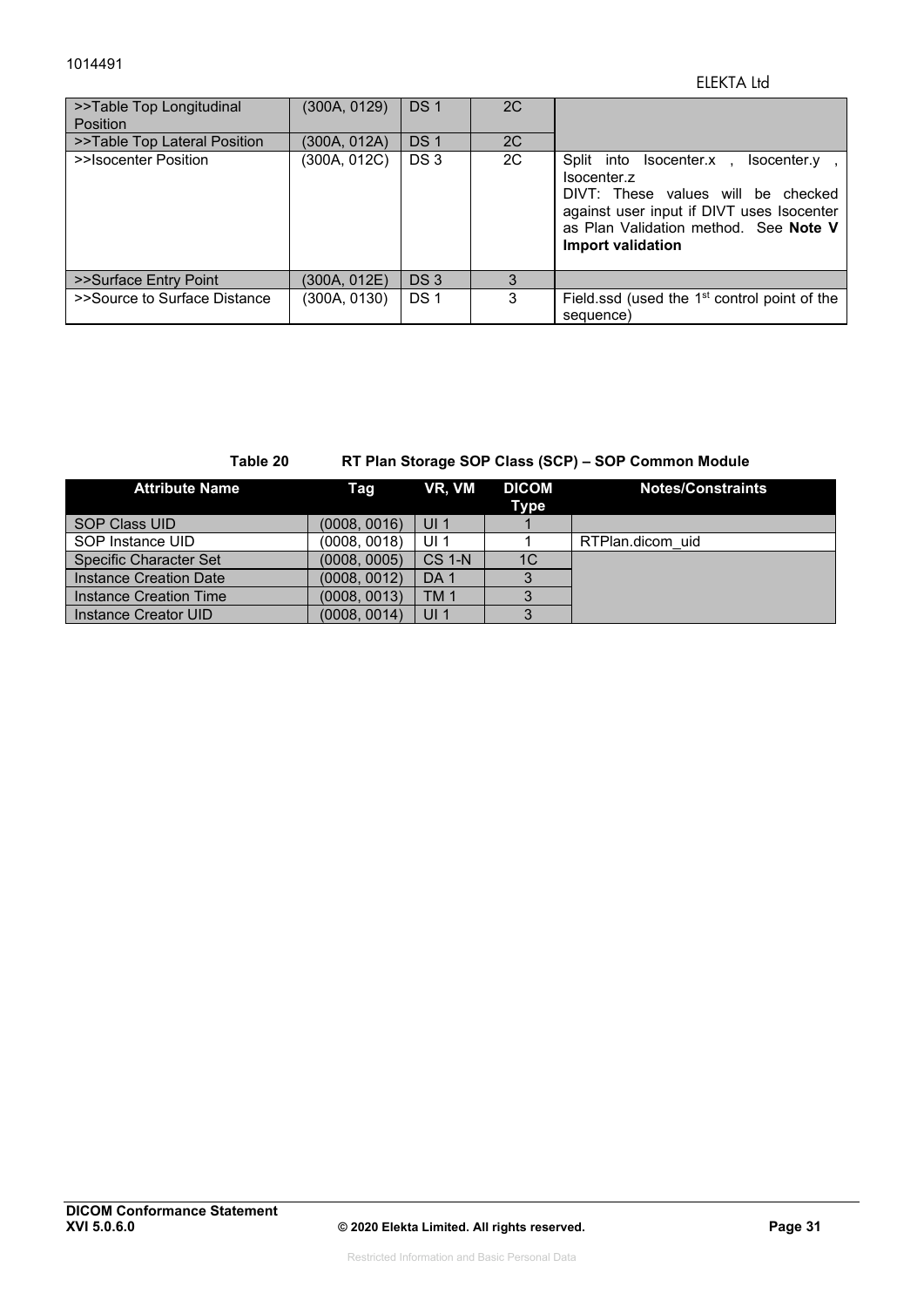| >>Table Top Longitudinal Position | (300A, 0129) | DS 1 | 2C | |
|---|---|---|---|---|
| >>Table Top Lateral Position | (300A, 012A) | DS 1 | 2C | |
| >>Isocenter Position | (300A, 012C) | DS 3 | 2C | Split into Isocenter.x , Isocenter.y , Isocenter.z<br>DIVT: These values will be checked against user input if DIVT uses Isocenter as Plan Validation method. See **Note V Import validation** |
| >>Surface Entry Point | (300A, 012E) | DS 3 | 3 | |
| >>Source to Surface Distance | (300A, 0130) | DS 1 | 3 | Field.ssd (used the 1st control point of the sequence) |

**Table 20 RT Plan Storage SOP Class (SCP) – SOP Common Module**

| Attribute Name | Tag | VR, VM | DICOM Type | Notes/Constraints |
|---|---|---|---|---|
| SOP Class UID | (0008, 0016) | UI 1 | 1 | |
| SOP Instance UID | (0008, 0018) | UI 1 | 1 | RTPlan.dicom_uid |
| Specific Character Set | (0008, 0005) | CS 1-N | 1C | |
| Instance Creation Date | (0008, 0012) | DA 1 | 3 | |
| Instance Creation Time | (0008, 0013) | TM 1 | 3 | |
| Instance Creator UID | (0008, 0014) | UI 1 | 3 | |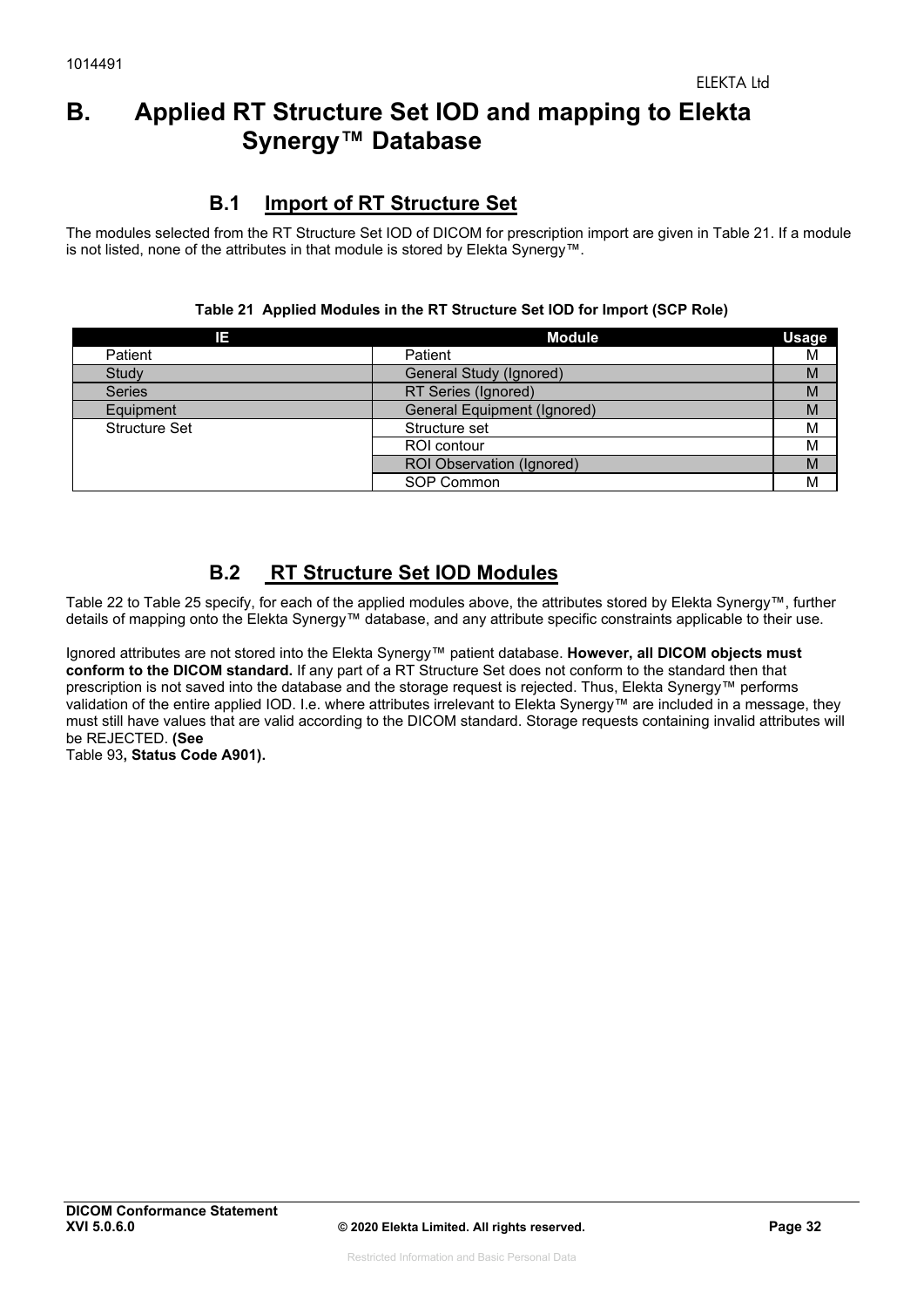# B. Applied RT Structure Set IOD and mapping to Elekta Synergy™ Database

## B.1 Import of RT Structure Set

The modules selected from the RT Structure Set IOD of DICOM for prescription import are given in Table 21. If a module is not listed, none of the attributes in that module is stored by Elekta Synergy™.

**Table 21 Applied Modules in the RT Structure Set IOD for Import (SCP Role)**

| IE | Module | Usage |
|---|---|---|
| Patient | Patient | M |
| Study | General Study (Ignored) | M |
| Series | RT Series (Ignored) | M |
| Equipment | General Equipment (Ignored) | M |
| Structure Set | Structure set | M |
| | ROI contour | M |
| | ROI Observation (Ignored) | M |
| | SOP Common | M |

## B.2 RT Structure Set IOD Modules

Table 22 to Table 25 specify, for each of the applied modules above, the attributes stored by Elekta Synergy™, further details of mapping onto the Elekta Synergy™ database, and any attribute specific constraints applicable to their use.

Ignored attributes are not stored into the Elekta Synergy™ patient database. **However, all DICOM objects must conform to the DICOM standard.** If any part of a RT Structure Set does not conform to the standard then that prescription is not saved into the database and the storage request is rejected. Thus, Elekta Synergy™ performs validation of the entire applied IOD. I.e. where attributes irrelevant to Elekta Synergy™ are included in a message, they must still have values that are valid according to the DICOM standard. Storage requests containing invalid attributes will be REJECTED. **(See** Table 93**, Status Code A901).**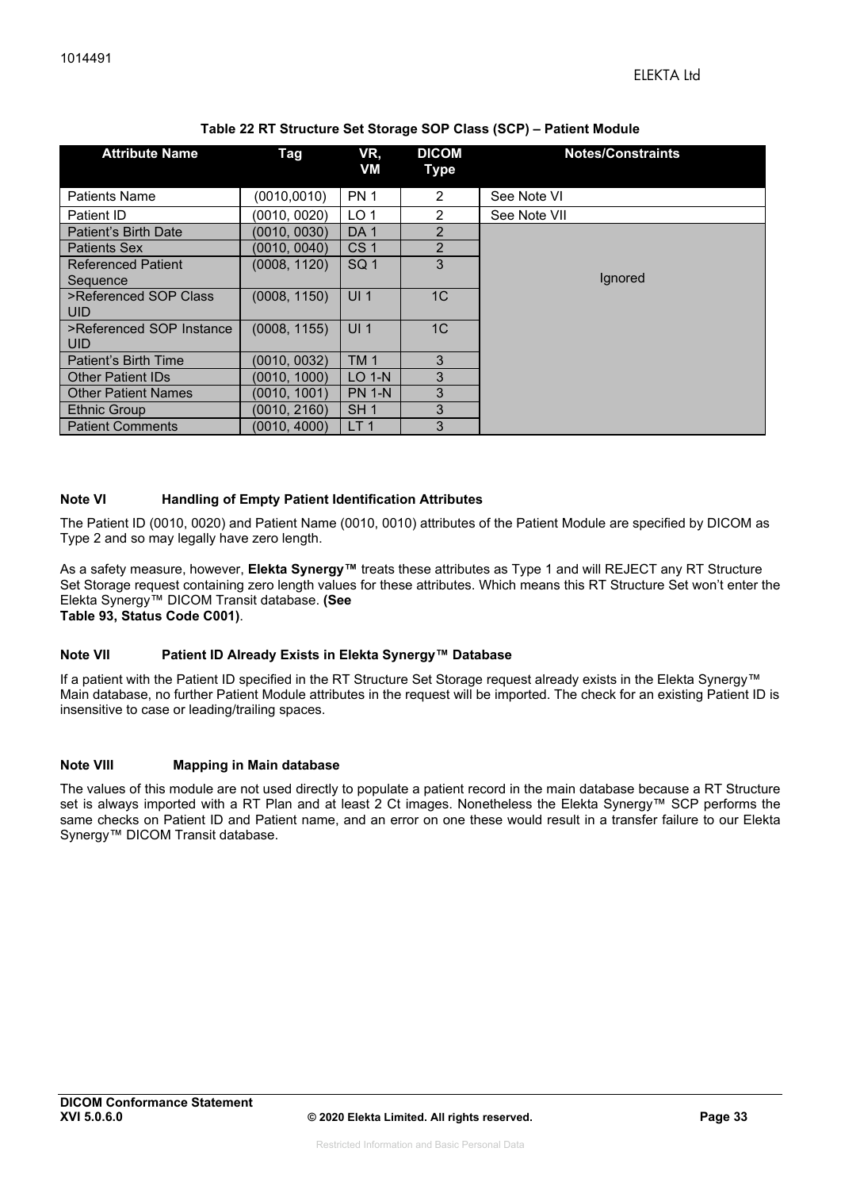**Table 22 RT Structure Set Storage SOP Class (SCP) – Patient Module**

| Attribute Name | Tag | VR, VM | DICOM Type | Notes/Constraints |
|---|---|---|---|---|
| Patients Name | (0010,0010) | PN 1 | 2 | See Note VI |
| Patient ID | (0010, 0020) | LO 1 | 2 | See Note VII |
| Patient's Birth Date | (0010, 0030) | DA 1 | 2 | Ignored |
| Patients Sex | (0010, 0040) | CS 1 | 2 | |
| Referenced Patient Sequence | (0008, 1120) | SQ 1 | 3 | |
| >Referenced SOP Class UID | (0008, 1150) | UI 1 | 1C | |
| >Referenced SOP Instance UID | (0008, 1155) | UI 1 | 1C | |
| Patient's Birth Time | (0010, 0032) | TM 1 | 3 | |
| Other Patient IDs | (0010, 1000) | LO 1-N | 3 | |
| Other Patient Names | (0010, 1001) | PN 1-N | 3 | |
| Ethnic Group | (0010, 2160) | SH 1 | 3 | |
| Patient Comments | (0010, 4000) | LT 1 | 3 | |

**Note VI Handling of Empty Patient Identification Attributes**

The Patient ID (0010, 0020) and Patient Name (0010, 0010) attributes of the Patient Module are specified by DICOM as Type 2 and so may legally have zero length.

As a safety measure, however, **Elekta Synergy™** treats these attributes as Type 1 and will REJECT any RT Structure Set Storage request containing zero length values for these attributes. Which means this RT Structure Set won't enter the Elekta Synergy™ DICOM Transit database. **(See Table 93, Status Code C001)**.

**Note VII Patient ID Already Exists in Elekta Synergy™ Database**

If a patient with the Patient ID specified in the RT Structure Set Storage request already exists in the Elekta Synergy™ Main database, no further Patient Module attributes in the request will be imported. The check for an existing Patient ID is insensitive to case or leading/trailing spaces.

**Note VIII Mapping in Main database**

The values of this module are not used directly to populate a patient record in the main database because a RT Structure set is always imported with a RT Plan and at least 2 Ct images. Nonetheless the Elekta Synergy™ SCP performs the same checks on Patient ID and Patient name, and an error on one these would result in a transfer failure to our Elekta Synergy™ DICOM Transit database.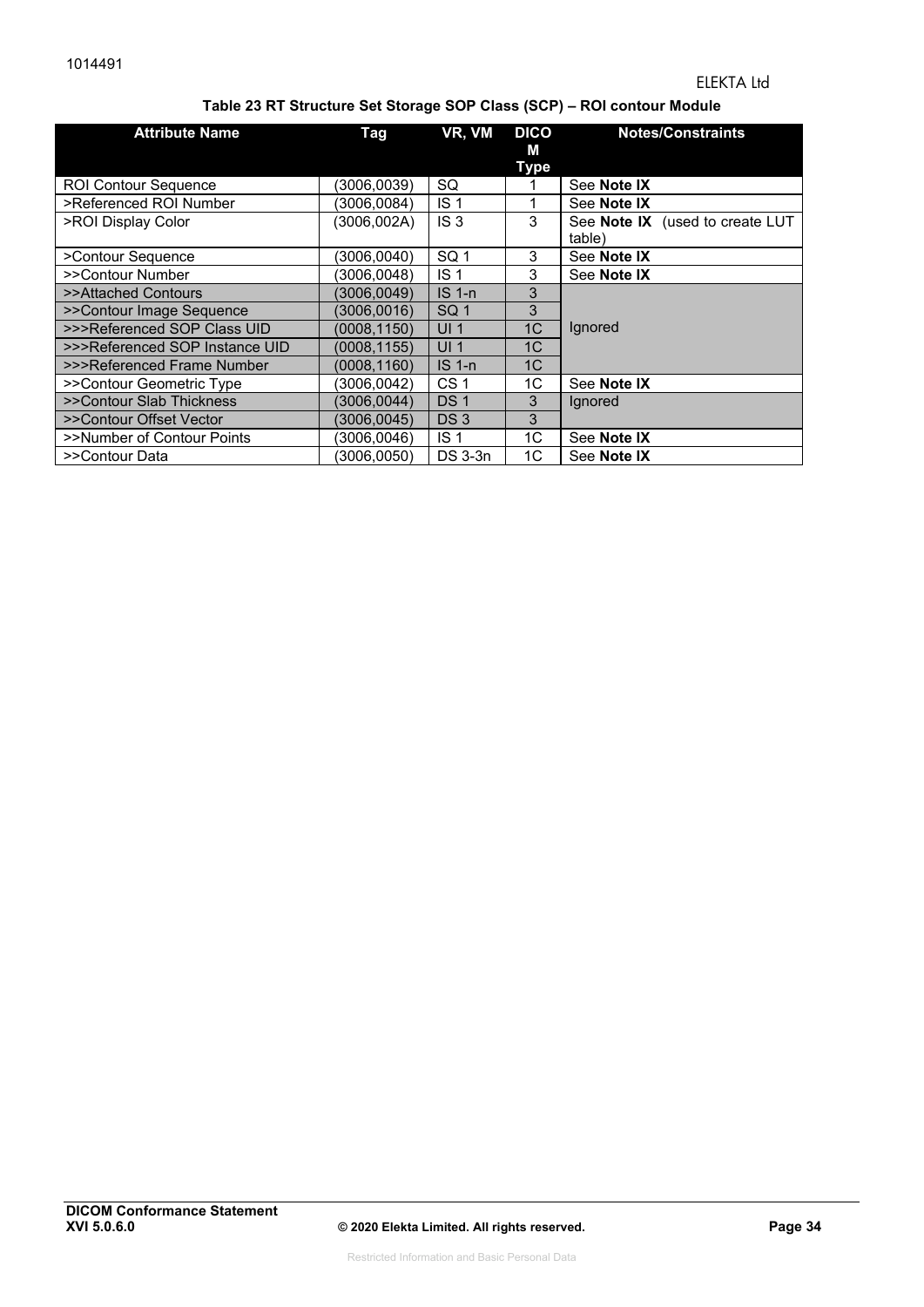**Table 23 RT Structure Set Storage SOP Class (SCP) – ROI contour Module**

| Attribute Name | Tag | VR, VM | DICOM Type | Notes/Constraints |
|---|---|---|---|---|
| ROI Contour Sequence | (3006,0039) | SQ | 1 | See **Note IX** |
| >Referenced ROI Number | (3006,0084) | IS 1 | 1 | See **Note IX** |
| >ROI Display Color | (3006,002A) | IS 3 | 3 | See **Note IX** (used to create LUT table) |
| >Contour Sequence | (3006,0040) | SQ 1 | 3 | See **Note IX** |
| >>Contour Number | (3006,0048) | IS 1 | 3 | See **Note IX** |
| >>Attached Contours | (3006,0049) | IS 1-n | 3 | Ignored |
| >>Contour Image Sequence | (3006,0016) | SQ 1 | 3 | |
| >>>Referenced SOP Class UID | (0008,1150) | UI 1 | 1C | |
| >>>Referenced SOP Instance UID | (0008,1155) | UI 1 | 1C | |
| >>>Referenced Frame Number | (0008,1160) | IS 1-n | 1C | |
| >>Contour Geometric Type | (3006,0042) | CS 1 | 1C | See **Note IX** |
| >>Contour Slab Thickness | (3006,0044) | DS 1 | 3 | Ignored |
| >>Contour Offset Vector | (3006,0045) | DS 3 | 3 | |
| >>Number of Contour Points | (3006,0046) | IS 1 | 1C | See **Note IX** |
| >>Contour Data | (3006,0050) | DS 3-3n | 1C | See **Note IX** |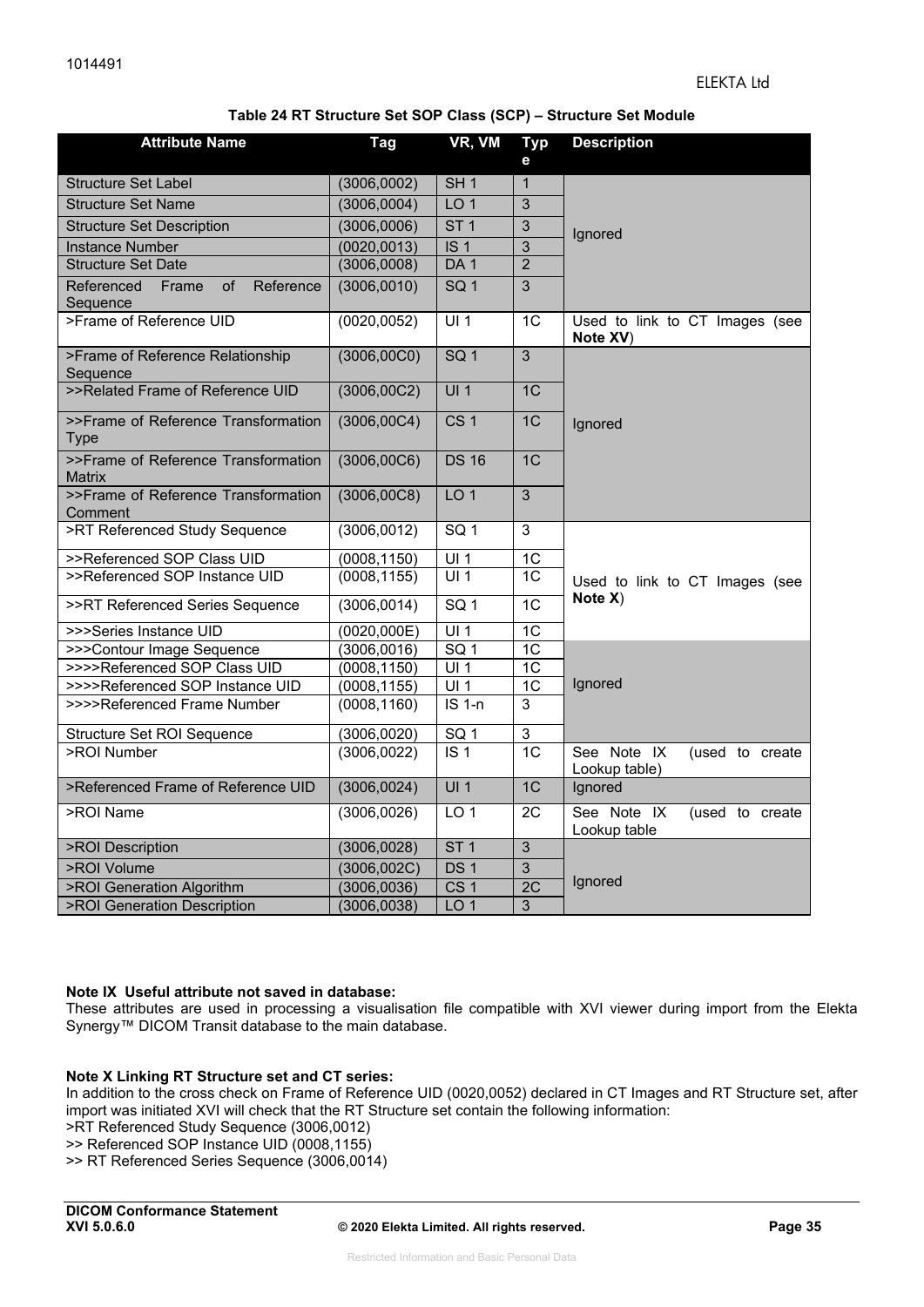**Table 24 RT Structure Set SOP Class (SCP) – Structure Set Module**

| Attribute Name | Tag | VR, VM | Type | Description |
|---|---|---|---|---|
| Structure Set Label | (3006,0002) | SH 1 | 1 | Ignored |
| Structure Set Name | (3006,0004) | LO 1 | 3 | |
| Structure Set Description | (3006,0006) | ST 1 | 3 | |
| Instance Number | (0020,0013) | IS 1 | 3 | |
| Structure Set Date | (3006,0008) | DA 1 | 2 | |
| Referenced Frame of Reference Sequence | (3006,0010) | SQ 1 | 3 | |
| >Frame of Reference UID | (0020,0052) | UI 1 | 1C | Used to link to CT Images (see **Note XV**) |
| >Frame of Reference Relationship Sequence | (3006,00C0) | SQ 1 | 3 | Ignored |
| >>Related Frame of Reference UID | (3006,00C2) | UI 1 | 1C | |
| >>Frame of Reference Transformation Type | (3006,00C4) | CS 1 | 1C | |
| >>Frame of Reference Transformation Matrix | (3006,00C6) | DS 16 | 1C | |
| >>Frame of Reference Transformation Comment | (3006,00C8) | LO 1 | 3 | |
| >RT Referenced Study Sequence | (3006,0012) | SQ 1 | 3 | Used to link to CT Images (see **Note X**) |
| >>Referenced SOP Class UID | (0008,1150) | UI 1 | 1C | |
| >>Referenced SOP Instance UID | (0008,1155) | UI 1 | 1C | |
| >>RT Referenced Series Sequence | (3006,0014) | SQ 1 | 1C | |
| >>>Series Instance UID | (0020,000E) | UI 1 | 1C | |
| >>>Contour Image Sequence | (3006,0016) | SQ 1 | 1C | Ignored |
| >>>>Referenced SOP Class UID | (0008,1150) | UI 1 | 1C | |
| >>>>Referenced SOP Instance UID | (0008,1155) | UI 1 | 1C | |
| >>>>Referenced Frame Number | (0008,1160) | IS 1-n | 3 | |
| Structure Set ROI Sequence | (3006,0020) | SQ 1 | 3 | |
| >ROI Number | (3006,0022) | IS 1 | 1C | See Note IX (used to create Lookup table) |
| >Referenced Frame of Reference UID | (3006,0024) | UI 1 | 1C | Ignored |
| >ROI Name | (3006,0026) | LO 1 | 2C | See Note IX (used to create Lookup table |
| >ROI Description | (3006,0028) | ST 1 | 3 | Ignored |
| >ROI Volume | (3006,002C) | DS 1 | 3 | |
| >ROI Generation Algorithm | (3006,0036) | CS 1 | 2C | |
| >ROI Generation Description | (3006,0038) | LO 1 | 3 | |

**Note IX Useful attribute not saved in database:**
These attributes are used in processing a visualisation file compatible with XVI viewer during import from the Elekta Synergy™ DICOM Transit database to the main database.

**Note X Linking RT Structure set and CT series:**
In addition to the cross check on Frame of Reference UID (0020,0052) declared in CT Images and RT Structure set, after import was initiated XVI will check that the RT Structure set contain the following information:
>RT Referenced Study Sequence (3006,0012)
>> Referenced SOP Instance UID (0008,1155)
>> RT Referenced Series Sequence (3006,0014)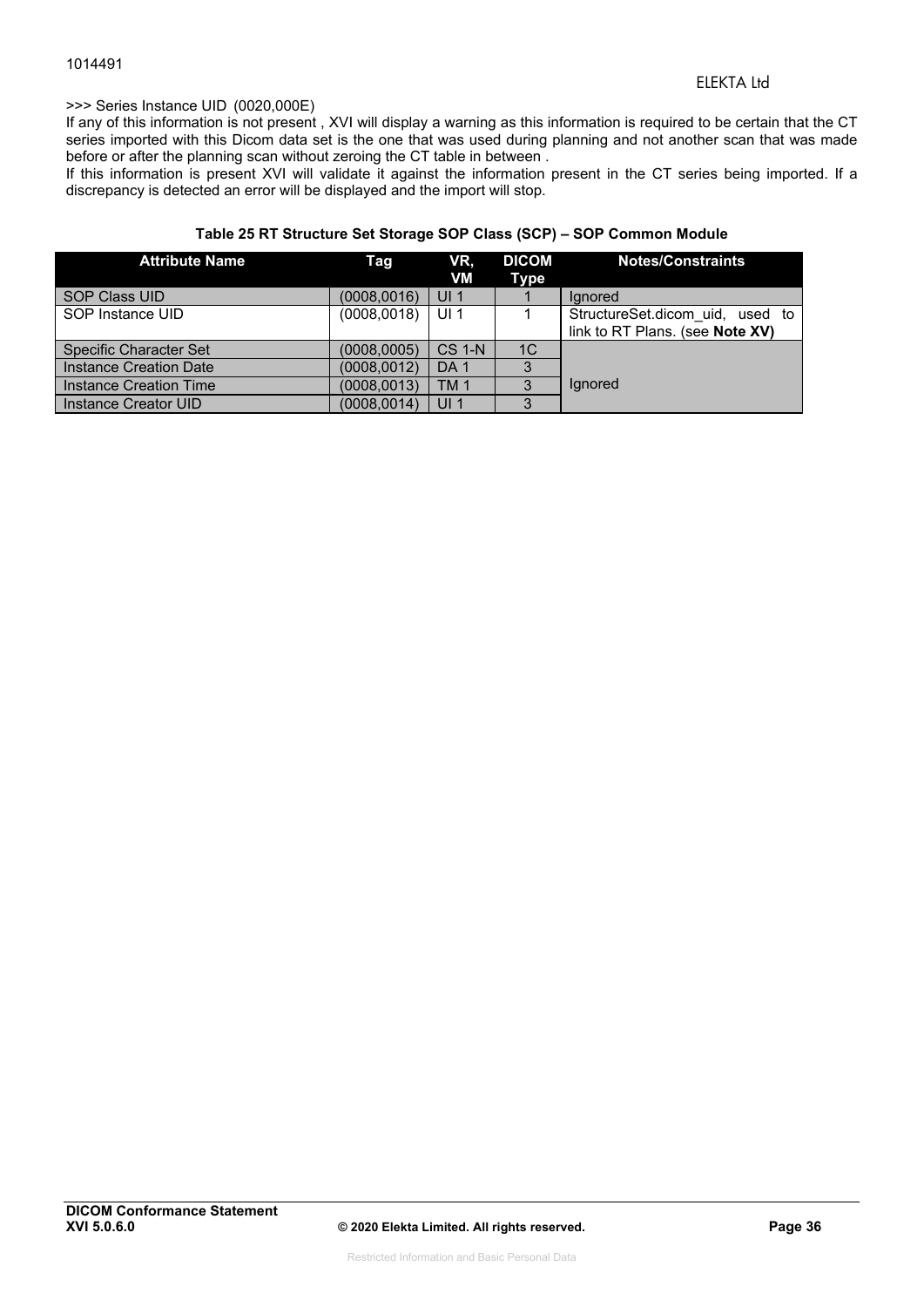>>> Series Instance UID (0020,000E)

If any of this information is not present , XVI will display a warning as this information is required to be certain that the CT series imported with this Dicom data set is the one that was used during planning and not another scan that was made before or after the planning scan without zeroing the CT table in between .

If this information is present XVI will validate it against the information present in the CT series being imported. If a discrepancy is detected an error will be displayed and the import will stop.

**Table 25 RT Structure Set Storage SOP Class (SCP) – SOP Common Module**

| Attribute Name | Tag | VR, VM | DICOM Type | Notes/Constraints |
|---|---|---|---|---|
| SOP Class UID | (0008,0016) | UI 1 | 1 | Ignored |
| SOP Instance UID | (0008,0018) | UI 1 | 1 | StructureSet.dicom_uid, used to link to RT Plans. (see **Note XV)** |
| Specific Character Set | (0008,0005) | CS 1-N | 1C | Ignored |
| Instance Creation Date | (0008,0012) | DA 1 | 3 | |
| Instance Creation Time | (0008,0013) | TM 1 | 3 | |
| Instance Creator UID | (0008,0014) | UI 1 | 3 | |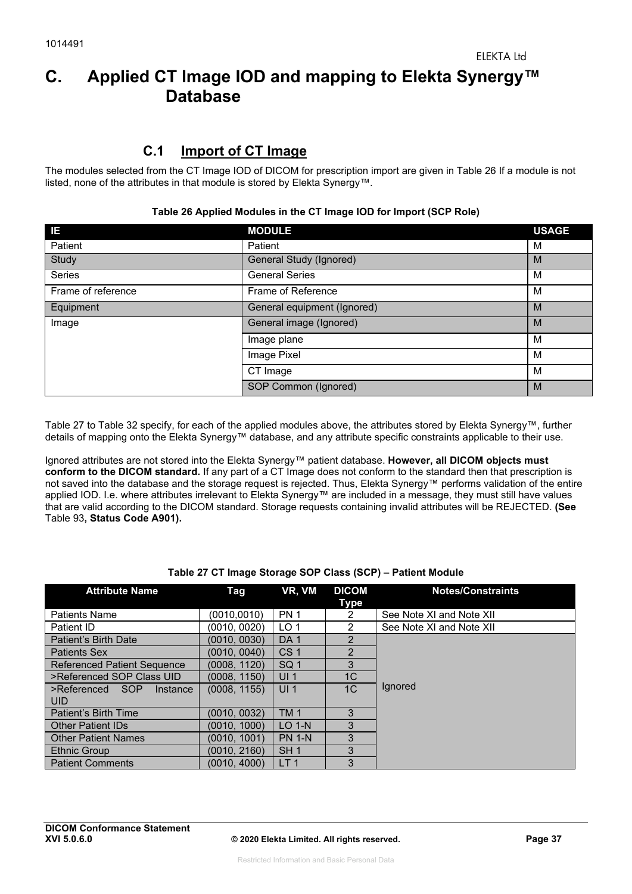# C. Applied CT Image IOD and mapping to Elekta Synergy™ Database

## C.1 Import of CT Image

The modules selected from the CT Image IOD of DICOM for prescription import are given in Table 26 If a module is not listed, none of the attributes in that module is stored by Elekta Synergy™.

**Table 26 Applied Modules in the CT Image IOD for Import (SCP Role)**

| IE | MODULE | USAGE |
|---|---|---|
| Patient | Patient | M |
| Study | General Study (Ignored) | M |
| Series | General Series | M |
| Frame of reference | Frame of Reference | M |
| Equipment | General equipment (Ignored) | M |
| Image | General image (Ignored) | M |
| | Image plane | M |
| | Image Pixel | M |
| | CT Image | M |
| | SOP Common (Ignored) | M |

Table 27 to Table 32 specify, for each of the applied modules above, the attributes stored by Elekta Synergy™, further details of mapping onto the Elekta Synergy™ database, and any attribute specific constraints applicable to their use.

Ignored attributes are not stored into the Elekta Synergy™ patient database. **However, all DICOM objects must conform to the DICOM standard.** If any part of a CT Image does not conform to the standard then that prescription is not saved into the database and the storage request is rejected. Thus, Elekta Synergy™ performs validation of the entire applied IOD. I.e. where attributes irrelevant to Elekta Synergy™ are included in a message, they must still have values that are valid according to the DICOM standard. Storage requests containing invalid attributes will be REJECTED. **(See** Table 93**, Status Code A901).**

**Table 27 CT Image Storage SOP Class (SCP) – Patient Module**

| Attribute Name | Tag | VR, VM | DICOM Type | Notes/Constraints |
|---|---|---|---|---|
| Patients Name | (0010,0010) | PN 1 | 2 | See Note XI and Note XII |
| Patient ID | (0010, 0020) | LO 1 | 2 | See Note XI and Note XII |
| Patient's Birth Date | (0010, 0030) | DA 1 | 2 | Ignored |
| Patients Sex | (0010, 0040) | CS 1 | 2 | |
| Referenced Patient Sequence | (0008, 1120) | SQ 1 | 3 | |
| >Referenced SOP Class UID | (0008, 1150) | UI 1 | 1C | |
| >Referenced SOP Instance UID | (0008, 1155) | UI 1 | 1C | |
| Patient's Birth Time | (0010, 0032) | TM 1 | 3 | |
| Other Patient IDs | (0010, 1000) | LO 1-N | 3 | |
| Other Patient Names | (0010, 1001) | PN 1-N | 3 | |
| Ethnic Group | (0010, 2160) | SH 1 | 3 | |
| Patient Comments | (0010, 4000) | LT 1 | 3 | |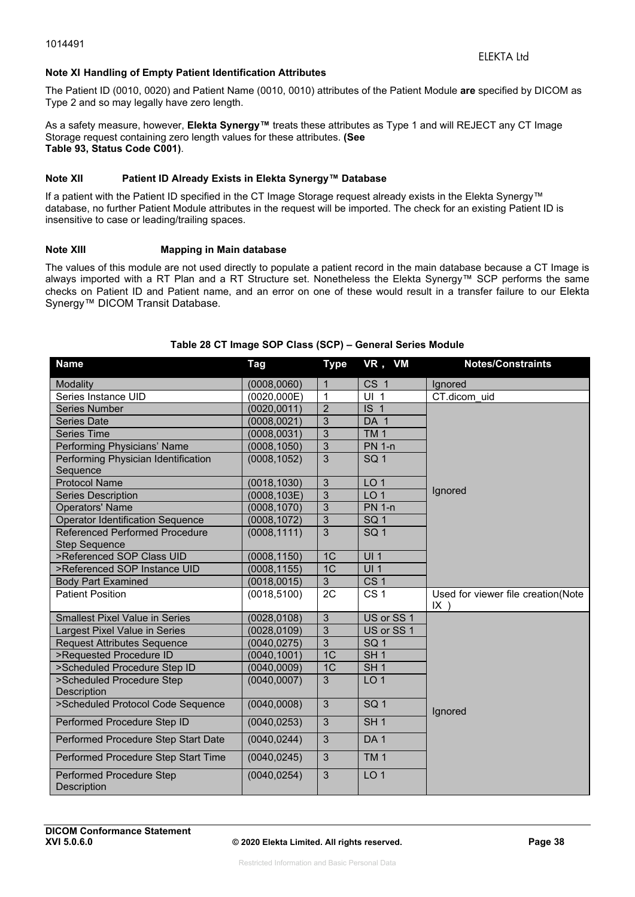### Note XI Handling of Empty Patient Identification Attributes

The Patient ID (0010, 0020) and Patient Name (0010, 0010) attributes of the Patient Module **are** specified by DICOM as Type 2 and so may legally have zero length.

As a safety measure, however, **Elekta Synergy™** treats these attributes as Type 1 and will REJECT any CT Image Storage request containing zero length values for these attributes. **(See Table 93, Status Code C001)**.

### Note XII Patient ID Already Exists in Elekta Synergy™ Database

If a patient with the Patient ID specified in the CT Image Storage request already exists in the Elekta Synergy™ database, no further Patient Module attributes in the request will be imported. The check for an existing Patient ID is insensitive to case or leading/trailing spaces.

### Note XIII Mapping in Main database

The values of this module are not used directly to populate a patient record in the main database because a CT Image is always imported with a RT Plan and a RT Structure set. Nonetheless the Elekta Synergy™ SCP performs the same checks on Patient ID and Patient name, and an error on one of these would result in a transfer failure to our Elekta Synergy™ DICOM Transit Database.

**Table 28 CT Image SOP Class (SCP) – General Series Module**

| Name | Tag | Type | VR , VM | Notes/Constraints |
|---|---|---|---|---|
| Modality | (0008,0060) | 1 | CS 1 | Ignored |
| Series Instance UID | (0020,000E) | 1 | UI 1 | CT.dicom_uid |
| Series Number | (0020,0011) | 2 | IS 1 | Ignored |
| Series Date | (0008,0021) | 3 | DA 1 | |
| Series Time | (0008,0031) | 3 | TM 1 | |
| Performing Physicians' Name | (0008,1050) | 3 | PN 1-n | |
| Performing Physician Identification Sequence | (0008,1052) | 3 | SQ 1 | |
| Protocol Name | (0018,1030) | 3 | LO 1 | |
| Series Description | (0008,103E) | 3 | LO 1 | |
| Operators' Name | (0008,1070) | 3 | PN 1-n | |
| Operator Identification Sequence | (0008,1072) | 3 | SQ 1 | |
| Referenced Performed Procedure Step Sequence | (0008,1111) | 3 | SQ 1 | |
| >Referenced SOP Class UID | (0008,1150) | 1C | UI 1 | |
| >Referenced SOP Instance UID | (0008,1155) | 1C | UI 1 | |
| Body Part Examined | (0018,0015) | 3 | CS 1 | |
| Patient Position | (0018,5100) | 2C | CS 1 | Used for viewer file creation(Note IX ) |
| Smallest Pixel Value in Series | (0028,0108) | 3 | US or SS 1 | Ignored |
| Largest Pixel Value in Series | (0028,0109) | 3 | US or SS 1 | |
| Request Attributes Sequence | (0040,0275) | 3 | SQ 1 | |
| >Requested Procedure ID | (0040,1001) | 1C | SH 1 | |
| >Scheduled Procedure Step ID | (0040,0009) | 1C | SH 1 | |
| >Scheduled Procedure Step Description | (0040,0007) | 3 | LO 1 | |
| >Scheduled Protocol Code Sequence | (0040,0008) | 3 | SQ 1 | |
| Performed Procedure Step ID | (0040,0253) | 3 | SH 1 | |
| Performed Procedure Step Start Date | (0040,0244) | 3 | DA 1 | |
| Performed Procedure Step Start Time | (0040,0245) | 3 | TM 1 | |
| Performed Procedure Step Description | (0040,0254) | 3 | LO 1 | |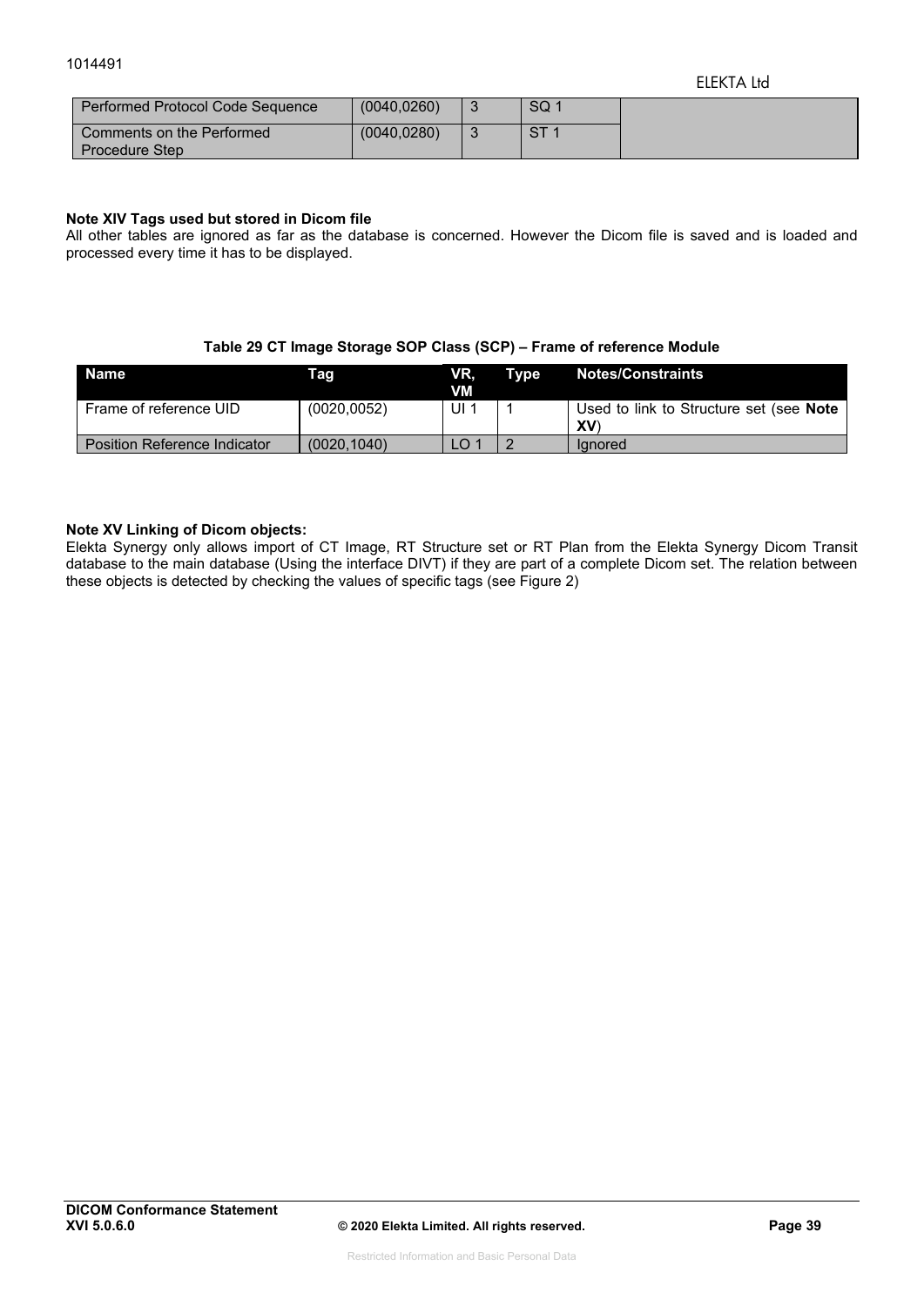| Performed Protocol Code Sequence | (0040,0260) | 3 | SQ 1 | |
|---|---|---|---|---|
| Comments on the Performed Procedure Step | (0040,0280) | 3 | ST 1 | |

**Note XIV Tags used but stored in Dicom file**
All other tables are ignored as far as the database is concerned. However the Dicom file is saved and is loaded and processed every time it has to be displayed.

**Table 29 CT Image Storage SOP Class (SCP) – Frame of reference Module**

| Name | Tag | VR, VM | Type | Notes/Constraints |
|---|---|---|---|---|
| Frame of reference UID | (0020,0052) | UI 1 | 1 | Used to link to Structure set (see **Note XV**) |
| Position Reference Indicator | (0020,1040) | LO 1 | 2 | Ignored |

**Note XV Linking of Dicom objects:**
Elekta Synergy only allows import of CT Image, RT Structure set or RT Plan from the Elekta Synergy Dicom Transit database to the main database (Using the interface DIVT) if they are part of a complete Dicom set. The relation between these objects is detected by checking the values of specific tags (see Figure 2)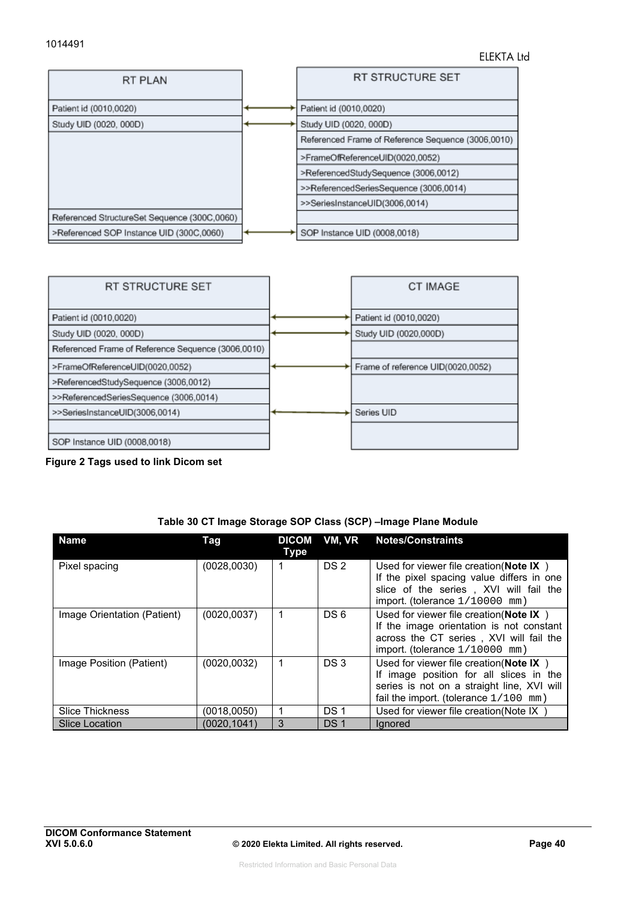| RT PLAN | | RT STRUCTURE SET |
|---|---|---|
| Patient id (0010,0020) | ↔ | Patient id (0010,0020) |
| Study UID (0020, 000D) | ↔ | Study UID (0020, 000D) |
| | | Referenced Frame of Reference Sequence (3006,0010) |
| | | >FrameOfReferenceUID(0020,0052) |
| | | >ReferencedStudySequence (3006,0012) |
| | | >>ReferencedSeriesSequence (3006,0014) |
| | | >>SeriesInstanceUID(3006,0014) |
| Referenced StructureSet Sequence (300C,0060) | | |
| >Referenced SOP Instance UID (300C,0060) | ↔ | SOP Instance UID (0008,0018) |

| RT STRUCTURE SET | | CT IMAGE |
|---|---|---|
| Patient id (0010,0020) | ↔ | Patient id (0010,0020) |
| Study UID (0020, 000D) | ↔ | Study UID (0020,000D) |
| Referenced Frame of Reference Sequence (3006,0010) | | |
| >FrameOfReferenceUID(0020,0052) | ↔ | Frame of reference UID(0020,0052) |
| >ReferencedStudySequence (3006,0012) | | |
| >>ReferencedSeriesSequence (3006,0014) | | |
| >>SeriesInstanceUID(3006,0014) | ↔ | Series UID |
| | | |
| SOP Instance UID (0008,0018) | | |

**Figure 2 Tags used to link Dicom set**

**Table 30 CT Image Storage SOP Class (SCP) –Image Plane Module**

| Name | Tag | DICOM Type | VM, VR | Notes/Constraints |
|---|---|---|---|---|
| Pixel spacing | (0028,0030) | 1 | DS 2 | Used for viewer file creation(**Note IX** ) If the pixel spacing value differs in one slice of the series , XVI will fail the import. (tolerance `1/10000 mm`) |
| Image Orientation (Patient) | (0020,0037) | 1 | DS 6 | Used for viewer file creation(**Note IX** ) If the image orientation is not constant across the CT series , XVI will fail the import. (tolerance `1/10000 mm`) |
| Image Position (Patient) | (0020,0032) | 1 | DS 3 | Used for viewer file creation(**Note IX** ) If image position for all slices in the series is not on a straight line, XVI will fail the import. (tolerance `1/100 mm`) |
| Slice Thickness | (0018,0050) | 1 | DS 1 | Used for viewer file creation(Note IX ) |
| Slice Location | (0020,1041) | 3 | DS 1 | Ignored |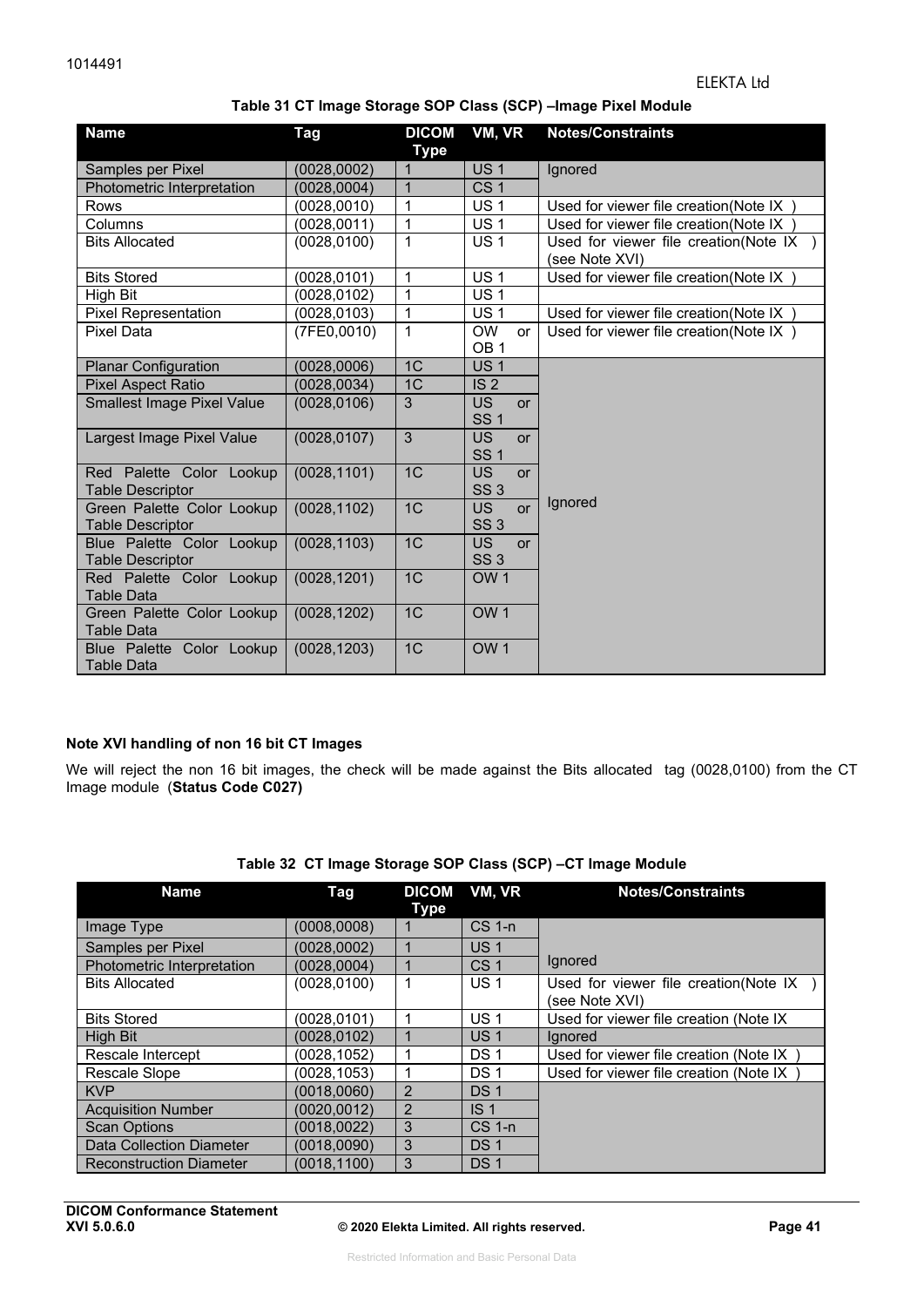**Table 31 CT Image Storage SOP Class (SCP) –Image Pixel Module**

| Name | Tag | DICOM Type | VM, VR | Notes/Constraints |
|---|---|---|---|---|
| Samples per Pixel | (0028,0002) | 1 | US 1 | Ignored |
| Photometric Interpretation | (0028,0004) | 1 | CS 1 | |
| Rows | (0028,0010) | 1 | US 1 | Used for viewer file creation(Note IX ) |
| Columns | (0028,0011) | 1 | US 1 | Used for viewer file creation(Note IX ) |
| Bits Allocated | (0028,0100) | 1 | US 1 | Used for viewer file creation(Note IX ) (see Note XVI) |
| Bits Stored | (0028,0101) | 1 | US 1 | Used for viewer file creation(Note IX ) |
| High Bit | (0028,0102) | 1 | US 1 | |
| Pixel Representation | (0028,0103) | 1 | US 1 | Used for viewer file creation(Note IX ) |
| Pixel Data | (7FE0,0010) | 1 | OW or OB 1 | Used for viewer file creation(Note IX ) |
| Planar Configuration | (0028,0006) | 1C | US 1 | Ignored |
| Pixel Aspect Ratio | (0028,0034) | 1C | IS 2 | |
| Smallest Image Pixel Value | (0028,0106) | 3 | US or SS 1 | |
| Largest Image Pixel Value | (0028,0107) | 3 | US or SS 1 | |
| Red Palette Color Lookup Table Descriptor | (0028,1101) | 1C | US or SS 3 | |
| Green Palette Color Lookup Table Descriptor | (0028,1102) | 1C | US or SS 3 | |
| Blue Palette Color Lookup Table Descriptor | (0028,1103) | 1C | US or SS 3 | |
| Red Palette Color Lookup Table Data | (0028,1201) | 1C | OW 1 | |
| Green Palette Color Lookup Table Data | (0028,1202) | 1C | OW 1 | |
| Blue Palette Color Lookup Table Data | (0028,1203) | 1C | OW 1 | |

**Note XVI handling of non 16 bit CT Images**

We will reject the non 16 bit images, the check will be made against the Bits allocated tag (0028,0100) from the CT Image module (**Status Code C027)**

**Table 32 CT Image Storage SOP Class (SCP) –CT Image Module**

| Name | Tag | DICOM Type | VM, VR | Notes/Constraints |
|---|---|---|---|---|
| Image Type | (0008,0008) | 1 | CS 1-n | Ignored |
| Samples per Pixel | (0028,0002) | 1 | US 1 | |
| Photometric Interpretation | (0028,0004) | 1 | CS 1 | |
| Bits Allocated | (0028,0100) | 1 | US 1 | Used for viewer file creation(Note IX ) (see Note XVI) |
| Bits Stored | (0028,0101) | 1 | US 1 | Used for viewer file creation (Note IX |
| High Bit | (0028,0102) | 1 | US 1 | Ignored |
| Rescale Intercept | (0028,1052) | 1 | DS 1 | Used for viewer file creation (Note IX ) |
| Rescale Slope | (0028,1053) | 1 | DS 1 | Used for viewer file creation (Note IX ) |
| KVP | (0018,0060) | 2 | DS 1 | |
| Acquisition Number | (0020,0012) | 2 | IS 1 | |
| Scan Options | (0018,0022) | 3 | CS 1-n | |
| Data Collection Diameter | (0018,0090) | 3 | DS 1 | |
| Reconstruction Diameter | (0018,1100) | 3 | DS 1 | |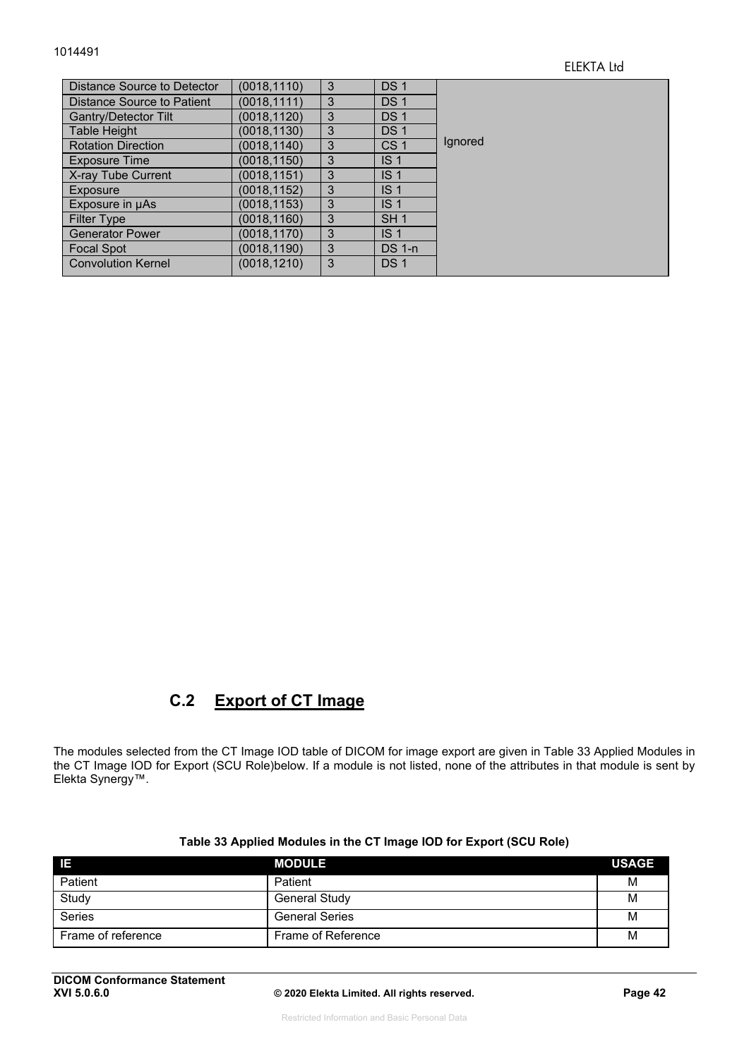| | | | | |
|---|---|---|---|---|
| Distance Source to Detector | (0018,1110) | 3 | DS 1 | Ignored |
| Distance Source to Patient | (0018,1111) | 3 | DS 1 | |
| Gantry/Detector Tilt | (0018,1120) | 3 | DS 1 | |
| Table Height | (0018,1130) | 3 | DS 1 | |
| Rotation Direction | (0018,1140) | 3 | CS 1 | |
| Exposure Time | (0018,1150) | 3 | IS 1 | |
| X-ray Tube Current | (0018,1151) | 3 | IS 1 | |
| Exposure | (0018,1152) | 3 | IS 1 | |
| Exposure in µAs | (0018,1153) | 3 | IS 1 | |
| Filter Type | (0018,1160) | 3 | SH 1 | |
| Generator Power | (0018,1170) | 3 | IS 1 | |
| Focal Spot | (0018,1190) | 3 | DS 1-n | |
| Convolution Kernel | (0018,1210) | 3 | DS 1 | |

## C.2 Export of CT Image

The modules selected from the CT Image IOD table of DICOM for image export are given in Table 33 Applied Modules in the CT Image IOD for Export (SCU Role)below. If a module is not listed, none of the attributes in that module is sent by Elekta Synergy™.

**Table 33 Applied Modules in the CT Image IOD for Export (SCU Role)**

| IE | MODULE | USAGE |
|---|---|---|
| Patient | Patient | M |
| Study | General Study | M |
| Series | General Series | M |
| Frame of reference | Frame of Reference | M |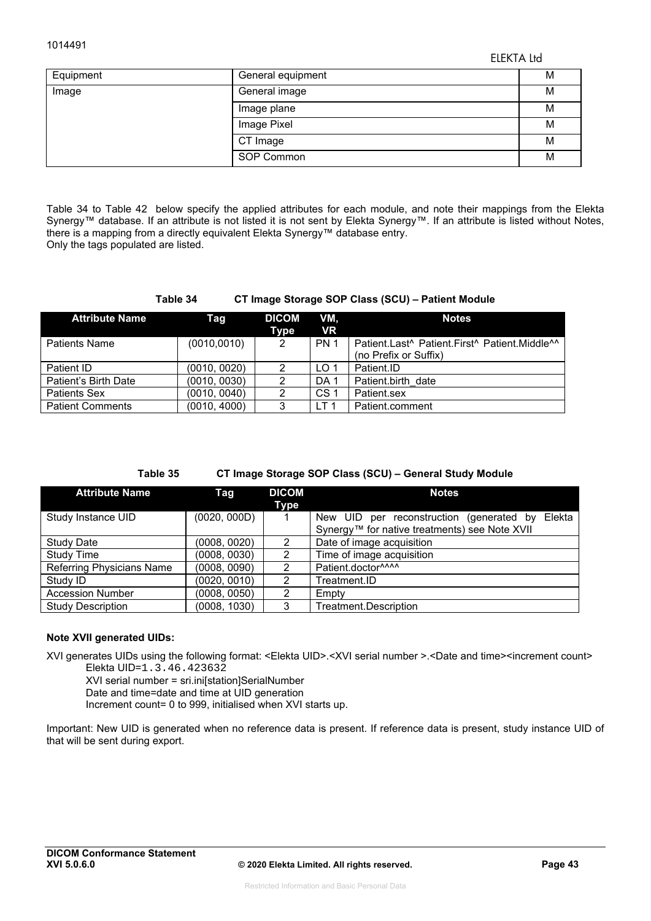| Equipment | General equipment | M |
|---|---|---|
| Image | General image | M |
| | Image plane | M |
| | Image Pixel | M |
| | CT Image | M |
| | SOP Common | M |

Table 34 to Table 42 below specify the applied attributes for each module, and note their mappings from the Elekta Synergy™ database. If an attribute is not listed it is not sent by Elekta Synergy™. If an attribute is listed without Notes, there is a mapping from a directly equivalent Elekta Synergy™ database entry.
Only the tags populated are listed.

**Table 34 CT Image Storage SOP Class (SCU) – Patient Module**

| Attribute Name | Tag | DICOM Type | VM, VR | Notes |
|---|---|---|---|---|
| Patients Name | (0010,0010) | 2 | PN 1 | Patient.Last^ Patient.First^ Patient.Middle^^ (no Prefix or Suffix) |
| Patient ID | (0010, 0020) | 2 | LO 1 | Patient.ID |
| Patient's Birth Date | (0010, 0030) | 2 | DA 1 | Patient.birth_date |
| Patients Sex | (0010, 0040) | 2 | CS 1 | Patient.sex |
| Patient Comments | (0010, 4000) | 3 | LT 1 | Patient.comment |

**Table 35 CT Image Storage SOP Class (SCU) – General Study Module**

| Attribute Name | Tag | DICOM Type | Notes |
|---|---|---|---|
| Study Instance UID | (0020, 000D) | 1 | New UID per reconstruction (generated by Elekta Synergy™ for native treatments) see Note XVII |
| Study Date | (0008, 0020) | 2 | Date of image acquisition |
| Study Time | (0008, 0030) | 2 | Time of image acquisition |
| Referring Physicians Name | (0008, 0090) | 2 | Patient.doctor^^^^ |
| Study ID | (0020, 0010) | 2 | Treatment.ID |
| Accession Number | (0008, 0050) | 2 | Empty |
| Study Description | (0008, 1030) | 3 | Treatment.Description |

**Note XVII generated UIDs:**

XVI generates UIDs using the following format: <Elekta UID>.<XVI serial number >.<Date and time><increment count>

Elekta UID=1.3.46.423632
XVI serial number = sri.ini[station]SerialNumber
Date and time=date and time at UID generation
Increment count= 0 to 999, initialised when XVI starts up.

Important: New UID is generated when no reference data is present. If reference data is present, study instance UID of that will be sent during export.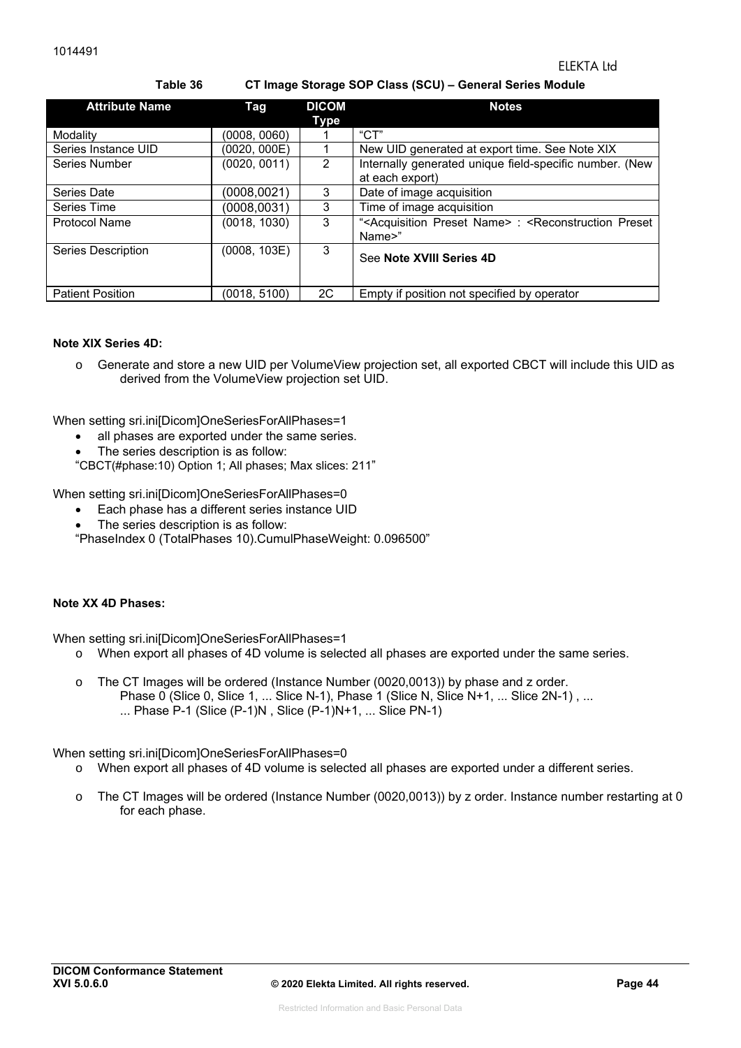**Table 36 CT Image Storage SOP Class (SCU) – General Series Module**

| Attribute Name | Tag | DICOM Type | Notes |
|---|---|---|---|
| Modality | (0008, 0060) | 1 | "CT" |
| Series Instance UID | (0020, 000E) | 1 | New UID generated at export time. See Note XIX |
| Series Number | (0020, 0011) | 2 | Internally generated unique field-specific number. (New at each export) |
| Series Date | (0008,0021) | 3 | Date of image acquisition |
| Series Time | (0008,0031) | 3 | Time of image acquisition |
| Protocol Name | (0018, 1030) | 3 | "<Acquisition Preset Name> : <Reconstruction Preset Name>" |
| Series Description | (0008, 103E) | 3 | See **Note XVIII Series 4D** |
| Patient Position | (0018, 5100) | 2C | Empty if position not specified by operator |

**Note XIX Series 4D:**

- Generate and store a new UID per VolumeView projection set, all exported CBCT will include this UID as derived from the VolumeView projection set UID.

When setting sri.ini[Dicom]OneSeriesForAllPhases=1

- all phases are exported under the same series.
- The series description is as follow:

"CBCT(#phase:10) Option 1; All phases; Max slices: 211"

When setting sri.ini[Dicom]OneSeriesForAllPhases=0

- Each phase has a different series instance UID
- The series description is as follow:

"PhaseIndex 0 (TotalPhases 10).CumulPhaseWeight: 0.096500"

**Note XX 4D Phases:**

When setting sri.ini[Dicom]OneSeriesForAllPhases=1

- When export all phases of 4D volume is selected all phases are exported under the same series.
- The CT Images will be ordered (Instance Number (0020,0013)) by phase and z order.
  Phase 0 (Slice 0, Slice 1, ... Slice N-1), Phase 1 (Slice N, Slice N+1, ... Slice 2N-1) , ...
  ... Phase P-1 (Slice (P-1)N , Slice (P-1)N+1, ... Slice PN-1)

When setting sri.ini[Dicom]OneSeriesForAllPhases=0

- When export all phases of 4D volume is selected all phases are exported under a different series.
- The CT Images will be ordered (Instance Number (0020,0013)) by z order. Instance number restarting at 0 for each phase.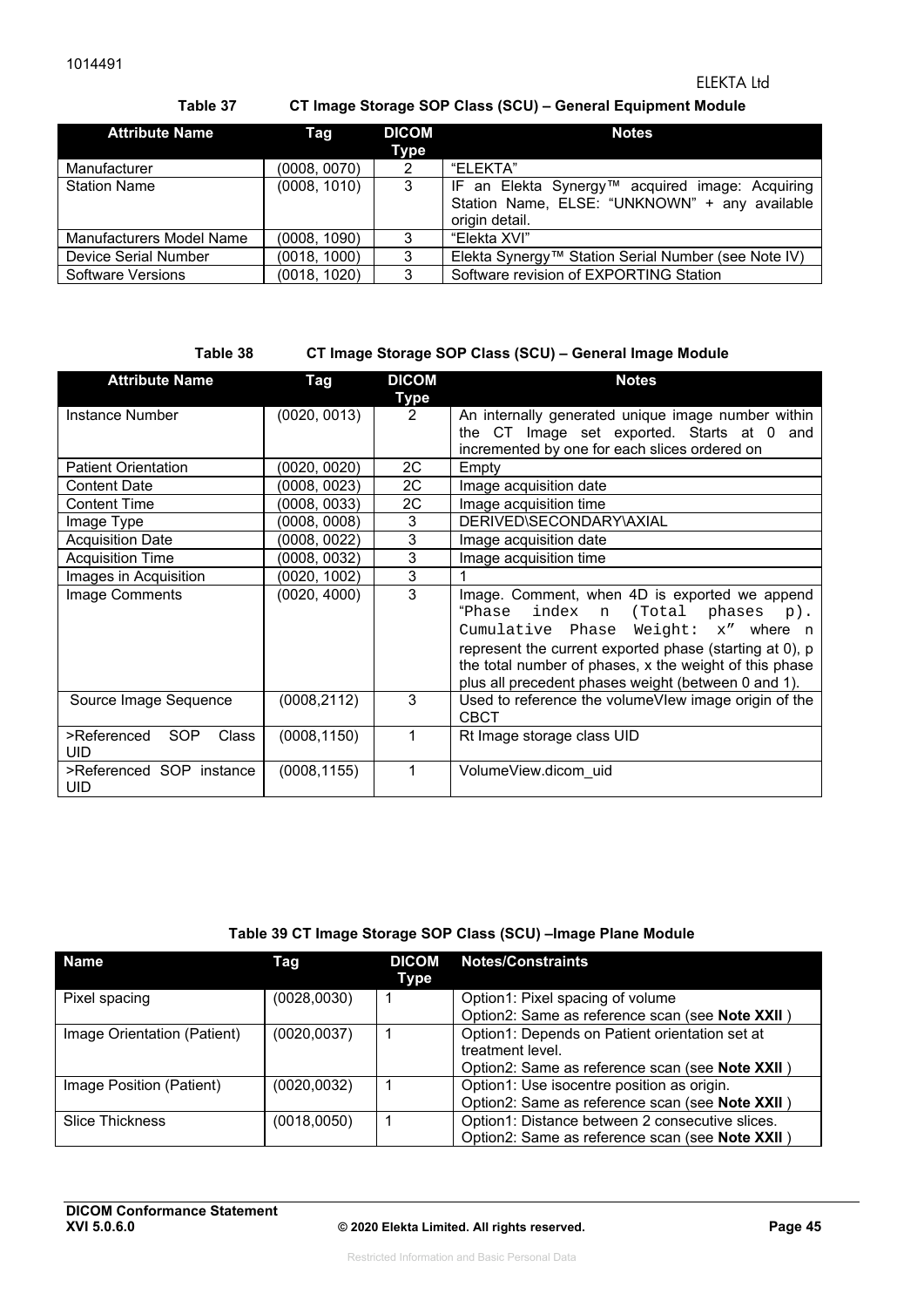**Table 37 CT Image Storage SOP Class (SCU) – General Equipment Module**

| Attribute Name | Tag | DICOM Type | Notes |
|---|---|---|---|
| Manufacturer | (0008, 0070) | 2 | "ELEKTA" |
| Station Name | (0008, 1010) | 3 | IF an Elekta Synergy™ acquired image: Acquiring Station Name, ELSE: "UNKNOWN" + any available origin detail. |
| Manufacturers Model Name | (0008, 1090) | 3 | "Elekta XVI" |
| Device Serial Number | (0018, 1000) | 3 | Elekta Synergy™ Station Serial Number (see Note IV) |
| Software Versions | (0018, 1020) | 3 | Software revision of EXPORTING Station |

**Table 38 CT Image Storage SOP Class (SCU) – General Image Module**

| Attribute Name | Tag | DICOM Type | Notes |
|---|---|---|---|
| Instance Number | (0020, 0013) | 2 | An internally generated unique image number within the CT Image set exported. Starts at 0 and incremented by one for each slices ordered on |
| Patient Orientation | (0020, 0020) | 2C | Empty |
| Content Date | (0008, 0023) | 2C | Image acquisition date |
| Content Time | (0008, 0033) | 2C | Image acquisition time |
| Image Type | (0008, 0008) | 3 | DERIVED\SECONDARY\AXIAL |
| Acquisition Date | (0008, 0022) | 3 | Image acquisition date |
| Acquisition Time | (0008, 0032) | 3 | Image acquisition time |
| Images in Acquisition | (0020, 1002) | 3 | 1 |
| Image Comments | (0020, 4000) | 3 | Image. Comment, when 4D is exported we append "Phase index n (Total phases p). Cumulative Phase Weight: x" where n represent the current exported phase (starting at 0), p the total number of phases, x the weight of this phase plus all precedent phases weight (between 0 and 1). |
| Source Image Sequence | (0008,2112) | 3 | Used to reference the volumeVIew image origin of the CBCT |
| >Referenced SOP Class UID | (0008,1150) | 1 | Rt Image storage class UID |
| >Referenced SOP instance UID | (0008,1155) | 1 | VolumeView.dicom_uid |

**Table 39 CT Image Storage SOP Class (SCU) –Image Plane Module**

| Name | Tag | DICOM Type | Notes/Constraints |
|---|---|---|---|
| Pixel spacing | (0028,0030) | 1 | Option1: Pixel spacing of volume<br>Option2: Same as reference scan (see **Note XXII** ) |
| Image Orientation (Patient) | (0020,0037) | 1 | Option1: Depends on Patient orientation set at treatment level.<br>Option2: Same as reference scan (see **Note XXII** ) |
| Image Position (Patient) | (0020,0032) | 1 | Option1: Use isocentre position as origin.<br>Option2: Same as reference scan (see **Note XXII** ) |
| Slice Thickness | (0018,0050) | 1 | Option1: Distance between 2 consecutive slices.<br>Option2: Same as reference scan (see **Note XXII** ) |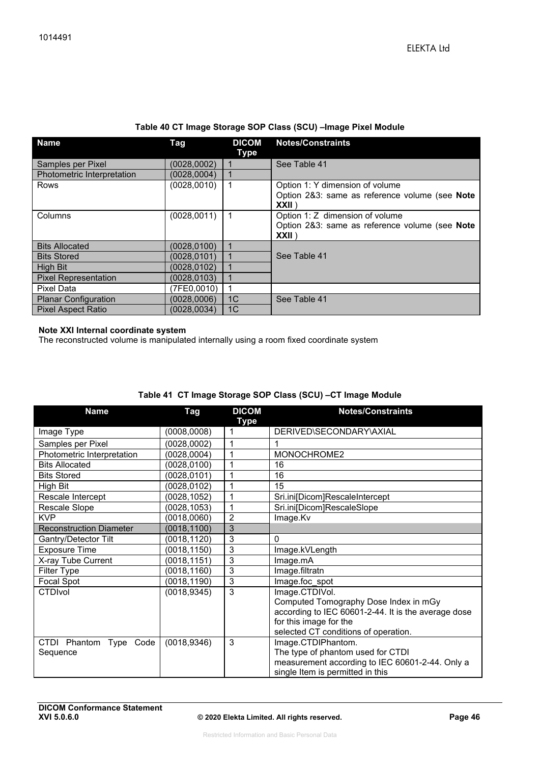**Table 40 CT Image Storage SOP Class (SCU) –Image Pixel Module**

| Name | Tag | DICOM Type | Notes/Constraints |
|---|---|---|---|
| Samples per Pixel | (0028,0002) | 1 | See Table 41 |
| Photometric Interpretation | (0028,0004) | 1 | |
| Rows | (0028,0010) | 1 | Option 1: Y dimension of volume<br>Option 2&3: same as reference volume (see **Note XXII** ) |
| Columns | (0028,0011) | 1 | Option 1: Z dimension of volume<br>Option 2&3: same as reference volume (see **Note XXII** ) |
| Bits Allocated | (0028,0100) | 1 | See Table 41 |
| Bits Stored | (0028,0101) | 1 | |
| High Bit | (0028,0102) | 1 | |
| Pixel Representation | (0028,0103) | 1 | |
| Pixel Data | (7FE0,0010) | 1 | |
| Planar Configuration | (0028,0006) | 1C | See Table 41 |
| Pixel Aspect Ratio | (0028,0034) | 1C | |

**Note XXI Internal coordinate system**
The reconstructed volume is manipulated internally using a room fixed coordinate system

**Table 41 CT Image Storage SOP Class (SCU) –CT Image Module**

| Name | Tag | DICOM Type | Notes/Constraints |
|---|---|---|---|
| Image Type | (0008,0008) | 1 | DERIVED\SECONDARY\AXIAL |
| Samples per Pixel | (0028,0002) | 1 | 1 |
| Photometric Interpretation | (0028,0004) | 1 | MONOCHROME2 |
| Bits Allocated | (0028,0100) | 1 | 16 |
| Bits Stored | (0028,0101) | 1 | 16 |
| High Bit | (0028,0102) | 1 | 15 |
| Rescale Intercept | (0028,1052) | 1 | Sri.ini[Dicom]RescaleIntercept |
| Rescale Slope | (0028,1053) | 1 | Sri.ini[Dicom]RescaleSlope |
| KVP | (0018,0060) | 2 | Image.Kv |
| Reconstruction Diameter | (0018,1100) | 3 | |
| Gantry/Detector Tilt | (0018,1120) | 3 | 0 |
| Exposure Time | (0018,1150) | 3 | Image.kVLength |
| X-ray Tube Current | (0018,1151) | 3 | Image.mA |
| Filter Type | (0018,1160) | 3 | Image.filtratn |
| Focal Spot | (0018,1190) | 3 | Image.foc_spot |
| CTDIvol | (0018,9345) | 3 | Image.CTDIVol.<br>Computed Tomography Dose Index in mGy according to IEC 60601-2-44. It is the average dose for this image for the selected CT conditions of operation. |
| CTDI Phantom Type Code Sequence | (0018,9346) | 3 | Image.CTDIPhantom.<br>The type of phantom used for CTDI measurement according to IEC 60601-2-44. Only a single Item is permitted in this |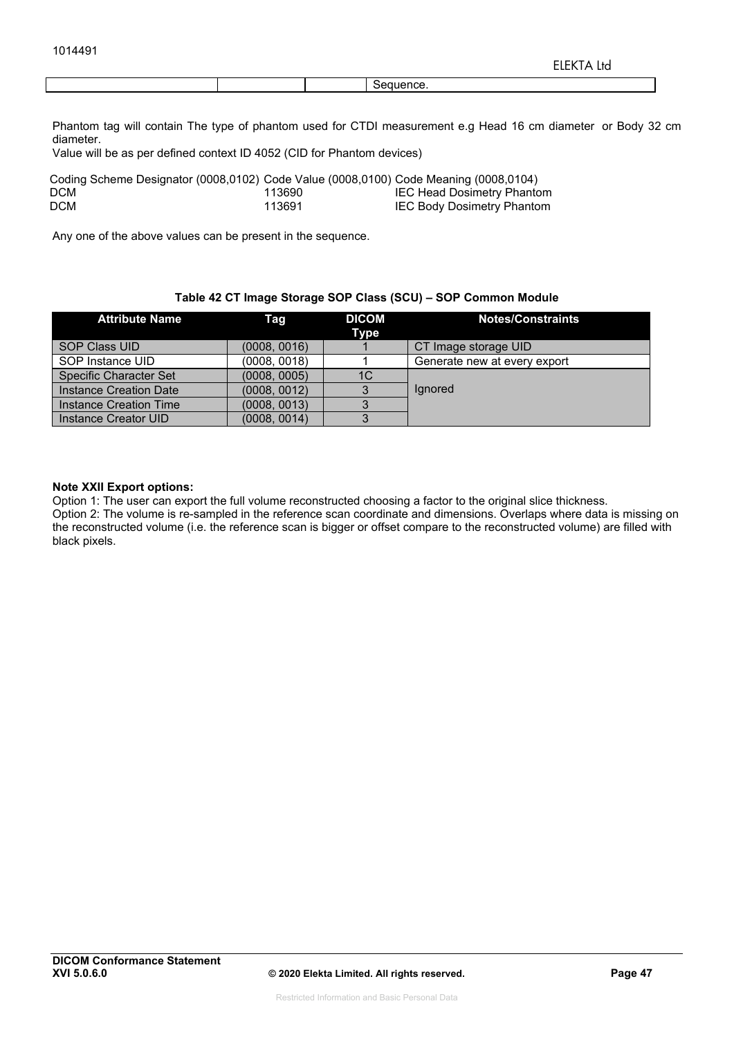| | | | Sequence. |
|---|---|---|---|

Phantom tag will contain The type of phantom used for CTDI measurement e.g Head 16 cm diameter or Body 32 cm diameter.
Value will be as per defined context ID 4052 (CID for Phantom devices)

| Coding Scheme Designator (0008,0102) | Code Value (0008,0100) | Code Meaning (0008,0104) |
|---|---|---|
| DCM | 113690 | IEC Head Dosimetry Phantom |
| DCM | 113691 | IEC Body Dosimetry Phantom |

Any one of the above values can be present in the sequence.

**Table 42 CT Image Storage SOP Class (SCU) – SOP Common Module**

| Attribute Name | Tag | DICOM Type | Notes/Constraints |
|---|---|---|---|
| SOP Class UID | (0008, 0016) | 1 | CT Image storage UID |
| SOP Instance UID | (0008, 0018) | 1 | Generate new at every export |
| Specific Character Set | (0008, 0005) | 1C | Ignored |
| Instance Creation Date | (0008, 0012) | 3 | |
| Instance Creation Time | (0008, 0013) | 3 | |
| Instance Creator UID | (0008, 0014) | 3 | |

**Note XXII Export options:**
Option 1: The user can export the full volume reconstructed choosing a factor to the original slice thickness.
Option 2: The volume is re-sampled in the reference scan coordinate and dimensions. Overlaps where data is missing on the reconstructed volume (i.e. the reference scan is bigger or offset compare to the reconstructed volume) are filled with black pixels.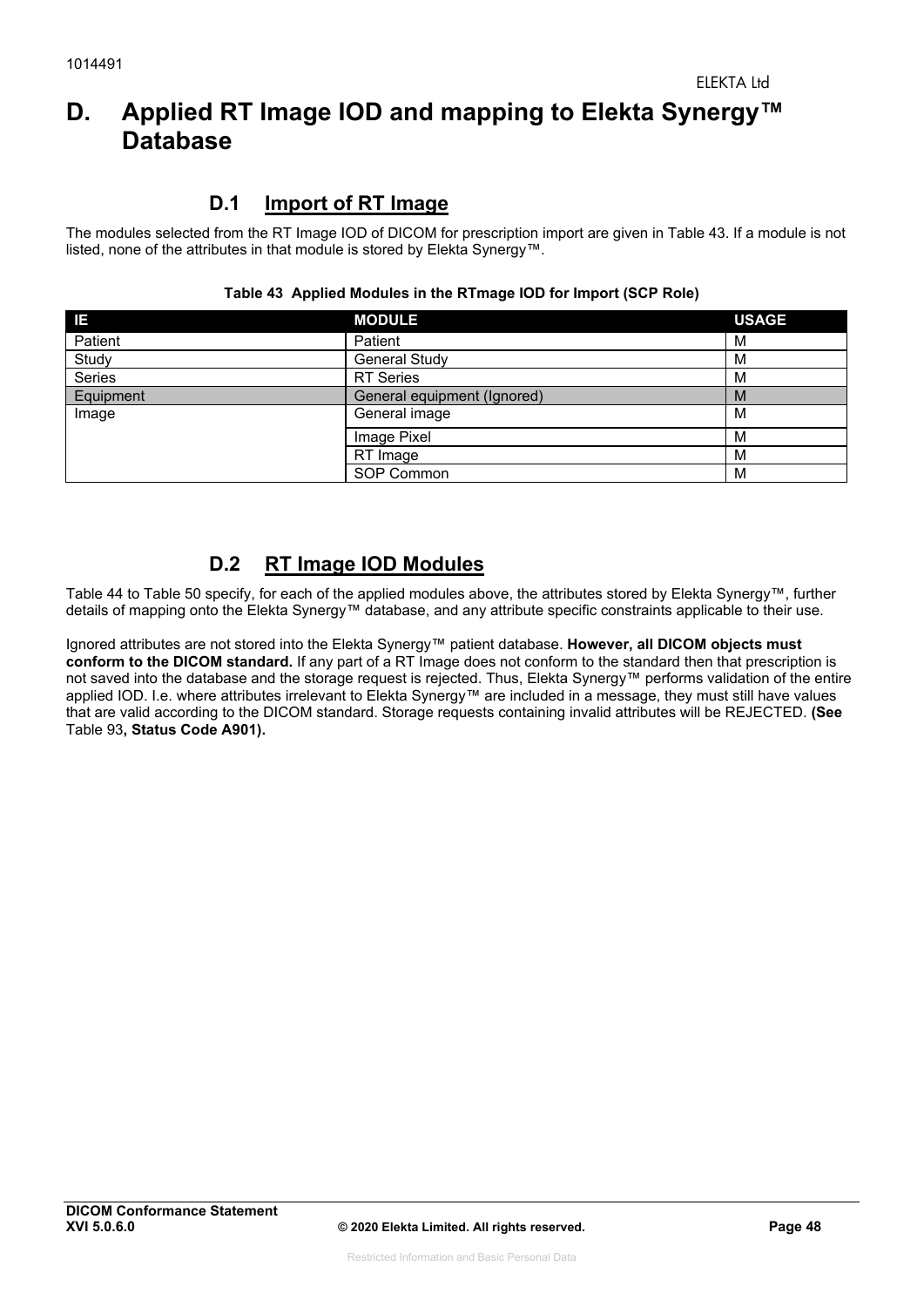# D. Applied RT Image IOD and mapping to Elekta Synergy™ Database

## D.1 Import of RT Image

The modules selected from the RT Image IOD of DICOM for prescription import are given in Table 43. If a module is not listed, none of the attributes in that module is stored by Elekta Synergy™.

**Table 43 Applied Modules in the RTmage IOD for Import (SCP Role)**

| IE | MODULE | USAGE |
|---|---|---|
| Patient | Patient | M |
| Study | General Study | M |
| Series | RT Series | M |
| Equipment | General equipment (Ignored) | M |
| Image | General image | M |
| | Image Pixel | M |
| | RT Image | M |
| | SOP Common | M |

## D.2 RT Image IOD Modules

Table 44 to Table 50 specify, for each of the applied modules above, the attributes stored by Elekta Synergy™, further details of mapping onto the Elekta Synergy™ database, and any attribute specific constraints applicable to their use.

Ignored attributes are not stored into the Elekta Synergy™ patient database. **However, all DICOM objects must conform to the DICOM standard.** If any part of a RT Image does not conform to the standard then that prescription is not saved into the database and the storage request is rejected. Thus, Elekta Synergy™ performs validation of the entire applied IOD. I.e. where attributes irrelevant to Elekta Synergy™ are included in a message, they must still have values that are valid according to the DICOM standard. Storage requests containing invalid attributes will be REJECTED. **(See** Table 93**, Status Code A901).**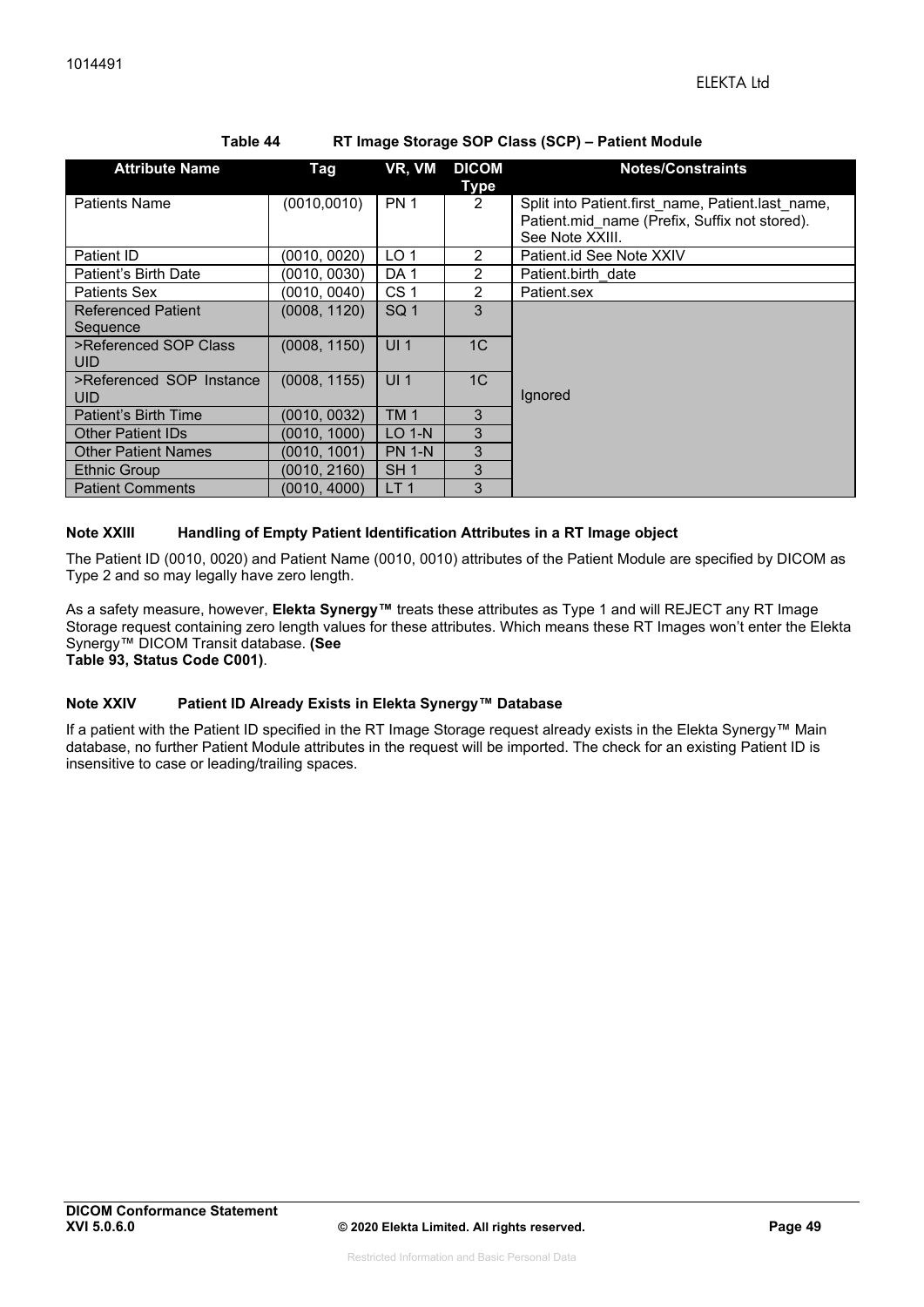**Table 44 RT Image Storage SOP Class (SCP) – Patient Module**

| Attribute Name | Tag | VR, VM | DICOM Type | Notes/Constraints |
|---|---|---|---|---|
| Patients Name | (0010,0010) | PN 1 | 2 | Split into Patient.first_name, Patient.last_name, Patient.mid_name (Prefix, Suffix not stored). See Note XXIII. |
| Patient ID | (0010, 0020) | LO 1 | 2 | Patient.id See Note XXIV |
| Patient's Birth Date | (0010, 0030) | DA 1 | 2 | Patient.birth_date |
| Patients Sex | (0010, 0040) | CS 1 | 2 | Patient.sex |
| Referenced Patient Sequence | (0008, 1120) | SQ 1 | 3 | Ignored |
| >Referenced SOP Class UID | (0008, 1150) | UI 1 | 1C | |
| >Referenced SOP Instance UID | (0008, 1155) | UI 1 | 1C | |
| Patient's Birth Time | (0010, 0032) | TM 1 | 3 | |
| Other Patient IDs | (0010, 1000) | LO 1-N | 3 | |
| Other Patient Names | (0010, 1001) | PN 1-N | 3 | |
| Ethnic Group | (0010, 2160) | SH 1 | 3 | |
| Patient Comments | (0010, 4000) | LT 1 | 3 | |

**Note XXIII Handling of Empty Patient Identification Attributes in a RT Image object**

The Patient ID (0010, 0020) and Patient Name (0010, 0010) attributes of the Patient Module are specified by DICOM as Type 2 and so may legally have zero length.

As a safety measure, however, **Elekta Synergy™** treats these attributes as Type 1 and will REJECT any RT Image Storage request containing zero length values for these attributes. Which means these RT Images won't enter the Elekta Synergy™ DICOM Transit database. **(See Table 93, Status Code C001)**.

**Note XXIV Patient ID Already Exists in Elekta Synergy™ Database**

If a patient with the Patient ID specified in the RT Image Storage request already exists in the Elekta Synergy™ Main database, no further Patient Module attributes in the request will be imported. The check for an existing Patient ID is insensitive to case or leading/trailing spaces.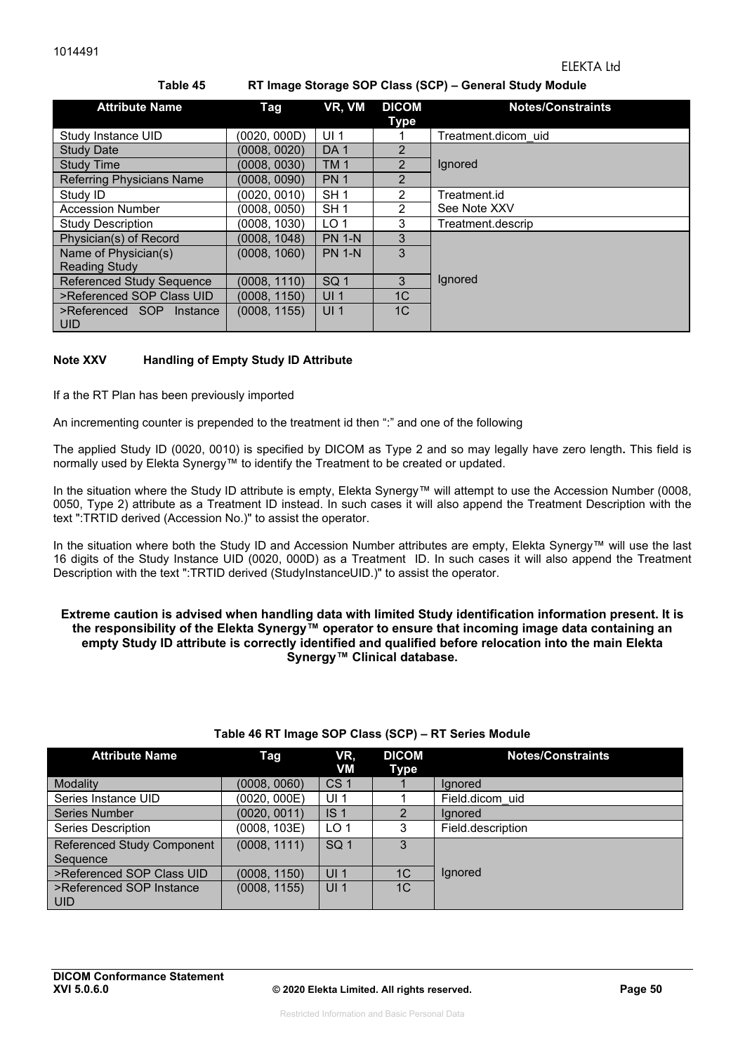**Table 45 RT Image Storage SOP Class (SCP) – General Study Module**

| Attribute Name | Tag | VR, VM | DICOM Type | Notes/Constraints |
|---|---|---|---|---|
| Study Instance UID | (0020, 000D) | UI 1 | 1 | Treatment.dicom_uid |
| Study Date | (0008, 0020) | DA 1 | 2 | Ignored |
| Study Time | (0008, 0030) | TM 1 | 2 | |
| Referring Physicians Name | (0008, 0090) | PN 1 | 2 | |
| Study ID | (0020, 0010) | SH 1 | 2 | Treatment.id |
| Accession Number | (0008, 0050) | SH 1 | 2 | See Note XXV |
| Study Description | (0008, 1030) | LO 1 | 3 | Treatment.descrip |
| Physician(s) of Record | (0008, 1048) | PN 1-N | 3 | Ignored |
| Name of Physician(s) Reading Study | (0008, 1060) | PN 1-N | 3 | |
| Referenced Study Sequence | (0008, 1110) | SQ 1 | 3 | |
| >Referenced SOP Class UID | (0008, 1150) | UI 1 | 1C | |
| >Referenced SOP Instance UID | (0008, 1155) | UI 1 | 1C | |

**Note XXV Handling of Empty Study ID Attribute**

If a the RT Plan has been previously imported

An incrementing counter is prepended to the treatment id then ":" and one of the following

The applied Study ID (0020, 0010) is specified by DICOM as Type 2 and so may legally have zero length**.** This field is normally used by Elekta Synergy™ to identify the Treatment to be created or updated.

In the situation where the Study ID attribute is empty, Elekta Synergy™ will attempt to use the Accession Number (0008, 0050, Type 2) attribute as a Treatment ID instead. In such cases it will also append the Treatment Description with the text ":TRTID derived (Accession No.)" to assist the operator.

In the situation where both the Study ID and Accession Number attributes are empty, Elekta Synergy™ will use the last 16 digits of the Study Instance UID (0020, 000D) as a Treatment ID. In such cases it will also append the Treatment Description with the text ":TRTID derived (StudyInstanceUID.)" to assist the operator.

**Extreme caution is advised when handling data with limited Study identification information present. It is the responsibility of the Elekta Synergy™ operator to ensure that incoming image data containing an empty Study ID attribute is correctly identified and qualified before relocation into the main Elekta Synergy™ Clinical database.**

**Table 46 RT Image SOP Class (SCP) – RT Series Module**

| Attribute Name | Tag | VR, VM | DICOM Type | Notes/Constraints |
|---|---|---|---|---|
| Modality | (0008, 0060) | CS 1 | 1 | Ignored |
| Series Instance UID | (0020, 000E) | UI 1 | 1 | Field.dicom_uid |
| Series Number | (0020, 0011) | IS 1 | 2 | Ignored |
| Series Description | (0008, 103E) | LO 1 | 3 | Field.description |
| Referenced Study Component Sequence | (0008, 1111) | SQ 1 | 3 | Ignored |
| >Referenced SOP Class UID | (0008, 1150) | UI 1 | 1C | |
| >Referenced SOP Instance UID | (0008, 1155) | UI 1 | 1C | |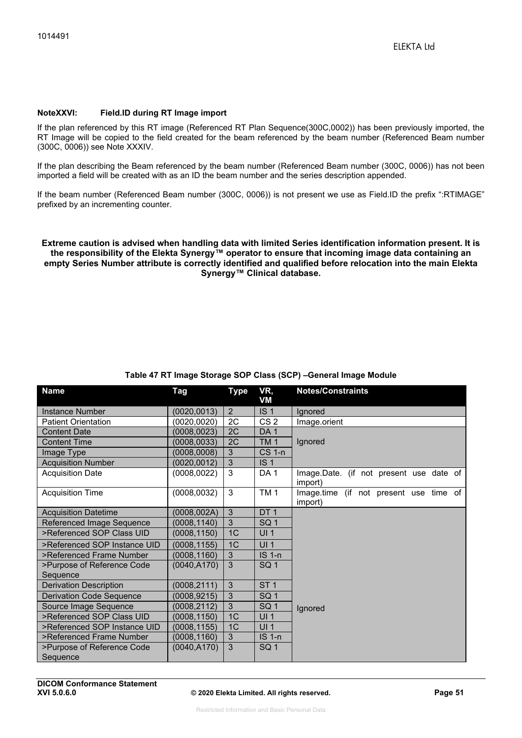**NoteXXVI: Field.ID during RT Image import**

If the plan referenced by this RT image (Referenced RT Plan Sequence(300C,0002)) has been previously imported, the RT Image will be copied to the field created for the beam referenced by the beam number (Referenced Beam number (300C, 0006)) see Note XXXIV.

If the plan describing the Beam referenced by the beam number (Referenced Beam number (300C, 0006)) has not been imported a field will be created with as an ID the beam number and the series description appended.

If the beam number (Referenced Beam number (300C, 0006)) is not present we use as Field.ID the prefix ":RTIMAGE" prefixed by an incrementing counter.

**Extreme caution is advised when handling data with limited Series identification information present. It is the responsibility of the Elekta Synergy™ operator to ensure that incoming image data containing an empty Series Number attribute is correctly identified and qualified before relocation into the main Elekta Synergy™ Clinical database.**

**Table 47 RT Image Storage SOP Class (SCP) –General Image Module**

| Name | Tag | Type | VR, VM | Notes/Constraints |
|---|---|---|---|---|
| Instance Number | (0020,0013) | 2 | IS 1 | Ignored |
| Patient Orientation | (0020,0020) | 2C | CS 2 | Image.orient |
| Content Date | (0008,0023) | 2C | DA 1 | Ignored |
| Content Time | (0008,0033) | 2C | TM 1 | |
| Image Type | (0008,0008) | 3 | CS 1-n | |
| Acquisition Number | (0020,0012) | 3 | IS 1 | |
| Acquisition Date | (0008,0022) | 3 | DA 1 | Image.Date. (if not present use date of import) |
| Acquisition Time | (0008,0032) | 3 | TM 1 | Image.time (if not present use time of import) |
| Acquisition Datetime | (0008,002A) | 3 | DT 1 | Ignored |
| Referenced Image Sequence | (0008,1140) | 3 | SQ 1 | |
| >Referenced SOP Class UID | (0008,1150) | 1C | UI 1 | |
| >Referenced SOP Instance UID | (0008,1155) | 1C | UI 1 | |
| >Referenced Frame Number | (0008,1160) | 3 | IS 1-n | |
| >Purpose of Reference Code Sequence | (0040,A170) | 3 | SQ 1 | |
| Derivation Description | (0008,2111) | 3 | ST 1 | |
| Derivation Code Sequence | (0008,9215) | 3 | SQ 1 | |
| Source Image Sequence | (0008,2112) | 3 | SQ 1 | |
| >Referenced SOP Class UID | (0008,1150) | 1C | UI 1 | |
| >Referenced SOP Instance UID | (0008,1155) | 1C | UI 1 | |
| >Referenced Frame Number | (0008,1160) | 3 | IS 1-n | |
| >Purpose of Reference Code Sequence | (0040,A170) | 3 | SQ 1 | |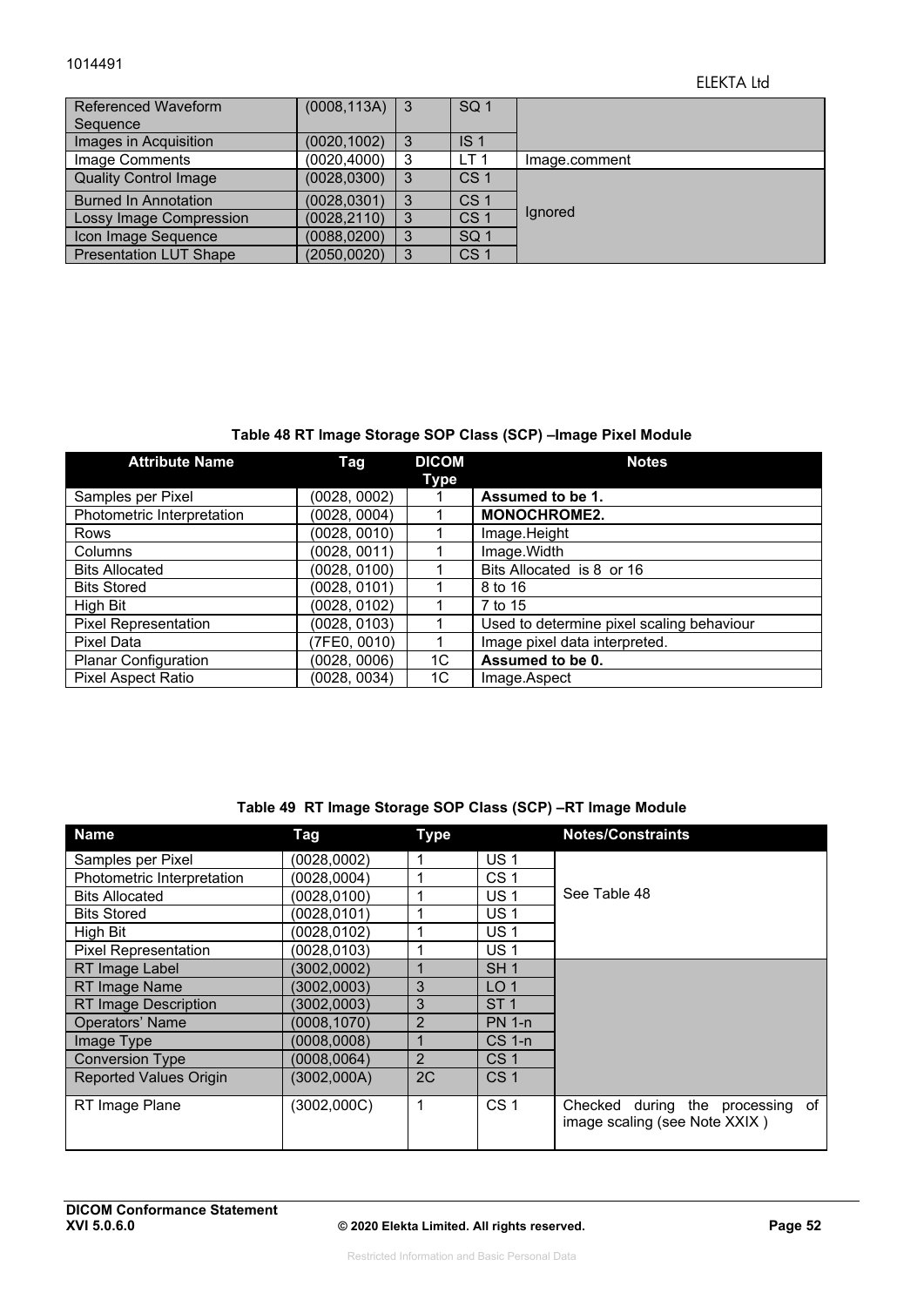| Referenced Waveform Sequence | (0008,113A) | 3 | SQ 1 | |
|---|---|---|---|---|
| Images in Acquisition | (0020,1002) | 3 | IS 1 | |
| Image Comments | (0020,4000) | 3 | LT 1 | Image.comment |
| Quality Control Image | (0028,0300) | 3 | CS 1 | Ignored |
| Burned In Annotation | (0028,0301) | 3 | CS 1 | |
| Lossy Image Compression | (0028,2110) | 3 | CS 1 | |
| Icon Image Sequence | (0088,0200) | 3 | SQ 1 | |
| Presentation LUT Shape | (2050,0020) | 3 | CS 1 | |

**Table 48 RT Image Storage SOP Class (SCP) –Image Pixel Module**

| Attribute Name | Tag | DICOM Type | Notes |
|---|---|---|---|
| Samples per Pixel | (0028, 0002) | 1 | **Assumed to be 1.** |
| Photometric Interpretation | (0028, 0004) | 1 | **MONOCHROME2.** |
| Rows | (0028, 0010) | 1 | Image.Height |
| Columns | (0028, 0011) | 1 | Image.Width |
| Bits Allocated | (0028, 0100) | 1 | Bits Allocated is 8 or 16 |
| Bits Stored | (0028, 0101) | 1 | 8 to 16 |
| High Bit | (0028, 0102) | 1 | 7 to 15 |
| Pixel Representation | (0028, 0103) | 1 | Used to determine pixel scaling behaviour |
| Pixel Data | (7FE0, 0010) | 1 | Image pixel data interpreted. |
| Planar Configuration | (0028, 0006) | 1C | **Assumed to be 0.** |
| Pixel Aspect Ratio | (0028, 0034) | 1C | Image.Aspect |

**Table 49 RT Image Storage SOP Class (SCP) –RT Image Module**

| Name | Tag | Type | | Notes/Constraints |
|---|---|---|---|---|
| Samples per Pixel | (0028,0002) | 1 | US 1 | See Table 48 |
| Photometric Interpretation | (0028,0004) | 1 | CS 1 | |
| Bits Allocated | (0028,0100) | 1 | US 1 | |
| Bits Stored | (0028,0101) | 1 | US 1 | |
| High Bit | (0028,0102) | 1 | US 1 | |
| Pixel Representation | (0028,0103) | 1 | US 1 | |
| RT Image Label | (3002,0002) | 1 | SH 1 | |
| RT Image Name | (3002,0003) | 3 | LO 1 | |
| RT Image Description | (3002,0003) | 3 | ST 1 | |
| Operators' Name | (0008,1070) | 2 | PN 1-n | |
| Image Type | (0008,0008) | 1 | CS 1-n | |
| Conversion Type | (0008,0064) | 2 | CS 1 | |
| Reported Values Origin | (3002,000A) | 2C | CS 1 | |
| RT Image Plane | (3002,000C) | 1 | CS 1 | Checked during the processing of image scaling (see Note XXIX ) |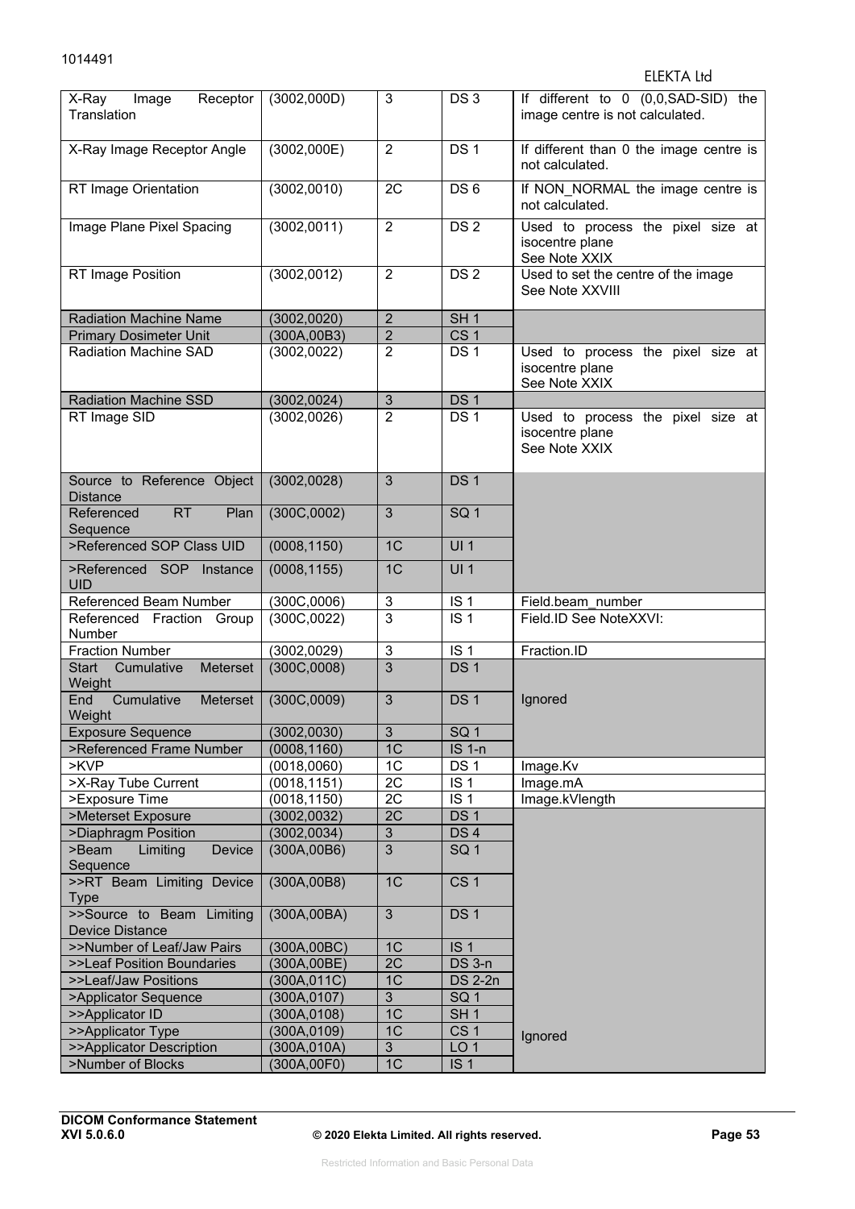| X-Ray Image Receptor Translation | (3002,000D) | 3 | DS 3 | If different to 0 (0,0,SAD-SID) the image centre is not calculated. |
|---|---|---|---|---|
| X-Ray Image Receptor Angle | (3002,000E) | 2 | DS 1 | If different than 0 the image centre is not calculated. |
| RT Image Orientation | (3002,0010) | 2C | DS 6 | If NON_NORMAL the image centre is not calculated. |
| Image Plane Pixel Spacing | (3002,0011) | 2 | DS 2 | Used to process the pixel size at isocentre plane See Note XXIX |
| RT Image Position | (3002,0012) | 2 | DS 2 | Used to set the centre of the image See Note XXVIII |
| Radiation Machine Name | (3002,0020) | 2 | SH 1 | |
| Primary Dosimeter Unit | (300A,00B3) | 2 | CS 1 | |
| Radiation Machine SAD | (3002,0022) | 2 | DS 1 | Used to process the pixel size at isocentre plane See Note XXIX |
| Radiation Machine SSD | (3002,0024) | 3 | DS 1 | |
| RT Image SID | (3002,0026) | 2 | DS 1 | Used to process the pixel size at isocentre plane See Note XXIX |
| Source to Reference Object Distance | (3002,0028) | 3 | DS 1 | |
| Referenced RT Plan Sequence | (300C,0002) | 3 | SQ 1 | |
| >Referenced SOP Class UID | (0008,1150) | 1C | UI 1 | |
| >Referenced SOP Instance UID | (0008,1155) | 1C | UI 1 | |
| Referenced Beam Number | (300C,0006) | 3 | IS 1 | Field.beam_number |
| Referenced Fraction Group Number | (300C,0022) | 3 | IS 1 | Field.ID See NoteXXVI: |
| Fraction Number | (3002,0029) | 3 | IS 1 | Fraction.ID |
| Start Cumulative Meterset Weight | (300C,0008) | 3 | DS 1 | Ignored |
| End Cumulative Meterset Weight | (300C,0009) | 3 | DS 1 | |
| Exposure Sequence | (3002,0030) | 3 | SQ 1 | |
| >Referenced Frame Number | (0008,1160) | 1C | IS 1-n | |
| >KVP | (0018,0060) | 1C | DS 1 | Image.Kv |
| >X-Ray Tube Current | (0018,1151) | 2C | IS 1 | Image.mA |
| >Exposure Time | (0018,1150) | 2C | IS 1 | Image.kVlength |
| >Meterset Exposure | (3002,0032) | 2C | DS 1 | Ignored |
| >Diaphragm Position | (3002,0034) | 3 | DS 4 | |
| >Beam Limiting Device Sequence | (300A,00B6) | 3 | SQ 1 | |
| >>RT Beam Limiting Device Type | (300A,00B8) | 1C | CS 1 | |
| >>Source to Beam Limiting Device Distance | (300A,00BA) | 3 | DS 1 | |
| >>Number of Leaf/Jaw Pairs | (300A,00BC) | 1C | IS 1 | |
| >>Leaf Position Boundaries | (300A,00BE) | 2C | DS 3-n | |
| >>Leaf/Jaw Positions | (300A,011C) | 1C | DS 2-2n | |
| >Applicator Sequence | (300A,0107) | 3 | SQ 1 | |
| >>Applicator ID | (300A,0108) | 1C | SH 1 | |
| >>Applicator Type | (300A,0109) | 1C | CS 1 | |
| >>Applicator Description | (300A,010A) | 3 | LO 1 | |
| >Number of Blocks | (300A,00F0) | 1C | IS 1 | |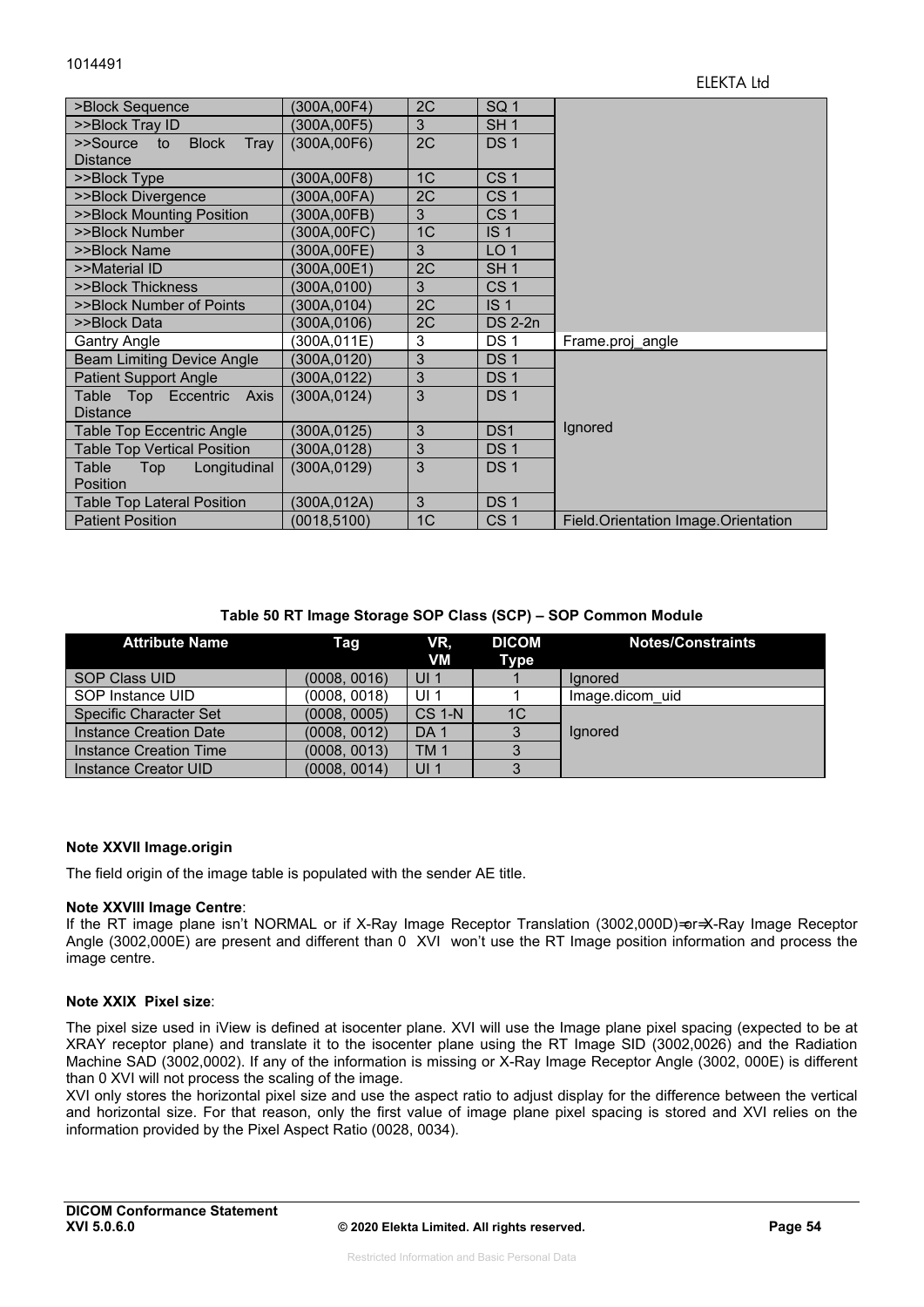| >Block Sequence | (300A,00F4) | 2C | SQ 1 | |
|---|---|---|---|---|
| >>Block Tray ID | (300A,00F5) | 3 | SH 1 | |
| >>Source to Block Tray Distance | (300A,00F6) | 2C | DS 1 | |
| >>Block Type | (300A,00F8) | 1C | CS 1 | |
| >>Block Divergence | (300A,00FA) | 2C | CS 1 | |
| >>Block Mounting Position | (300A,00FB) | 3 | CS 1 | |
| >>Block Number | (300A,00FC) | 1C | IS 1 | |
| >>Block Name | (300A,00FE) | 3 | LO 1 | |
| >>Material ID | (300A,00E1) | 2C | SH 1 | |
| >>Block Thickness | (300A,0100) | 3 | CS 1 | |
| >>Block Number of Points | (300A,0104) | 2C | IS 1 | |
| >>Block Data | (300A,0106) | 2C | DS 2-2n | |
| Gantry Angle | (300A,011E) | 3 | DS 1 | Frame.proj_angle |
| Beam Limiting Device Angle | (300A,0120) | 3 | DS 1 | Ignored |
| Patient Support Angle | (300A,0122) | 3 | DS 1 | |
| Table Top Eccentric Axis Distance | (300A,0124) | 3 | DS 1 | |
| Table Top Eccentric Angle | (300A,0125) | 3 | DS1 | |
| Table Top Vertical Position | (300A,0128) | 3 | DS 1 | |
| Table Top Longitudinal Position | (300A,0129) | 3 | DS 1 | |
| Table Top Lateral Position | (300A,012A) | 3 | DS 1 | |
| Patient Position | (0018,5100) | 1C | CS 1 | Field.Orientation Image.Orientation |

**Table 50 RT Image Storage SOP Class (SCP) – SOP Common Module**

| Attribute Name | Tag | VR, VM | DICOM Type | Notes/Constraints |
|---|---|---|---|---|
| SOP Class UID | (0008, 0016) | UI 1 | 1 | Ignored |
| SOP Instance UID | (0008, 0018) | UI 1 | 1 | Image.dicom_uid |
| Specific Character Set | (0008, 0005) | CS 1-N | 1C | Ignored |
| Instance Creation Date | (0008, 0012) | DA 1 | 3 | |
| Instance Creation Time | (0008, 0013) | TM 1 | 3 | |
| Instance Creator UID | (0008, 0014) | UI 1 | 3 | |

**Note XXVII Image.origin**

The field origin of the image table is populated with the sender AE title.

**Note XXVIII Image Centre**:
If the RT image plane isn't NORMAL or if X-Ray Image Receptor Translation (3002,000D) or X-Ray Image Receptor Angle (3002,000E) are present and different than 0 XVI won't use the RT Image position information and process the image centre.

**Note XXIX Pixel size**:

The pixel size used in iView is defined at isocenter plane. XVI will use the Image plane pixel spacing (expected to be at XRAY receptor plane) and translate it to the isocenter plane using the RT Image SID (3002,0026) and the Radiation Machine SAD (3002,0002). If any of the information is missing or X-Ray Image Receptor Angle (3002, 000E) is different than 0 XVI will not process the scaling of the image.
XVI only stores the horizontal pixel size and use the aspect ratio to adjust display for the difference between the vertical and horizontal size. For that reason, only the first value of image plane pixel spacing is stored and XVI relies on the information provided by the Pixel Aspect Ratio (0028, 0034).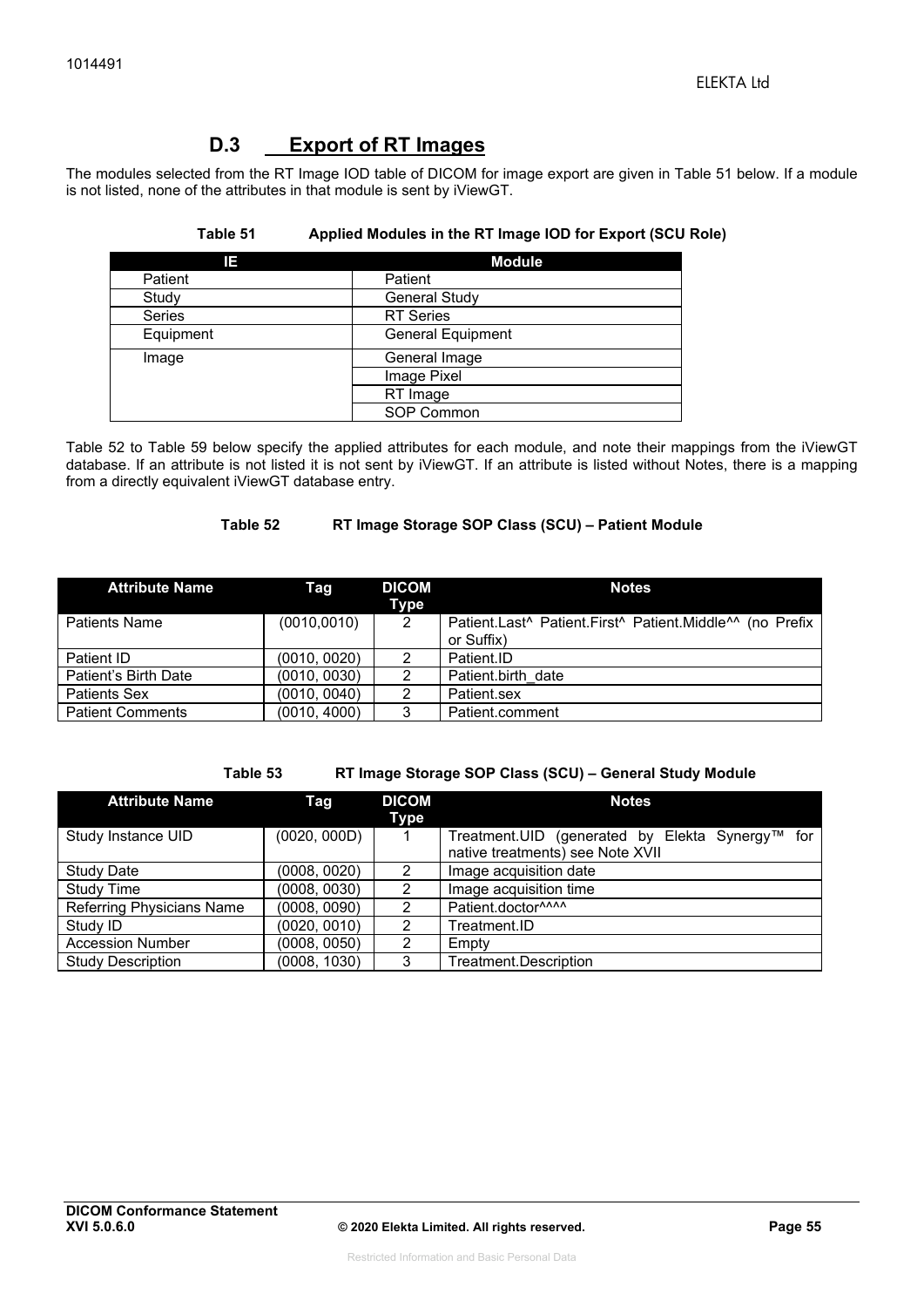## D.3 Export of RT Images

The modules selected from the RT Image IOD table of DICOM for image export are given in Table 51 below. If a module is not listed, none of the attributes in that module is sent by iViewGT.

**Table 51 Applied Modules in the RT Image IOD for Export (SCU Role)**

| IE | Module |
|---|---|
| Patient | Patient |
| Study | General Study |
| Series | RT Series |
| Equipment | General Equipment |
| Image | General Image |
| | Image Pixel |
| | RT Image |
| | SOP Common |

Table 52 to Table 59 below specify the applied attributes for each module, and note their mappings from the iViewGT database. If an attribute is not listed it is not sent by iViewGT. If an attribute is listed without Notes, there is a mapping from a directly equivalent iViewGT database entry.

**Table 52 RT Image Storage SOP Class (SCU) – Patient Module**

| Attribute Name | Tag | DICOM Type | Notes |
|---|---|---|---|
| Patients Name | (0010,0010) | 2 | Patient.Last^ Patient.First^ Patient.Middle^^ (no Prefix or Suffix) |
| Patient ID | (0010, 0020) | 2 | Patient.ID |
| Patient's Birth Date | (0010, 0030) | 2 | Patient.birth_date |
| Patients Sex | (0010, 0040) | 2 | Patient.sex |
| Patient Comments | (0010, 4000) | 3 | Patient.comment |

**Table 53 RT Image Storage SOP Class (SCU) – General Study Module**

| Attribute Name | Tag | DICOM Type | Notes |
|---|---|---|---|
| Study Instance UID | (0020, 000D) | 1 | Treatment.UID (generated by Elekta Synergy™ for native treatments) see Note XVII |
| Study Date | (0008, 0020) | 2 | Image acquisition date |
| Study Time | (0008, 0030) | 2 | Image acquisition time |
| Referring Physicians Name | (0008, 0090) | 2 | Patient.doctor^^^^ |
| Study ID | (0020, 0010) | 2 | Treatment.ID |
| Accession Number | (0008, 0050) | 2 | Empty |
| Study Description | (0008, 1030) | 3 | Treatment.Description |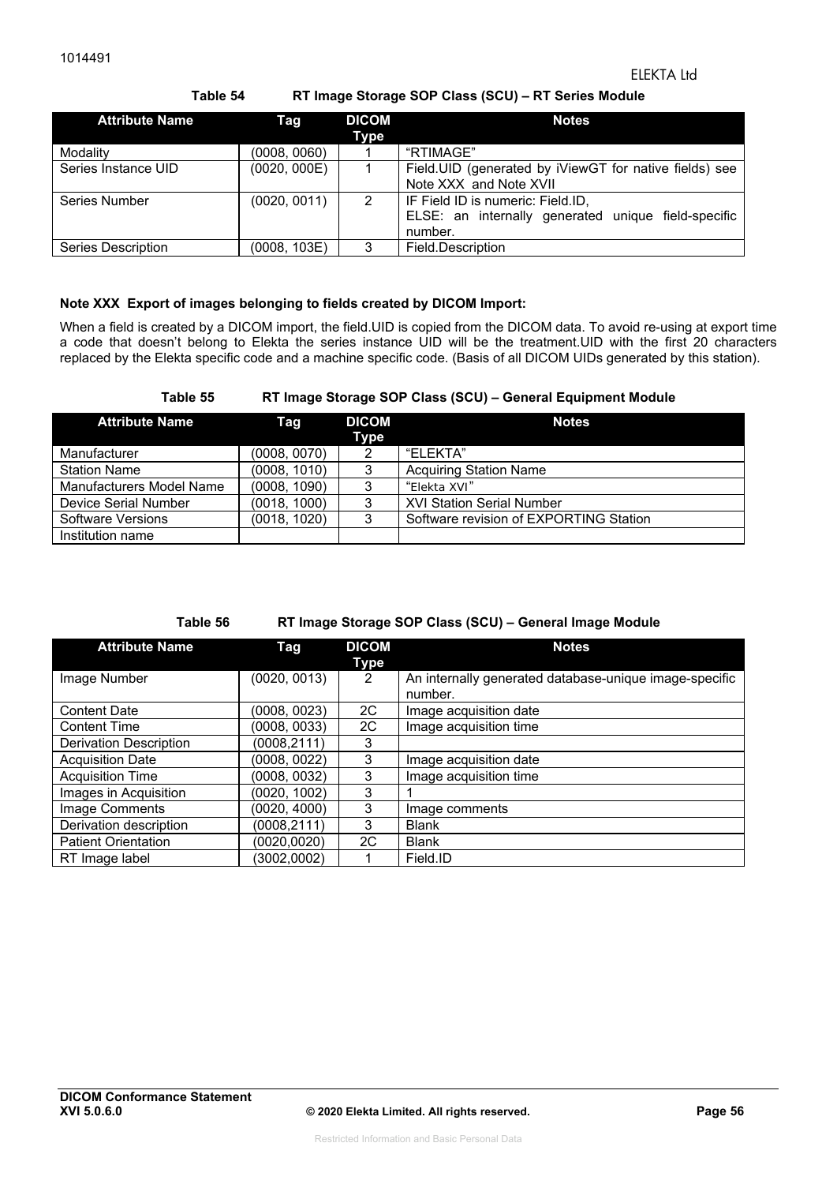**Table 54 RT Image Storage SOP Class (SCU) – RT Series Module**

| Attribute Name | Tag | DICOM Type | Notes |
|---|---|---|---|
| Modality | (0008, 0060) | 1 | "RTIMAGE" |
| Series Instance UID | (0020, 000E) | 1 | Field.UID (generated by iViewGT for native fields) see Note XXX and Note XVII |
| Series Number | (0020, 0011) | 2 | IF Field ID is numeric: Field.ID, ELSE: an internally generated unique field-specific number. |
| Series Description | (0008, 103E) | 3 | Field.Description |

**Note XXX Export of images belonging to fields created by DICOM Import:**

When a field is created by a DICOM import, the field.UID is copied from the DICOM data. To avoid re-using at export time a code that doesn't belong to Elekta the series instance UID will be the treatment.UID with the first 20 characters replaced by the Elekta specific code and a machine specific code. (Basis of all DICOM UIDs generated by this station).

**Table 55 RT Image Storage SOP Class (SCU) – General Equipment Module**

| Attribute Name | Tag | DICOM Type | Notes |
|---|---|---|---|
| Manufacturer | (0008, 0070) | 2 | "ELEKTA" |
| Station Name | (0008, 1010) | 3 | Acquiring Station Name |
| Manufacturers Model Name | (0008, 1090) | 3 | "Elekta XVI" |
| Device Serial Number | (0018, 1000) | 3 | XVI Station Serial Number |
| Software Versions | (0018, 1020) | 3 | Software revision of EXPORTING Station |
| Institution name | | | |

**Table 56 RT Image Storage SOP Class (SCU) – General Image Module**

| Attribute Name | Tag | DICOM Type | Notes |
|---|---|---|---|
| Image Number | (0020, 0013) | 2 | An internally generated database-unique image-specific number. |
| Content Date | (0008, 0023) | 2C | Image acquisition date |
| Content Time | (0008, 0033) | 2C | Image acquisition time |
| Derivation Description | (0008,2111) | 3 | |
| Acquisition Date | (0008, 0022) | 3 | Image acquisition date |
| Acquisition Time | (0008, 0032) | 3 | Image acquisition time |
| Images in Acquisition | (0020, 1002) | 3 | 1 |
| Image Comments | (0020, 4000) | 3 | Image comments |
| Derivation description | (0008,2111) | 3 | Blank |
| Patient Orientation | (0020,0020) | 2C | Blank |
| RT Image label | (3002,0002) | 1 | Field.ID |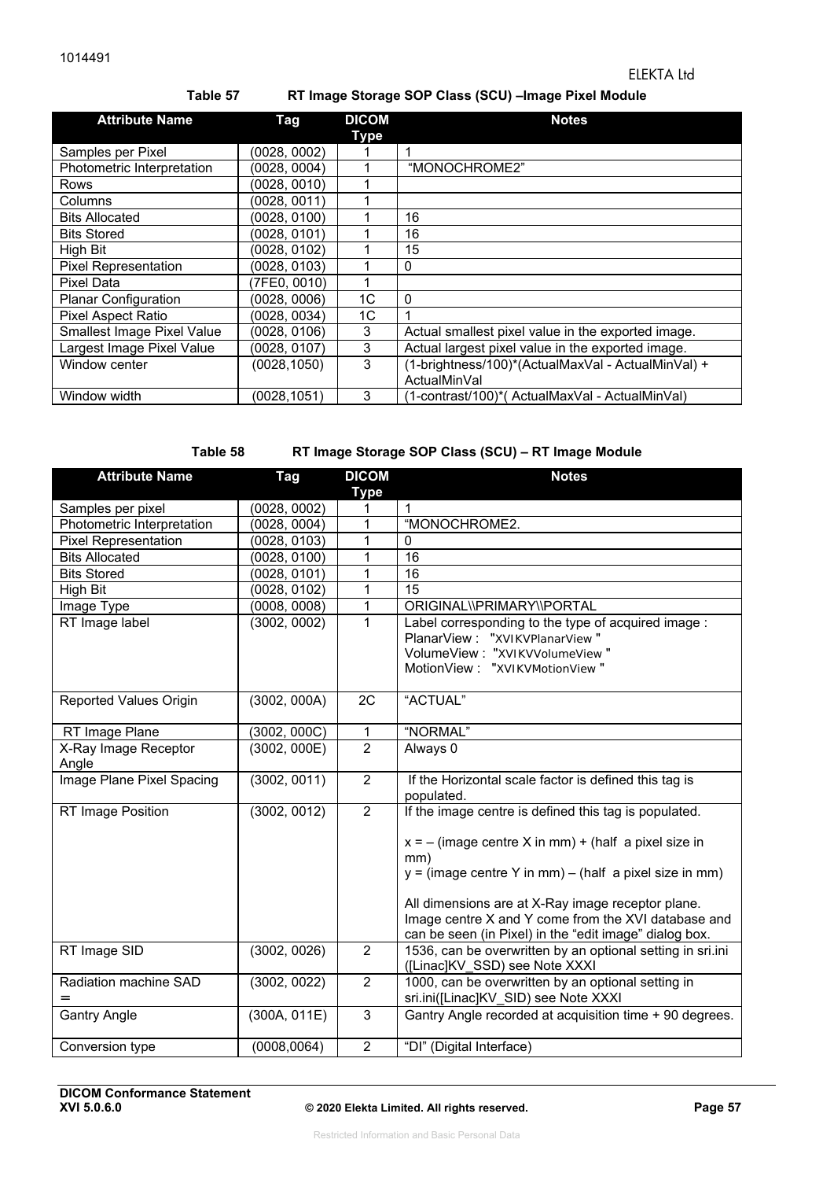**Table 57 RT Image Storage SOP Class (SCU) –Image Pixel Module**

| Attribute Name | Tag | DICOM Type | Notes |
|---|---|---|---|
| Samples per Pixel | (0028, 0002) | 1 | 1 |
| Photometric Interpretation | (0028, 0004) | 1 | "MONOCHROME2" |
| Rows | (0028, 0010) | 1 | |
| Columns | (0028, 0011) | 1 | |
| Bits Allocated | (0028, 0100) | 1 | 16 |
| Bits Stored | (0028, 0101) | 1 | 16 |
| High Bit | (0028, 0102) | 1 | 15 |
| Pixel Representation | (0028, 0103) | 1 | 0 |
| Pixel Data | (7FE0, 0010) | 1 | |
| Planar Configuration | (0028, 0006) | 1C | 0 |
| Pixel Aspect Ratio | (0028, 0034) | 1C | 1 |
| Smallest Image Pixel Value | (0028, 0106) | 3 | Actual smallest pixel value in the exported image. |
| Largest Image Pixel Value | (0028, 0107) | 3 | Actual largest pixel value in the exported image. |
| Window center | (0028,1050) | 3 | (1-brightness/100)*(ActualMaxVal - ActualMinVal) + ActualMinVal |
| Window width | (0028,1051) | 3 | (1-contrast/100)*( ActualMaxVal - ActualMinVal) |

**Table 58 RT Image Storage SOP Class (SCU) – RT Image Module**

| Attribute Name | Tag | DICOM Type | Notes |
|---|---|---|---|
| Samples per pixel | (0028, 0002) | 1 | 1 |
| Photometric Interpretation | (0028, 0004) | 1 | "MONOCHROME2. |
| Pixel Representation | (0028, 0103) | 1 | 0 |
| Bits Allocated | (0028, 0100) | 1 | 16 |
| Bits Stored | (0028, 0101) | 1 | 16 |
| High Bit | (0028, 0102) | 1 | 15 |
| Image Type | (0008, 0008) | 1 | ORIGINAL\\PRIMARY\\PORTAL |
| RT Image label | (3002, 0002) | 1 | Label corresponding to the type of acquired image :<br>PlanarView : "XVIKVPlanarView "<br>VolumeView : "XVIKVVolumeView "<br>MotionView : "XVIKVMotionView " |
| Reported Values Origin | (3002, 000A) | 2C | "ACTUAL" |
| RT Image Plane | (3002, 000C) | 1 | "NORMAL" |
| X-Ray Image Receptor Angle | (3002, 000E) | 2 | Always 0 |
| Image Plane Pixel Spacing | (3002, 0011) | 2 | If the Horizontal scale factor is defined this tag is populated. |
| RT Image Position | (3002, 0012) | 2 | If the image centre is defined this tag is populated.<br><br>x = – (image centre X in mm) + (half a pixel size in mm)<br>y = (image centre Y in mm) – (half a pixel size in mm)<br><br>All dimensions are at X-Ray image receptor plane. Image centre X and Y come from the XVI database and can be seen (in Pixel) in the "edit image" dialog box. |
| RT Image SID | (3002, 0026) | 2 | 1536, can be overwritten by an optional setting in sri.ini ([Linac]KV_SSD) see Note XXXI |
| Radiation machine SAD = | (3002, 0022) | 2 | 1000, can be overwritten by an optional setting in sri.ini([Linac]KV_SID) see Note XXXI |
| Gantry Angle | (300A, 011E) | 3 | Gantry Angle recorded at acquisition time + 90 degrees. |
| Conversion type | (0008,0064) | 2 | "DI" (Digital Interface) |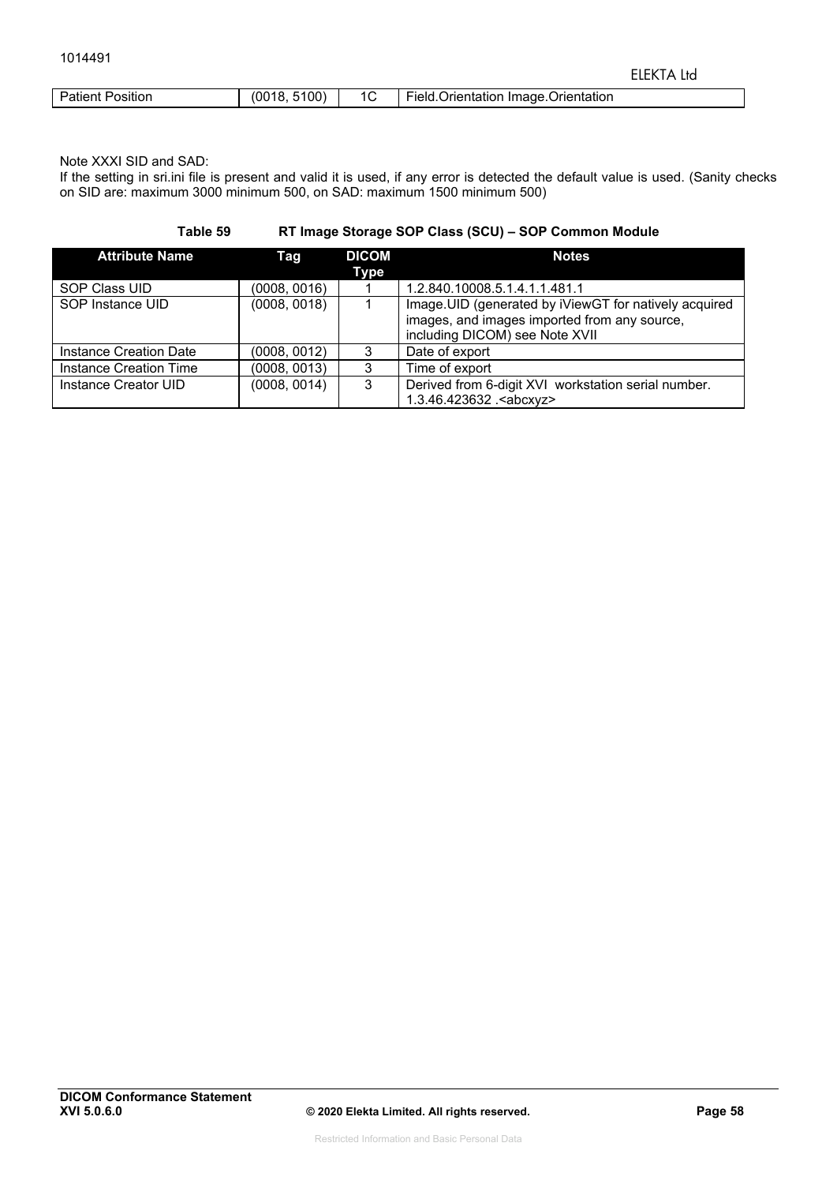| Patient Position | (0018, 5100) | 1C | Field.Orientation Image.Orientation |
|---|---|---|---|

Note XXXI SID and SAD:
If the setting in sri.ini file is present and valid it is used, if any error is detected the default value is used. (Sanity checks on SID are: maximum 3000 minimum 500, on SAD: maximum 1500 minimum 500)

**Table 59 RT Image Storage SOP Class (SCU) – SOP Common Module**

| Attribute Name | Tag | DICOM Type | Notes |
|---|---|---|---|
| SOP Class UID | (0008, 0016) | 1 | 1.2.840.10008.5.1.4.1.1.481.1 |
| SOP Instance UID | (0008, 0018) | 1 | Image.UID (generated by iViewGT for natively acquired images, and images imported from any source, including DICOM) see Note XVII |
| Instance Creation Date | (0008, 0012) | 3 | Date of export |
| Instance Creation Time | (0008, 0013) | 3 | Time of export |
| Instance Creator UID | (0008, 0014) | 3 | Derived from 6-digit XVI workstation serial number. 1.3.46.423632 .<abcxyz> |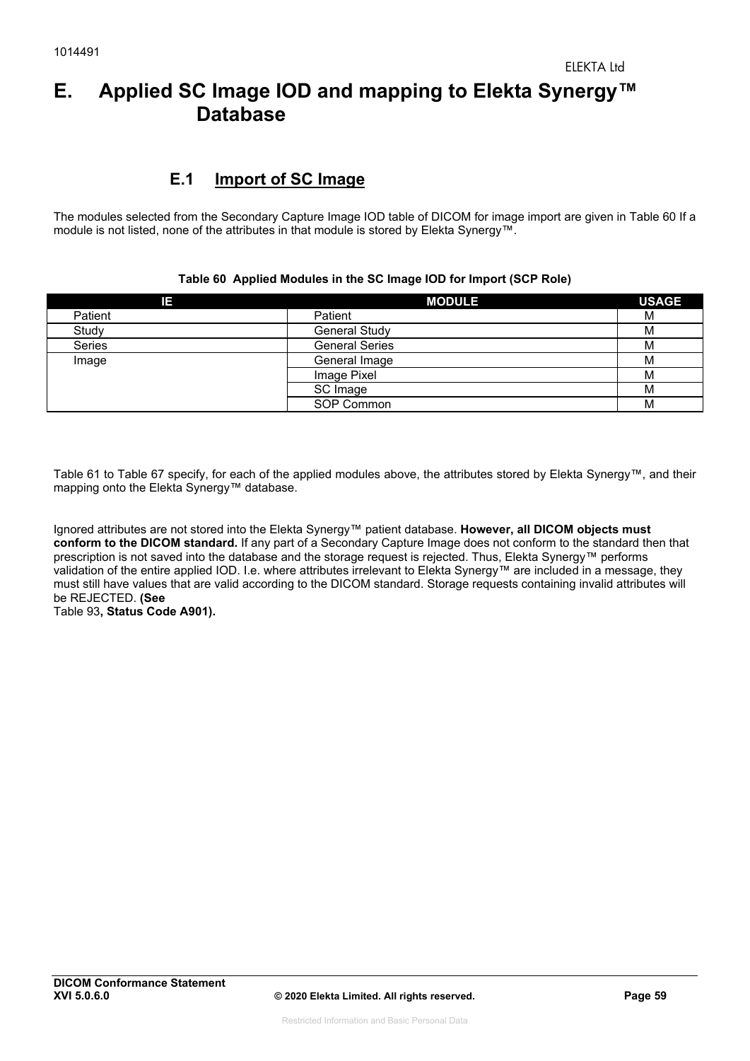# E. Applied SC Image IOD and mapping to Elekta Synergy™ Database

## E.1 Import of SC Image

The modules selected from the Secondary Capture Image IOD table of DICOM for image import are given in Table 60 If a module is not listed, none of the attributes in that module is stored by Elekta Synergy™.

**Table 60 Applied Modules in the SC Image IOD for Import (SCP Role)**

| IE | MODULE | USAGE |
|---|---|---|
| Patient | Patient | M |
| Study | General Study | M |
| Series | General Series | M |
| Image | General Image | M |
| | Image Pixel | M |
| | SC Image | M |
| | SOP Common | M |

Table 61 to Table 67 specify, for each of the applied modules above, the attributes stored by Elekta Synergy™, and their mapping onto the Elekta Synergy™ database.

Ignored attributes are not stored into the Elekta Synergy™ patient database. **However, all DICOM objects must conform to the DICOM standard.** If any part of a Secondary Capture Image does not conform to the standard then that prescription is not saved into the database and the storage request is rejected. Thus, Elekta Synergy™ performs validation of the entire applied IOD. I.e. where attributes irrelevant to Elekta Synergy™ are included in a message, they must still have values that are valid according to the DICOM standard. Storage requests containing invalid attributes will be REJECTED. **(See** Table 93**, Status Code A901).**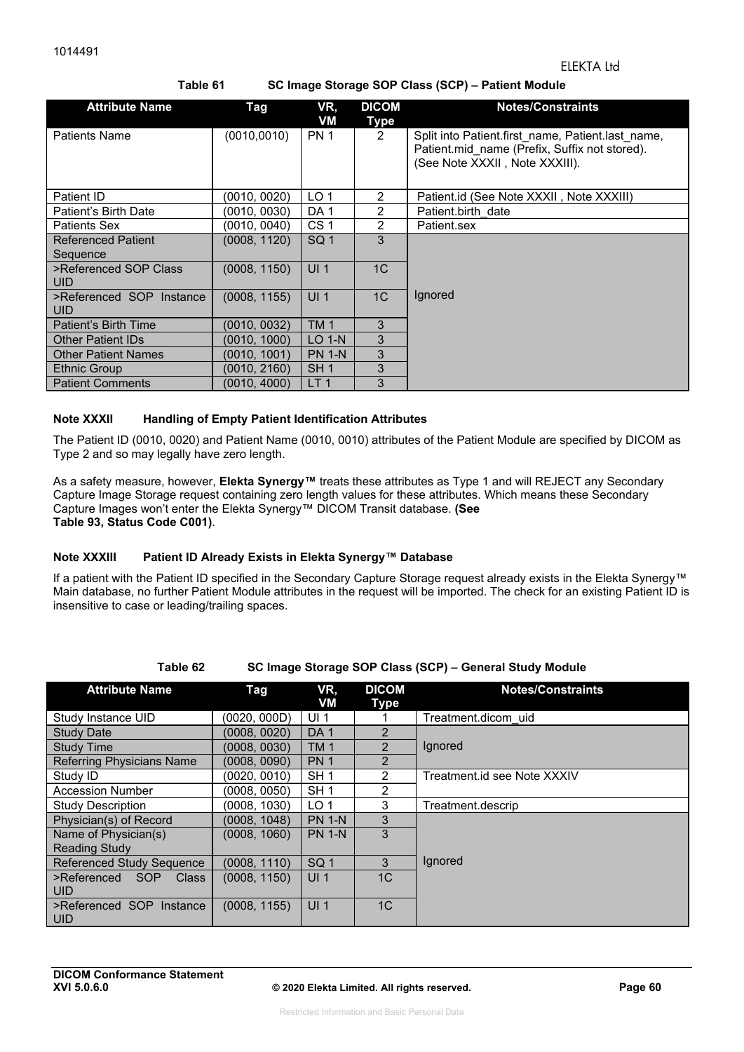**Table 61 SC Image Storage SOP Class (SCP) – Patient Module**

| Attribute Name | Tag | VR, VM | DICOM Type | Notes/Constraints |
|---|---|---|---|---|
| Patients Name | (0010,0010) | PN 1 | 2 | Split into Patient.first_name, Patient.last_name, Patient.mid_name (Prefix, Suffix not stored). (See Note XXXII , Note XXXIII). |
| Patient ID | (0010, 0020) | LO 1 | 2 | Patient.id (See Note XXXII , Note XXXIII) |
| Patient's Birth Date | (0010, 0030) | DA 1 | 2 | Patient.birth_date |
| Patients Sex | (0010, 0040) | CS 1 | 2 | Patient.sex |
| Referenced Patient Sequence | (0008, 1120) | SQ 1 | 3 | Ignored |
| >Referenced SOP Class UID | (0008, 1150) | UI 1 | 1C | |
| >Referenced SOP Instance UID | (0008, 1155) | UI 1 | 1C | |
| Patient's Birth Time | (0010, 0032) | TM 1 | 3 | |
| Other Patient IDs | (0010, 1000) | LO 1-N | 3 | |
| Other Patient Names | (0010, 1001) | PN 1-N | 3 | |
| Ethnic Group | (0010, 2160) | SH 1 | 3 | |
| Patient Comments | (0010, 4000) | LT 1 | 3 | |

**Note XXXII Handling of Empty Patient Identification Attributes**

The Patient ID (0010, 0020) and Patient Name (0010, 0010) attributes of the Patient Module are specified by DICOM as Type 2 and so may legally have zero length.

As a safety measure, however, **Elekta Synergy™** treats these attributes as Type 1 and will REJECT any Secondary Capture Image Storage request containing zero length values for these attributes. Which means these Secondary Capture Images won't enter the Elekta Synergy™ DICOM Transit database. **(See Table 93, Status Code C001)**.

**Note XXXIII Patient ID Already Exists in Elekta Synergy™ Database**

If a patient with the Patient ID specified in the Secondary Capture Storage request already exists in the Elekta Synergy™ Main database, no further Patient Module attributes in the request will be imported. The check for an existing Patient ID is insensitive to case or leading/trailing spaces.

**Table 62 SC Image Storage SOP Class (SCP) – General Study Module**

| Attribute Name | Tag | VR, VM | DICOM Type | Notes/Constraints |
|---|---|---|---|---|
| Study Instance UID | (0020, 000D) | UI 1 | 1 | Treatment.dicom_uid |
| Study Date | (0008, 0020) | DA 1 | 2 | Ignored |
| Study Time | (0008, 0030) | TM 1 | 2 | |
| Referring Physicians Name | (0008, 0090) | PN 1 | 2 | |
| Study ID | (0020, 0010) | SH 1 | 2 | Treatment.id see Note XXXIV |
| Accession Number | (0008, 0050) | SH 1 | 2 | |
| Study Description | (0008, 1030) | LO 1 | 3 | Treatment.descrip |
| Physician(s) of Record | (0008, 1048) | PN 1-N | 3 | Ignored |
| Name of Physician(s) Reading Study | (0008, 1060) | PN 1-N | 3 | |
| Referenced Study Sequence | (0008, 1110) | SQ 1 | 3 | |
| >Referenced SOP Class UID | (0008, 1150) | UI 1 | 1C | |
| >Referenced SOP Instance UID | (0008, 1155) | UI 1 | 1C | |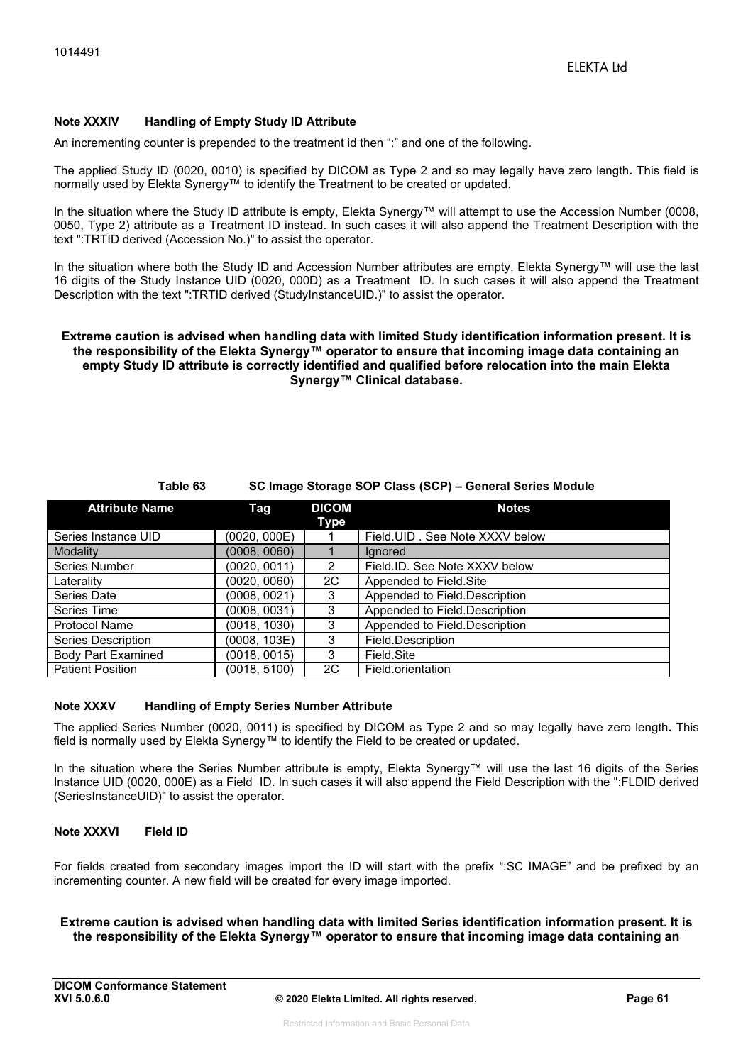**Note XXXIV Handling of Empty Study ID Attribute**

An incrementing counter is prepended to the treatment id then ":" and one of the following.

The applied Study ID (0020, 0010) is specified by DICOM as Type 2 and so may legally have zero length**.** This field is normally used by Elekta Synergy™ to identify the Treatment to be created or updated.

In the situation where the Study ID attribute is empty, Elekta Synergy™ will attempt to use the Accession Number (0008, 0050, Type 2) attribute as a Treatment ID instead. In such cases it will also append the Treatment Description with the text ":TRTID derived (Accession No.)" to assist the operator.

In the situation where both the Study ID and Accession Number attributes are empty, Elekta Synergy™ will use the last 16 digits of the Study Instance UID (0020, 000D) as a Treatment ID. In such cases it will also append the Treatment Description with the text ":TRTID derived (StudyInstanceUID.)" to assist the operator.

**Extreme caution is advised when handling data with limited Study identification information present. It is the responsibility of the Elekta Synergy™ operator to ensure that incoming image data containing an empty Study ID attribute is correctly identified and qualified before relocation into the main Elekta Synergy™ Clinical database.**

**Table 63 SC Image Storage SOP Class (SCP) – General Series Module**

| Attribute Name | Tag | DICOM Type | Notes |
|---|---|---|---|
| Series Instance UID | (0020, 000E) | 1 | Field.UID . See Note XXXV below |
| Modality | (0008, 0060) | 1 | Ignored |
| Series Number | (0020, 0011) | 2 | Field.ID. See Note XXXV below |
| Laterality | (0020, 0060) | 2C | Appended to Field.Site |
| Series Date | (0008, 0021) | 3 | Appended to Field.Description |
| Series Time | (0008, 0031) | 3 | Appended to Field.Description |
| Protocol Name | (0018, 1030) | 3 | Appended to Field.Description |
| Series Description | (0008, 103E) | 3 | Field.Description |
| Body Part Examined | (0018, 0015) | 3 | Field.Site |
| Patient Position | (0018, 5100) | 2C | Field.orientation |

**Note XXXV Handling of Empty Series Number Attribute**

The applied Series Number (0020, 0011) is specified by DICOM as Type 2 and so may legally have zero length**.** This field is normally used by Elekta Synergy™ to identify the Field to be created or updated.

In the situation where the Series Number attribute is empty, Elekta Synergy™ will use the last 16 digits of the Series Instance UID (0020, 000E) as a Field ID. In such cases it will also append the Field Description with the ":FLDID derived (SeriesInstanceUID)" to assist the operator.

**Note XXXVI Field ID**

For fields created from secondary images import the ID will start with the prefix ":SC IMAGE" and be prefixed by an incrementing counter. A new field will be created for every image imported.

**Extreme caution is advised when handling data with limited Series identification information present. It is the responsibility of the Elekta Synergy™ operator to ensure that incoming image data containing an**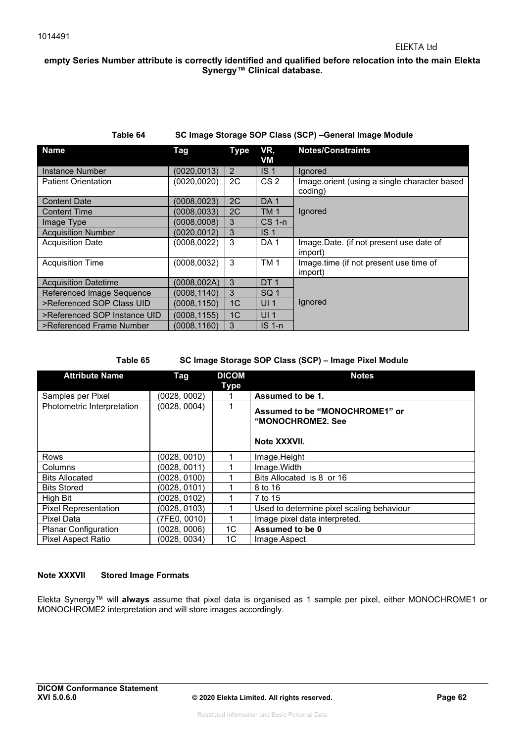**empty Series Number attribute is correctly identified and qualified before relocation into the main Elekta Synergy™ Clinical database.**

**Table 64 SC Image Storage SOP Class (SCP) –General Image Module**

| Name | Tag | Type | VR, VM | Notes/Constraints |
|---|---|---|---|---|
| Instance Number | (0020,0013) | 2 | IS 1 | Ignored |
| Patient Orientation | (0020,0020) | 2C | CS 2 | Image.orient (using a single character based coding) |
| Content Date | (0008,0023) | 2C | DA 1 | Ignored |
| Content Time | (0008,0033) | 2C | TM 1 | |
| Image Type | (0008,0008) | 3 | CS 1-n | |
| Acquisition Number | (0020,0012) | 3 | IS 1 | |
| Acquisition Date | (0008,0022) | 3 | DA 1 | Image.Date. (if not present use date of import) |
| Acquisition Time | (0008,0032) | 3 | TM 1 | Image.time (if not present use time of import) |
| Acquisition Datetime | (0008,002A) | 3 | DT 1 | Ignored |
| Referenced Image Sequence | (0008,1140) | 3 | SQ 1 | |
| >Referenced SOP Class UID | (0008,1150) | 1C | UI 1 | |
| >Referenced SOP Instance UID | (0008,1155) | 1C | UI 1 | |
| >Referenced Frame Number | (0008,1160) | 3 | IS 1-n | |

**Table 65 SC Image Storage SOP Class (SCP) – Image Pixel Module**

| Attribute Name | Tag | DICOM Type | Notes |
|---|---|---|---|
| Samples per Pixel | (0028, 0002) | 1 | **Assumed to be 1.** |
| Photometric Interpretation | (0028, 0004) | 1 | **Assumed to be "MONOCHROME1" or "MONOCHROME2. See Note XXXVII.** |
| Rows | (0028, 0010) | 1 | Image.Height |
| Columns | (0028, 0011) | 1 | Image.Width |
| Bits Allocated | (0028, 0100) | 1 | Bits Allocated is 8 or 16 |
| Bits Stored | (0028, 0101) | 1 | 8 to 16 |
| High Bit | (0028, 0102) | 1 | 7 to 15 |
| Pixel Representation | (0028, 0103) | 1 | Used to determine pixel scaling behaviour |
| Pixel Data | (7FE0, 0010) | 1 | Image pixel data interpreted. |
| Planar Configuration | (0028, 0006) | 1C | **Assumed to be 0** |
| Pixel Aspect Ratio | (0028, 0034) | 1C | Image.Aspect |

**Note XXXVII Stored Image Formats**

Elekta Synergy™ will **always** assume that pixel data is organised as 1 sample per pixel, either MONOCHROME1 or MONOCHROME2 interpretation and will store images accordingly.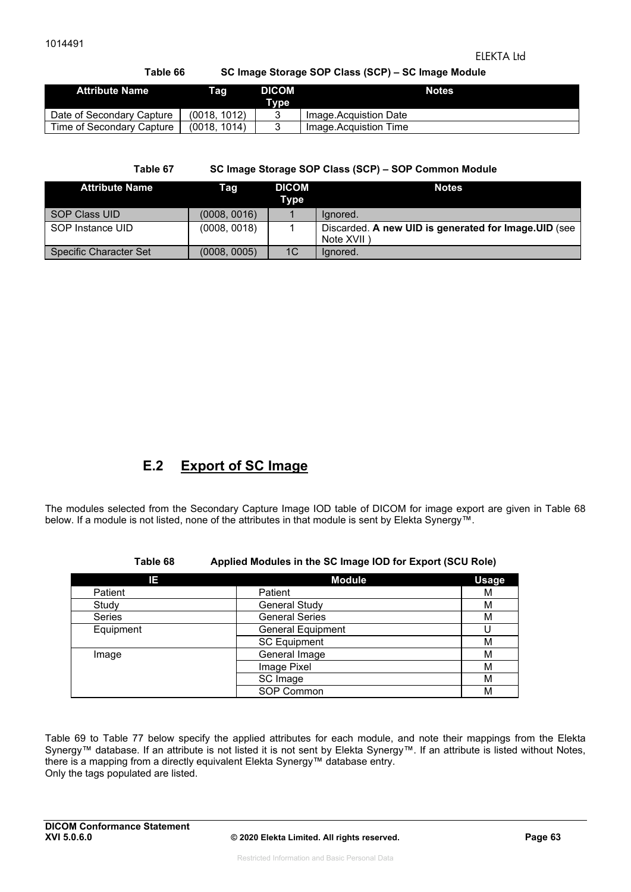**Table 66 SC Image Storage SOP Class (SCP) – SC Image Module**

| Attribute Name | Tag | DICOM Type | Notes |
|---|---|---|---|
| Date of Secondary Capture | (0018, 1012) | 3 | Image.Acquistion Date |
| Time of Secondary Capture | (0018, 1014) | 3 | Image.Acquistion Time |

**Table 67 SC Image Storage SOP Class (SCP) – SOP Common Module**

| Attribute Name | Tag | DICOM Type | Notes |
|---|---|---|---|
| SOP Class UID | (0008, 0016) | 1 | Ignored. |
| SOP Instance UID | (0008, 0018) | 1 | Discarded. **A new UID is generated for Image.UID** (see Note XVII ) |
| Specific Character Set | (0008, 0005) | 1C | Ignored. |

## E.2 Export of SC Image

The modules selected from the Secondary Capture Image IOD table of DICOM for image export are given in Table 68 below. If a module is not listed, none of the attributes in that module is sent by Elekta Synergy™.

**Table 68 Applied Modules in the SC Image IOD for Export (SCU Role)**

| IE | Module | Usage |
|---|---|---|
| Patient | Patient | M |
| Study | General Study | M |
| Series | General Series | M |
| Equipment | General Equipment | U |
| | SC Equipment | M |
| Image | General Image | M |
| | Image Pixel | M |
| | SC Image | M |
| | SOP Common | M |

Table 69 to Table 77 below specify the applied attributes for each module, and note their mappings from the Elekta Synergy™ database. If an attribute is not listed it is not sent by Elekta Synergy™. If an attribute is listed without Notes, there is a mapping from a directly equivalent Elekta Synergy™ database entry.
Only the tags populated are listed.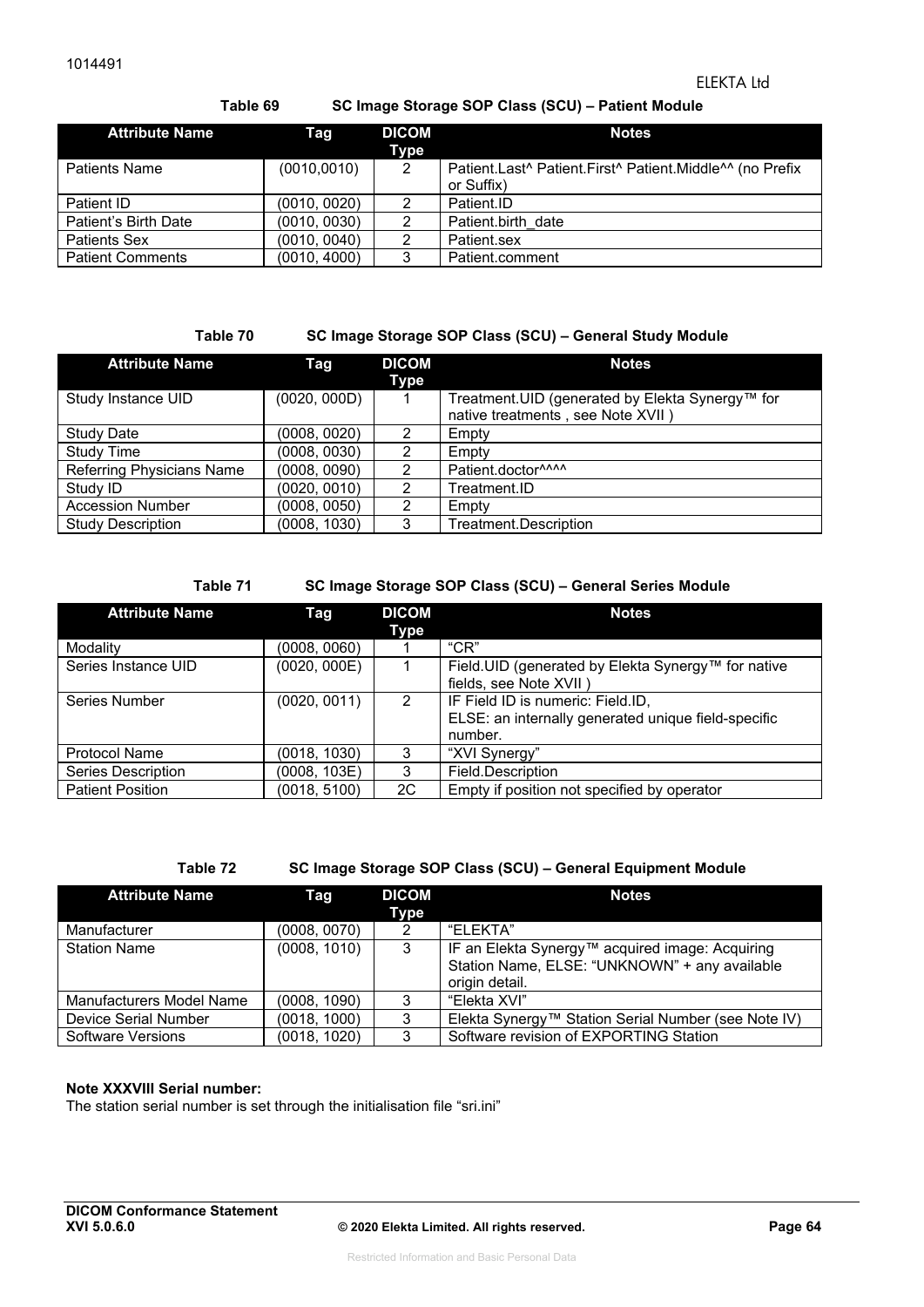**Table 69 SC Image Storage SOP Class (SCU) – Patient Module**

| Attribute Name | Tag | DICOM Type | Notes |
|---|---|---|---|
| Patients Name | (0010,0010) | 2 | Patient.Last^ Patient.First^ Patient.Middle^^ (no Prefix or Suffix) |
| Patient ID | (0010, 0020) | 2 | Patient.ID |
| Patient's Birth Date | (0010, 0030) | 2 | Patient.birth_date |
| Patients Sex | (0010, 0040) | 2 | Patient.sex |
| Patient Comments | (0010, 4000) | 3 | Patient.comment |

**Table 70 SC Image Storage SOP Class (SCU) – General Study Module**

| Attribute Name | Tag | DICOM Type | Notes |
|---|---|---|---|
| Study Instance UID | (0020, 000D) | 1 | Treatment.UID (generated by Elekta Synergy™ for native treatments , see Note XVII ) |
| Study Date | (0008, 0020) | 2 | Empty |
| Study Time | (0008, 0030) | 2 | Empty |
| Referring Physicians Name | (0008, 0090) | 2 | Patient.doctor^^^^ |
| Study ID | (0020, 0010) | 2 | Treatment.ID |
| Accession Number | (0008, 0050) | 2 | Empty |
| Study Description | (0008, 1030) | 3 | Treatment.Description |

**Table 71 SC Image Storage SOP Class (SCU) – General Series Module**

| Attribute Name | Tag | DICOM Type | Notes |
|---|---|---|---|
| Modality | (0008, 0060) | 1 | "CR" |
| Series Instance UID | (0020, 000E) | 1 | Field.UID (generated by Elekta Synergy™ for native fields, see Note XVII ) |
| Series Number | (0020, 0011) | 2 | IF Field ID is numeric: Field.ID, ELSE: an internally generated unique field-specific number. |
| Protocol Name | (0018, 1030) | 3 | "XVI Synergy" |
| Series Description | (0008, 103E) | 3 | Field.Description |
| Patient Position | (0018, 5100) | 2C | Empty if position not specified by operator |

**Table 72 SC Image Storage SOP Class (SCU) – General Equipment Module**

| Attribute Name | Tag | DICOM Type | Notes |
|---|---|---|---|
| Manufacturer | (0008, 0070) | 2 | "ELEKTA" |
| Station Name | (0008, 1010) | 3 | IF an Elekta Synergy™ acquired image: Acquiring Station Name, ELSE: "UNKNOWN" + any available origin detail. |
| Manufacturers Model Name | (0008, 1090) | 3 | "Elekta XVI" |
| Device Serial Number | (0018, 1000) | 3 | Elekta Synergy™ Station Serial Number (see Note IV) |
| Software Versions | (0018, 1020) | 3 | Software revision of EXPORTING Station |

**Note XXXVIII Serial number:**

The station serial number is set through the initialisation file "sri.ini"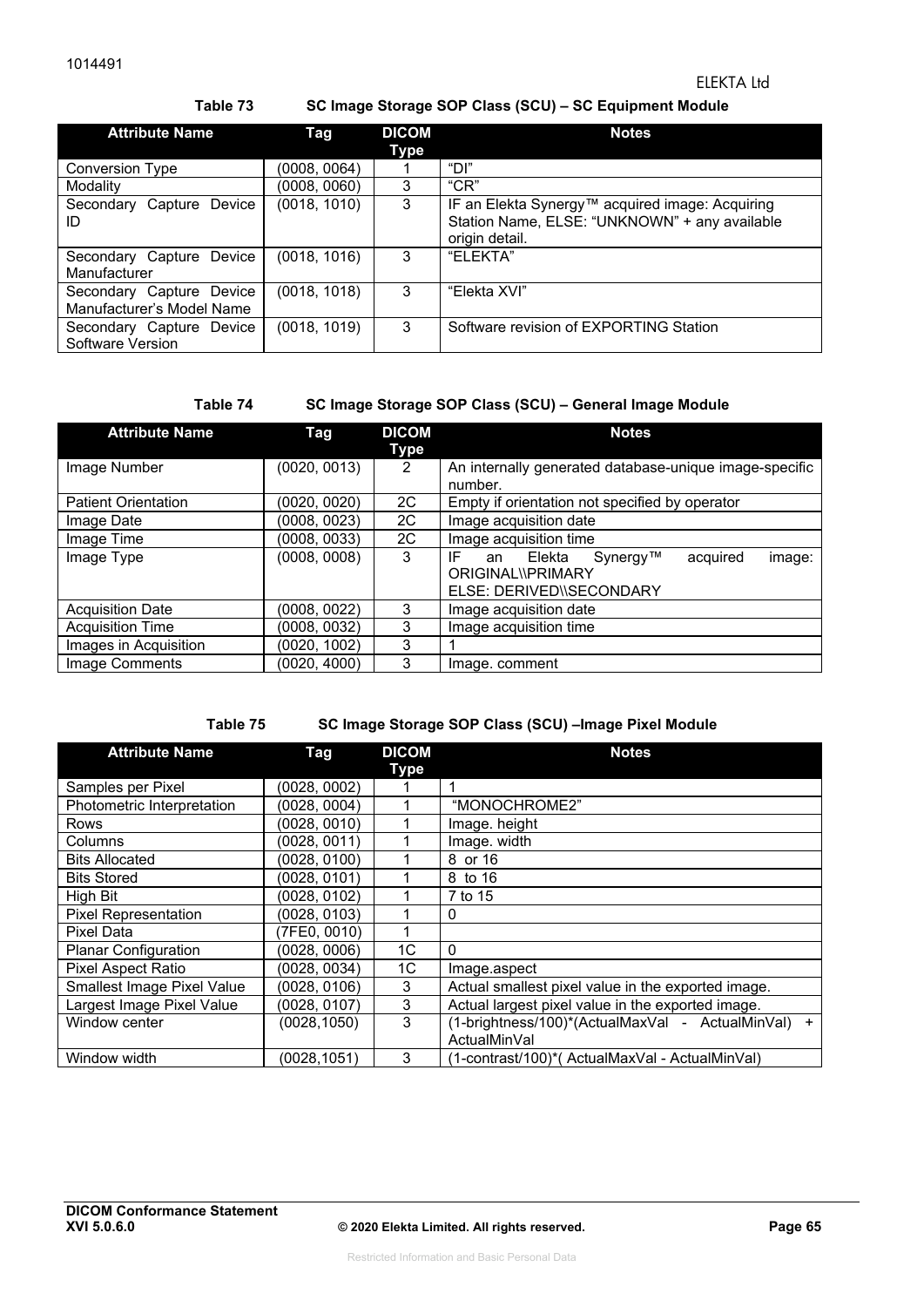**Table 73 SC Image Storage SOP Class (SCU) – SC Equipment Module**

| Attribute Name | Tag | DICOM Type | Notes |
|---|---|---|---|
| Conversion Type | (0008, 0064) | 1 | "DI" |
| Modality | (0008, 0060) | 3 | "CR" |
| Secondary Capture Device ID | (0018, 1010) | 3 | IF an Elekta Synergy™ acquired image: Acquiring Station Name, ELSE: "UNKNOWN" + any available origin detail. |
| Secondary Capture Device Manufacturer | (0018, 1016) | 3 | "ELEKTA" |
| Secondary Capture Device Manufacturer's Model Name | (0018, 1018) | 3 | "Elekta XVI" |
| Secondary Capture Device Software Version | (0018, 1019) | 3 | Software revision of EXPORTING Station |

**Table 74 SC Image Storage SOP Class (SCU) – General Image Module**

| Attribute Name | Tag | DICOM Type | Notes |
|---|---|---|---|
| Image Number | (0020, 0013) | 2 | An internally generated database-unique image-specific number. |
| Patient Orientation | (0020, 0020) | 2C | Empty if orientation not specified by operator |
| Image Date | (0008, 0023) | 2C | Image acquisition date |
| Image Time | (0008, 0033) | 2C | Image acquisition time |
| Image Type | (0008, 0008) | 3 | IF an Elekta Synergy™ acquired image: ORIGINAL\\PRIMARY ELSE: DERIVED\\SECONDARY |
| Acquisition Date | (0008, 0022) | 3 | Image acquisition date |
| Acquisition Time | (0008, 0032) | 3 | Image acquisition time |
| Images in Acquisition | (0020, 1002) | 3 | 1 |
| Image Comments | (0020, 4000) | 3 | Image. comment |

**Table 75 SC Image Storage SOP Class (SCU) –Image Pixel Module**

| Attribute Name | Tag | DICOM Type | Notes |
|---|---|---|---|
| Samples per Pixel | (0028, 0002) | 1 | 1 |
| Photometric Interpretation | (0028, 0004) | 1 | "MONOCHROME2" |
| Rows | (0028, 0010) | 1 | Image. height |
| Columns | (0028, 0011) | 1 | Image. width |
| Bits Allocated | (0028, 0100) | 1 | 8 or 16 |
| Bits Stored | (0028, 0101) | 1 | 8 to 16 |
| High Bit | (0028, 0102) | 1 | 7 to 15 |
| Pixel Representation | (0028, 0103) | 1 | 0 |
| Pixel Data | (7FE0, 0010) | 1 | |
| Planar Configuration | (0028, 0006) | 1C | 0 |
| Pixel Aspect Ratio | (0028, 0034) | 1C | Image.aspect |
| Smallest Image Pixel Value | (0028, 0106) | 3 | Actual smallest pixel value in the exported image. |
| Largest Image Pixel Value | (0028, 0107) | 3 | Actual largest pixel value in the exported image. |
| Window center | (0028,1050) | 3 | (1-brightness/100)*(ActualMaxVal - ActualMinVal) + ActualMinVal |
| Window width | (0028,1051) | 3 | (1-contrast/100)*( ActualMaxVal - ActualMinVal) |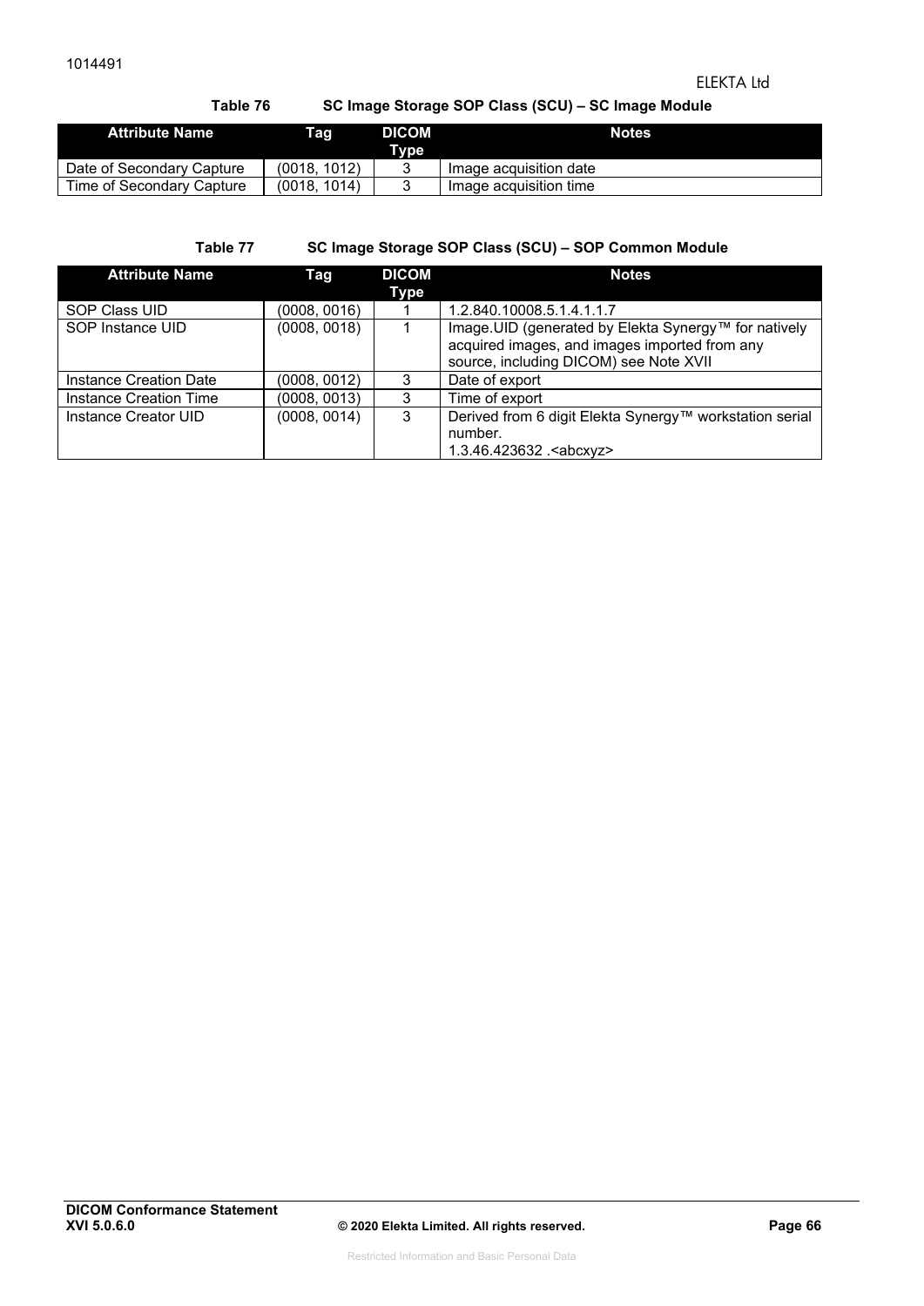**Table 76 SC Image Storage SOP Class (SCU) – SC Image Module**

| Attribute Name | Tag | DICOM Type | Notes |
|---|---|---|---|
| Date of Secondary Capture | (0018, 1012) | 3 | Image acquisition date |
| Time of Secondary Capture | (0018, 1014) | 3 | Image acquisition time |

**Table 77 SC Image Storage SOP Class (SCU) – SOP Common Module**

| Attribute Name | Tag | DICOM Type | Notes |
|---|---|---|---|
| SOP Class UID | (0008, 0016) | 1 | 1.2.840.10008.5.1.4.1.1.7 |
| SOP Instance UID | (0008, 0018) | 1 | Image.UID (generated by Elekta Synergy™ for natively acquired images, and images imported from any source, including DICOM) see Note XVII |
| Instance Creation Date | (0008, 0012) | 3 | Date of export |
| Instance Creation Time | (0008, 0013) | 3 | Time of export |
| Instance Creator UID | (0008, 0014) | 3 | Derived from 6 digit Elekta Synergy™ workstation serial number. 1.3.46.423632 .<abcxyz> |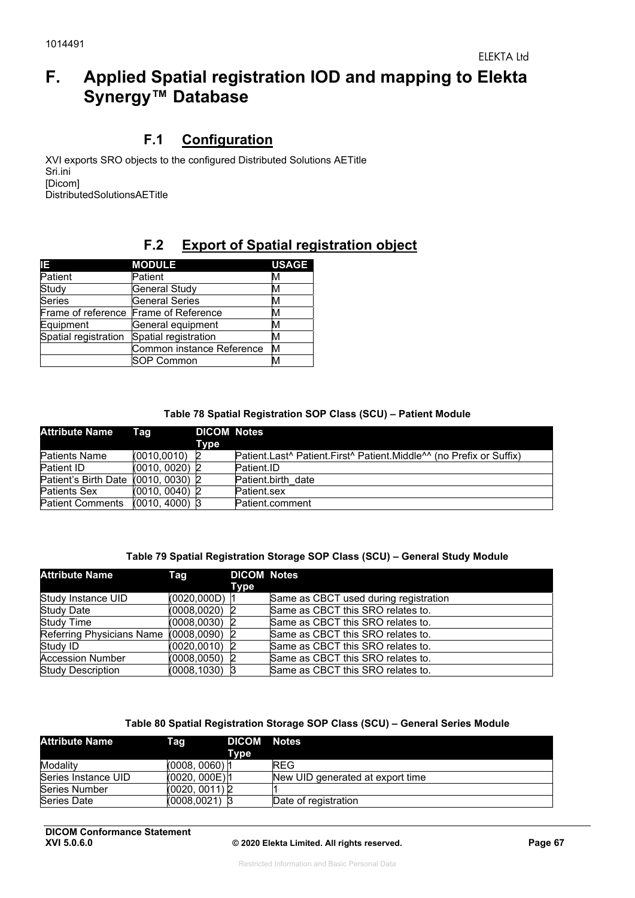# F. Applied Spatial registration IOD and mapping to Elekta Synergy™ Database

## F.1 Configuration

XVI exports SRO objects to the configured Distributed Solutions AETitle
Sri.ini
[Dicom]
DistributedSolutionsAETitle

## F.2 Export of Spatial registration object

| IE | MODULE | USAGE |
|---|---|---|
| Patient | Patient | M |
| Study | General Study | M |
| Series | General Series | M |
| Frame of reference | Frame of Reference | M |
| Equipment | General equipment | M |
| Spatial registration | Spatial registration | M |
| | Common instance Reference | M |
| | SOP Common | M |

**Table 78 Spatial Registration SOP Class (SCU) – Patient Module**

| Attribute Name | Tag | DICOM Type | Notes |
|---|---|---|---|
| Patients Name | (0010,0010) | 2 | Patient.Last^ Patient.First^ Patient.Middle^^ (no Prefix or Suffix) |
| Patient ID | (0010, 0020) | 2 | Patient.ID |
| Patient's Birth Date | (0010, 0030) | 2 | Patient.birth_date |
| Patients Sex | (0010, 0040) | 2 | Patient.sex |
| Patient Comments | (0010, 4000) | 3 | Patient.comment |

**Table 79 Spatial Registration Storage SOP Class (SCU) – General Study Module**

| Attribute Name | Tag | DICOM Type | Notes |
|---|---|---|---|
| Study Instance UID | (0020,000D) | 1 | Same as CBCT used during registration |
| Study Date | (0008,0020) | 2 | Same as CBCT this SRO relates to. |
| Study Time | (0008,0030) | 2 | Same as CBCT this SRO relates to. |
| Referring Physicians Name | (0008,0090) | 2 | Same as CBCT this SRO relates to. |
| Study ID | (0020,0010) | 2 | Same as CBCT this SRO relates to. |
| Accession Number | (0008,0050) | 2 | Same as CBCT this SRO relates to. |
| Study Description | (0008,1030) | 3 | Same as CBCT this SRO relates to. |

**Table 80 Spatial Registration Storage SOP Class (SCU) – General Series Module**

| Attribute Name | Tag | DICOM Type | Notes |
|---|---|---|---|
| Modality | (0008, 0060) | 1 | REG |
| Series Instance UID | (0020, 000E) | 1 | New UID generated at export time |
| Series Number | (0020, 0011) | 2 | 1 |
| Series Date | (0008,0021) | 3 | Date of registration |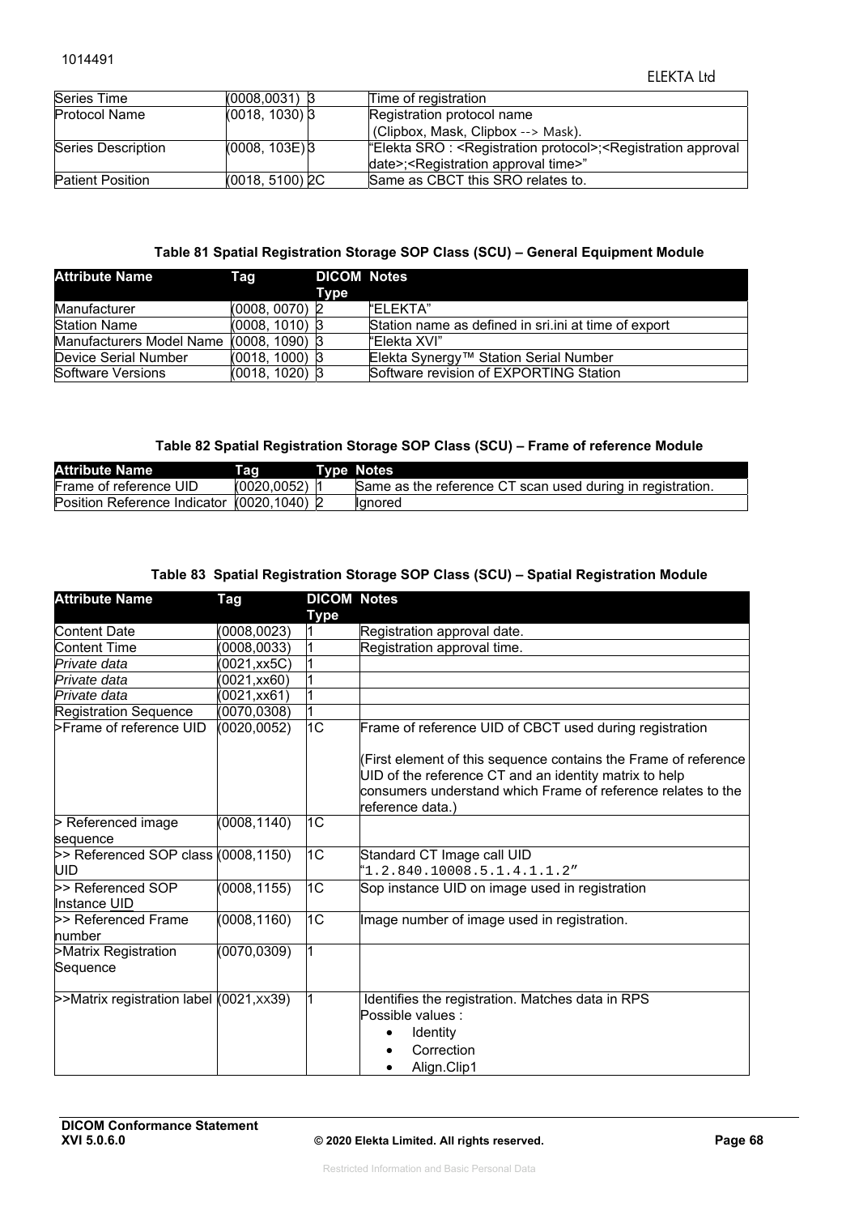| Series Time | (0008,0031) | 3 | Time of registration |
|---|---|---|---|
| Protocol Name | (0018, 1030) | 3 | Registration protocol name (Clipbox, Mask, Clipbox --> Mask). |
| Series Description | (0008, 103E) | 3 | "Elekta SRO : <Registration protocol>;<Registration approval date>;<Registration approval time>" |
| Patient Position | (0018, 5100) | 2C | Same as CBCT this SRO relates to. |

**Table 81 Spatial Registration Storage SOP Class (SCU) – General Equipment Module**

| Attribute Name | Tag | DICOM Type | Notes |
|---|---|---|---|
| Manufacturer | (0008, 0070) | 2 | "ELEKTA" |
| Station Name | (0008, 1010) | 3 | Station name as defined in sri.ini at time of export |
| Manufacturers Model Name | (0008, 1090) | 3 | "Elekta XVI" |
| Device Serial Number | (0018, 1000) | 3 | Elekta Synergy™ Station Serial Number |
| Software Versions | (0018, 1020) | 3 | Software revision of EXPORTING Station |

**Table 82 Spatial Registration Storage SOP Class (SCU) – Frame of reference Module**

| Attribute Name | Tag | Type | Notes |
|---|---|---|---|
| Frame of reference UID | (0020,0052) | 1 | Same as the reference CT scan used during in registration. |
| Position Reference Indicator | (0020,1040) | 2 | Ignored |

**Table 83 Spatial Registration Storage SOP Class (SCU) – Spatial Registration Module**

| Attribute Name | Tag | DICOM Type | Notes |
|---|---|---|---|
| Content Date | (0008,0023) | 1 | Registration approval date. |
| Content Time | (0008,0033) | 1 | Registration approval time. |
| *Private data* | (0021,xx5C) | 1 | |
| *Private data* | (0021,xx60) | 1 | |
| *Private data* | (0021,xx61) | 1 | |
| Registration Sequence | (0070,0308) | 1 | |
| >Frame of reference UID | (0020,0052) | 1C | Frame of reference UID of CBCT used during registration<br><br>(First element of this sequence contains the Frame of reference UID of the reference CT and an identity matrix to help consumers understand which Frame of reference relates to the reference data.) |
| > Referenced image sequence | (0008,1140) | 1C | |
| >> Referenced SOP class UID | (0008,1150) | 1C | Standard CT Image call UID "1.2.840.10008.5.1.4.1.1.2" |
| >> Referenced SOP Instance UID | (0008,1155) | 1C | Sop instance UID on image used in registration |
| >> Referenced Frame number | (0008,1160) | 1C | Image number of image used in registration. |
| >Matrix Registration Sequence | (0070,0309) | 1 | |
| >>Matrix registration label | (0021,xx39) | 1 | Identifies the registration. Matches data in RPS<br>Possible values :<br>• Identity<br>• Correction<br>• Align.Clip1 |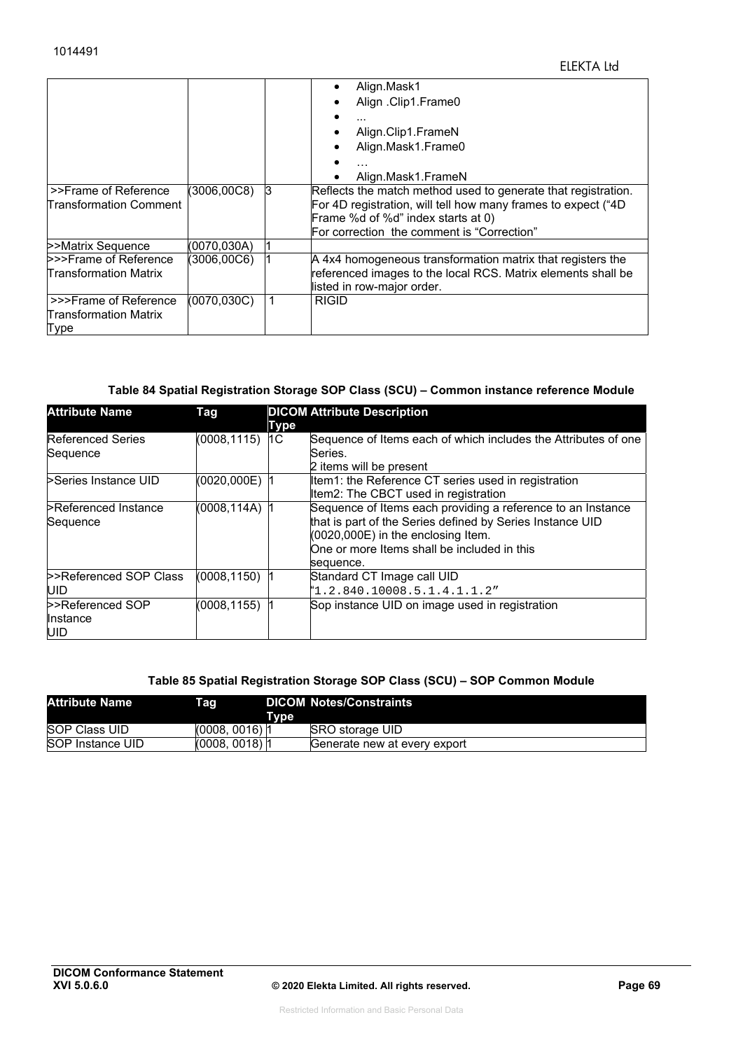| | | | • Align.Mask1<br>• Align .Clip1.Frame0<br>• ...<br>• Align.Clip1.FrameN<br>• Align.Mask1.Frame0<br>• …<br>• Align.Mask1.FrameN |
|---|---|---|---|
| >>Frame of Reference Transformation Comment | (3006,00C8) | 3 | Reflects the match method used to generate that registration.<br>For 4D registration, will tell how many frames to expect ("4D Frame %d of %d" index starts at 0)<br>For correction the comment is "Correction" |
| >>Matrix Sequence | (0070,030A) | 1 | |
| >>>Frame of Reference Transformation Matrix | (3006,00C6) | 1 | A 4x4 homogeneous transformation matrix that registers the referenced images to the local RCS. Matrix elements shall be listed in row-major order. |
| >>>Frame of Reference Transformation Matrix Type | (0070,030C) | 1 | RIGID |

**Table 84 Spatial Registration Storage SOP Class (SCU) – Common instance reference Module**

| Attribute Name | Tag | DICOM Type | Attribute Description |
|---|---|---|---|
| Referenced Series Sequence | (0008,1115) | 1C | Sequence of Items each of which includes the Attributes of one Series.<br>2 items will be present |
| >Series Instance UID | (0020,000E) | 1 | Item1: the Reference CT series used in registration<br>Item2: The CBCT used in registration |
| >Referenced Instance Sequence | (0008,114A) | 1 | Sequence of Items each providing a reference to an Instance that is part of the Series defined by Series Instance UID (0020,000E) in the enclosing Item.<br>One or more Items shall be included in this sequence. |
| >>Referenced SOP Class UID | (0008,1150) | 1 | Standard CT Image call UID<br>"1.2.840.10008.5.1.4.1.1.2" |
| >>Referenced SOP Instance UID | (0008,1155) | 1 | Sop instance UID on image used in registration |

**Table 85 Spatial Registration Storage SOP Class (SCU) – SOP Common Module**

| Attribute Name | Tag | DICOM Type | Notes/Constraints |
|---|---|---|---|
| SOP Class UID | (0008, 0016) | 1 | SRO storage UID |
| SOP Instance UID | (0008, 0018) | 1 | Generate new at every export |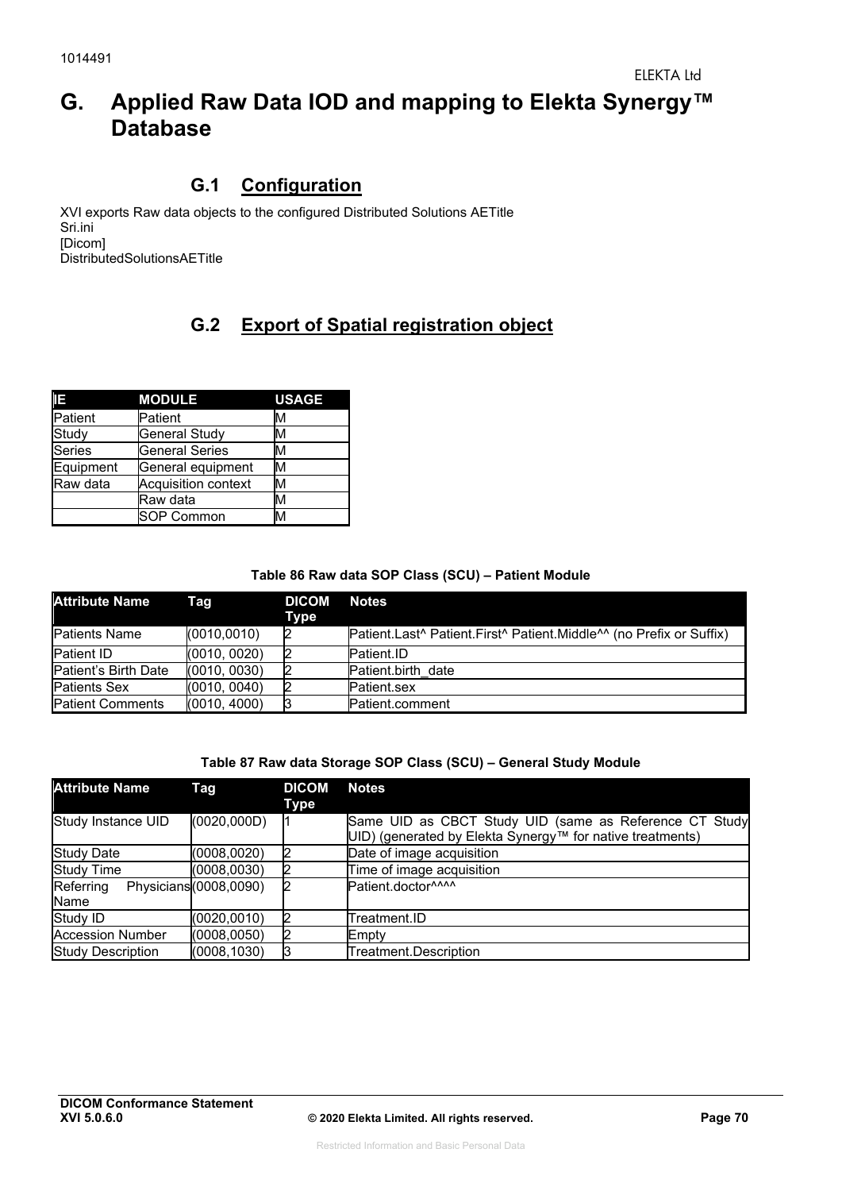# G. Applied Raw Data IOD and mapping to Elekta Synergy™ Database

## G.1 Configuration

XVI exports Raw data objects to the configured Distributed Solutions AETitle
Sri.ini
[Dicom]
DistributedSolutionsAETitle

## G.2 Export of Spatial registration object

| IE | MODULE | USAGE |
|---|---|---|
| Patient | Patient | M |
| Study | General Study | M |
| Series | General Series | M |
| Equipment | General equipment | M |
| Raw data | Acquisition context | M |
| | Raw data | M |
| | SOP Common | M |

**Table 86 Raw data SOP Class (SCU) – Patient Module**

| Attribute Name | Tag | DICOM Type | Notes |
|---|---|---|---|
| Patients Name | (0010,0010) | 2 | Patient.Last^ Patient.First^ Patient.Middle^^ (no Prefix or Suffix) |
| Patient ID | (0010, 0020) | 2 | Patient.ID |
| Patient's Birth Date | (0010, 0030) | 2 | Patient.birth_date |
| Patients Sex | (0010, 0040) | 2 | Patient.sex |
| Patient Comments | (0010, 4000) | 3 | Patient.comment |

**Table 87 Raw data Storage SOP Class (SCU) – General Study Module**

| Attribute Name | Tag | DICOM Type | Notes |
|---|---|---|---|
| Study Instance UID | (0020,000D) | 1 | Same UID as CBCT Study UID (same as Reference CT Study UID) (generated by Elekta Synergy™ for native treatments) |
| Study Date | (0008,0020) | 2 | Date of image acquisition |
| Study Time | (0008,0030) | 2 | Time of image acquisition |
| Referring Physicians Name | (0008,0090) | 2 | Patient.doctor^^^^ |
| Study ID | (0020,0010) | 2 | Treatment.ID |
| Accession Number | (0008,0050) | 2 | Empty |
| Study Description | (0008,1030) | 3 | Treatment.Description |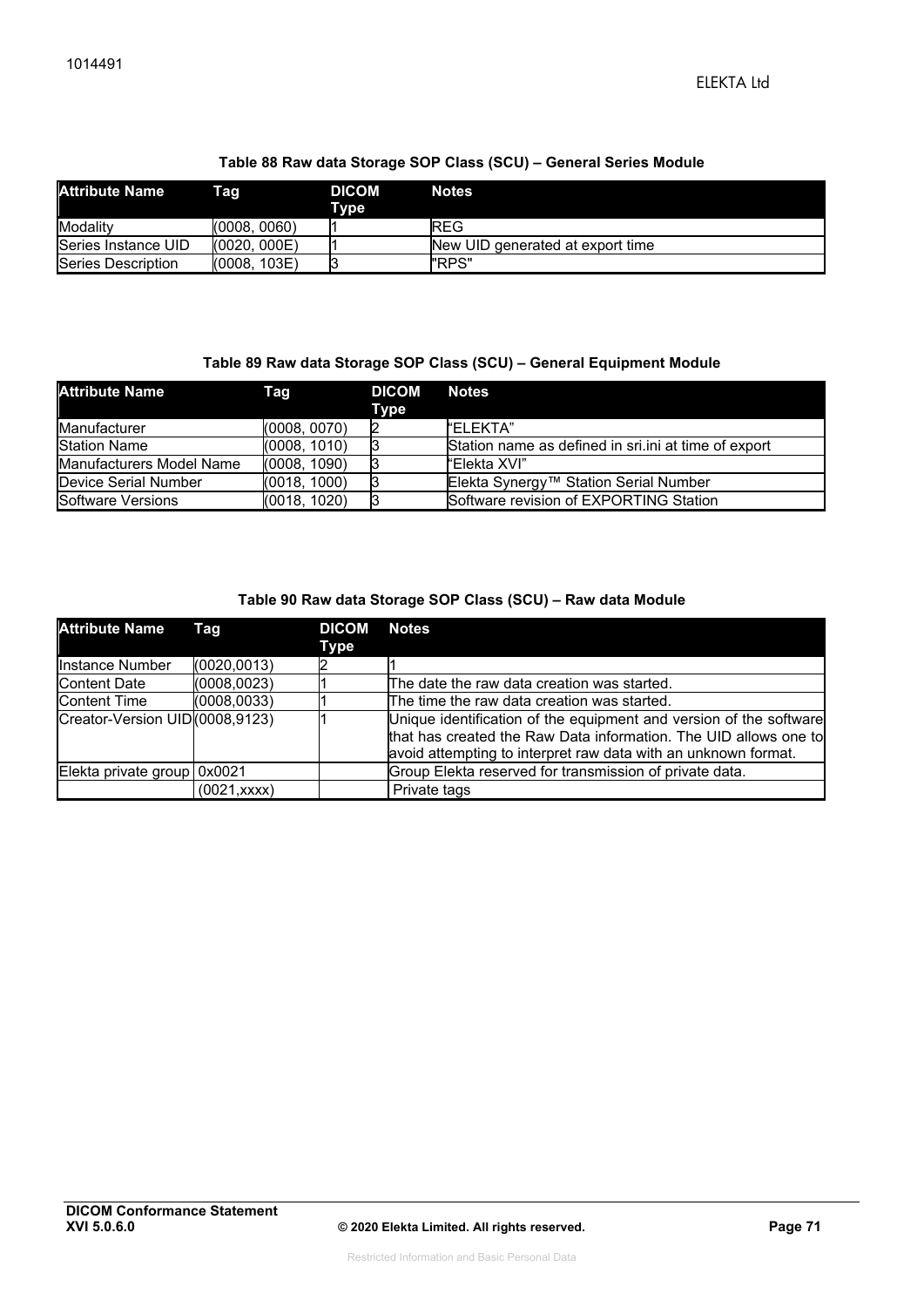**Table 88 Raw data Storage SOP Class (SCU) – General Series Module**

| Attribute Name | Tag | DICOM Type | Notes |
|---|---|---|---|
| Modality | (0008, 0060) | 1 | REG |
| Series Instance UID | (0020, 000E) | 1 | New UID generated at export time |
| Series Description | (0008, 103E) | 3 | "RPS" |

**Table 89 Raw data Storage SOP Class (SCU) – General Equipment Module**

| Attribute Name | Tag | DICOM Type | Notes |
|---|---|---|---|
| Manufacturer | (0008, 0070) | 2 | "ELEKTA" |
| Station Name | (0008, 1010) | 3 | Station name as defined in sri.ini at time of export |
| Manufacturers Model Name | (0008, 1090) | 3 | "Elekta XVI" |
| Device Serial Number | (0018, 1000) | 3 | Elekta Synergy™ Station Serial Number |
| Software Versions | (0018, 1020) | 3 | Software revision of EXPORTING Station |

**Table 90 Raw data Storage SOP Class (SCU) – Raw data Module**

| Attribute Name | Tag | DICOM Type | Notes |
|---|---|---|---|
| Instance Number | (0020,0013) | 2 | 1 |
| Content Date | (0008,0023) | 1 | The date the raw data creation was started. |
| Content Time | (0008,0033) | 1 | The time the raw data creation was started. |
| Creator-Version UID | (0008,9123) | 1 | Unique identification of the equipment and version of the software that has created the Raw Data information. The UID allows one to avoid attempting to interpret raw data with an unknown format. |
| Elekta private group | 0x0021 | | Group Elekta reserved for transmission of private data. |
| | (0021,xxxx) | | Private tags |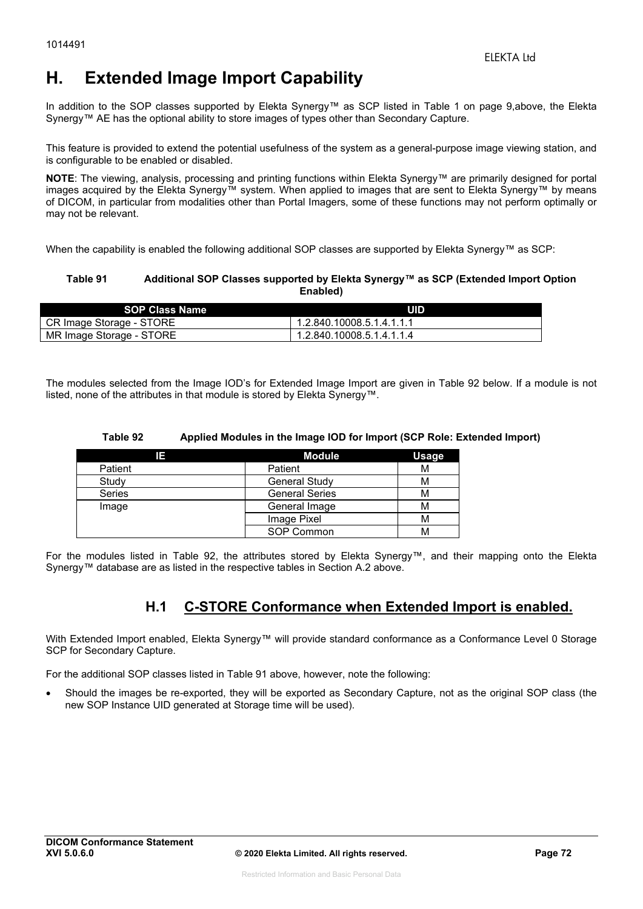# H. Extended Image Import Capability

In addition to the SOP classes supported by Elekta Synergy™ as SCP listed in Table 1 on page 9,above, the Elekta Synergy™ AE has the optional ability to store images of types other than Secondary Capture.

This feature is provided to extend the potential usefulness of the system as a general-purpose image viewing station, and is configurable to be enabled or disabled.

**NOTE**: The viewing, analysis, processing and printing functions within Elekta Synergy™ are primarily designed for portal images acquired by the Elekta Synergy™ system. When applied to images that are sent to Elekta Synergy™ by means of DICOM, in particular from modalities other than Portal Imagers, some of these functions may not perform optimally or may not be relevant.

When the capability is enabled the following additional SOP classes are supported by Elekta Synergy™ as SCP:

**Table 91 Additional SOP Classes supported by Elekta Synergy™ as SCP (Extended Import Option Enabled)**

| SOP Class Name | UID |
|---|---|
| CR Image Storage - STORE | 1.2.840.10008.5.1.4.1.1.1 |
| MR Image Storage - STORE | 1.2.840.10008.5.1.4.1.1.4 |

The modules selected from the Image IOD's for Extended Image Import are given in Table 92 below. If a module is not listed, none of the attributes in that module is stored by Elekta Synergy™.

**Table 92 Applied Modules in the Image IOD for Import (SCP Role: Extended Import)**

| IE | Module | Usage |
|---|---|---|
| Patient | Patient | M |
| Study | General Study | M |
| Series | General Series | M |
| Image | General Image | M |
| | Image Pixel | M |
| | SOP Common | M |

For the modules listed in Table 92, the attributes stored by Elekta Synergy™, and their mapping onto the Elekta Synergy™ database are as listed in the respective tables in Section A.2 above.

## H.1 C-STORE Conformance when Extended Import is enabled.

With Extended Import enabled, Elekta Synergy™ will provide standard conformance as a Conformance Level 0 Storage SCP for Secondary Capture.

For the additional SOP classes listed in Table 91 above, however, note the following:

- Should the images be re-exported, they will be exported as Secondary Capture, not as the original SOP class (the new SOP Instance UID generated at Storage time will be used).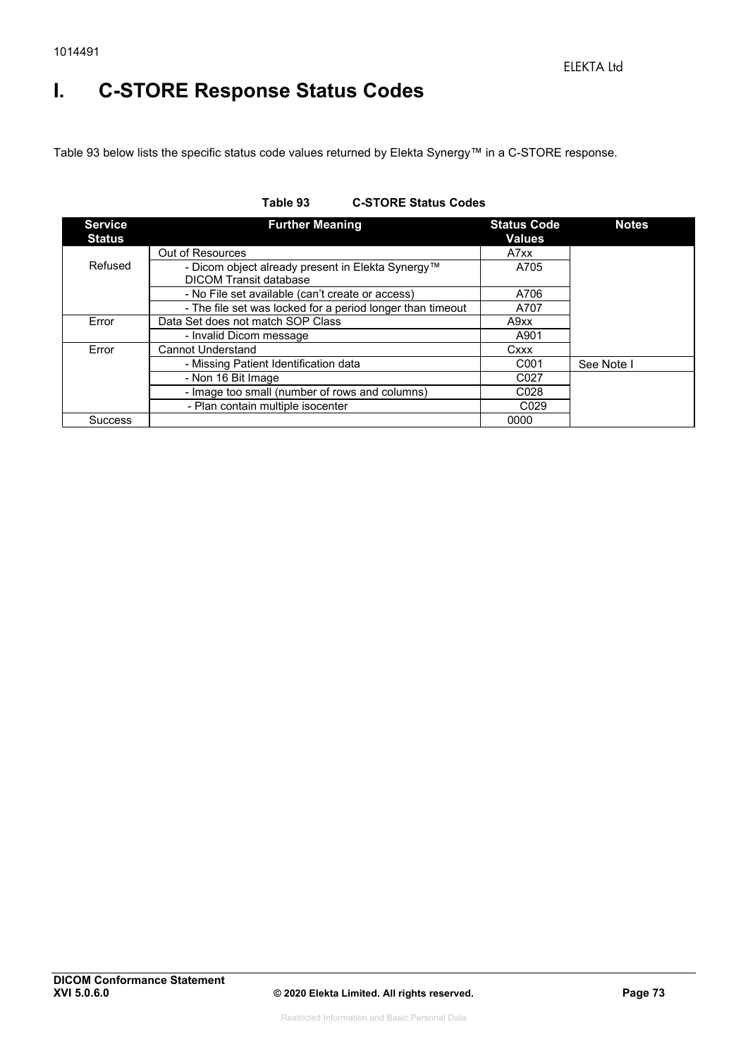# I. C-STORE Response Status Codes

Table 93 below lists the specific status code values returned by Elekta Synergy™ in a C-STORE response.

**Table 93 C-STORE Status Codes**

| Service Status | Further Meaning | Status Code Values | Notes |
|---|---|---|---|
| Refused | Out of Resources | A7xx | |
| | - Dicom object already present in Elekta Synergy™ DICOM Transit database | A705 | |
| | - No File set available (can't create or access) | A706 | |
| | - The file set was locked for a period longer than timeout | A707 | |
| Error | Data Set does not match SOP Class | A9xx | |
| | - Invalid Dicom message | A901 | |
| Error | Cannot Understand | Cxxx | |
| | - Missing Patient Identification data | C001 | See Note I |
| | - Non 16 Bit Image | C027 | |
| | - Image too small (number of rows and columns) | C028 | |
| | - Plan contain multiple isocenter | C029 | |
| Success | | 0000 | |